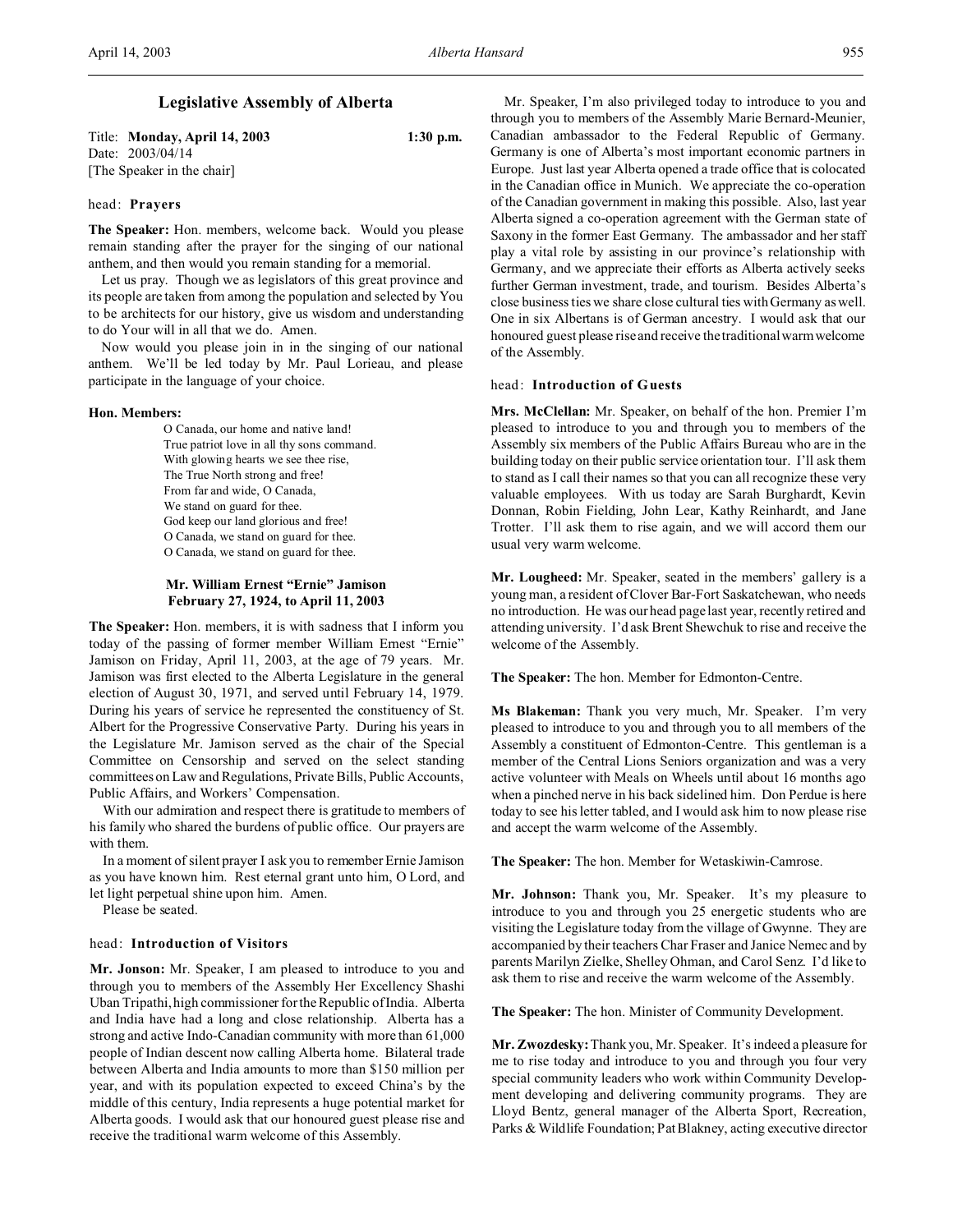# Legislative Assembly of Alberta

Title: **Monday, April 14, 2003** 1:30 p.m.
Date: 2003/04/14
[The Speaker in the chair]

head: **Prayers**

**The Speaker:** Hon. members, welcome back. Would you please remain standing after the prayer for the singing of our national anthem, and then would you remain standing for a memorial.

Let us pray. Though we as legislators of this great province and its people are taken from among the population and selected by You to be architects for our history, give us wisdom and understanding to do Your will in all that we do. Amen.

Now would you please join in in the singing of our national anthem. We'll be led today by Mr. Paul Lorieau, and please participate in the language of your choice.

**Hon. Members:**

O Canada, our home and native land!
True patriot love in all thy sons command.
With glowing hearts we see thee rise,
The True North strong and free!
From far and wide, O Canada,
We stand on guard for thee.
God keep our land glorious and free!
O Canada, we stand on guard for thee.
O Canada, we stand on guard for thee.

**Mr. William Ernest "Ernie" Jamison**
**February 27, 1924, to April 11, 2003**

**The Speaker:** Hon. members, it is with sadness that I inform you today of the passing of former member William Ernest "Ernie" Jamison on Friday, April 11, 2003, at the age of 79 years. Mr. Jamison was first elected to the Alberta Legislature in the general election of August 30, 1971, and served until February 14, 1979. During his years of service he represented the constituency of St. Albert for the Progressive Conservative Party. During his years in the Legislature Mr. Jamison served as the chair of the Special Committee on Censorship and served on the select standing committees on Law and Regulations, Private Bills, Public Accounts, Public Affairs, and Workers' Compensation.

With our admiration and respect there is gratitude to members of his family who shared the burdens of public office. Our prayers are with them.

In a moment of silent prayer I ask you to remember Ernie Jamison as you have known him. Rest eternal grant unto him, O Lord, and let light perpetual shine upon him. Amen.

Please be seated.

head: **Introduction of Visitors**

**Mr. Jonson:** Mr. Speaker, I am pleased to introduce to you and through you to members of the Assembly Her Excellency Shashi Uban Tripathi, high commissioner for the Republic of India. Alberta and India have had a long and close relationship. Alberta has a strong and active Indo-Canadian community with more than 61,000 people of Indian descent now calling Alberta home. Bilateral trade between Alberta and India amounts to more than $150 million per year, and with its population expected to exceed China's by the middle of this century, India represents a huge potential market for Alberta goods. I would ask that our honoured guest please rise and receive the traditional warm welcome of this Assembly.

Mr. Speaker, I'm also privileged today to introduce to you and through you to members of the Assembly Marie Bernard-Meunier, Canadian ambassador to the Federal Republic of Germany. Germany is one of Alberta's most important economic partners in Europe. Just last year Alberta opened a trade office that is colocated in the Canadian office in Munich. We appreciate the co-operation of the Canadian government in making this possible. Also, last year Alberta signed a co-operation agreement with the German state of Saxony in the former East Germany. The ambassador and her staff play a vital role by assisting in our province's relationship with Germany, and we appreciate their efforts as Alberta actively seeks further German investment, trade, and tourism. Besides Alberta's close business ties we share close cultural ties with Germany as well. One in six Albertans is of German ancestry. I would ask that our honoured guest please rise and receive the traditional warm welcome of the Assembly.

head: **Introduction of Guests**

**Mrs. McClellan:** Mr. Speaker, on behalf of the hon. Premier I'm pleased to introduce to you and through you to members of the Assembly six members of the Public Affairs Bureau who are in the building today on their public service orientation tour. I'll ask them to stand as I call their names so that you can all recognize these very valuable employees. With us today are Sarah Burghardt, Kevin Donnan, Robin Fielding, John Lear, Kathy Reinhardt, and Jane Trotter. I'll ask them to rise again, and we will accord them our usual very warm welcome.

**Mr. Lougheed:** Mr. Speaker, seated in the members' gallery is a young man, a resident of Clover Bar-Fort Saskatchewan, who needs no introduction. He was our head page last year, recently retired and attending university. I'd ask Brent Shewchuk to rise and receive the welcome of the Assembly.

**The Speaker:** The hon. Member for Edmonton-Centre.

**Ms Blakeman:** Thank you very much, Mr. Speaker. I'm very pleased to introduce to you and through you to all members of the Assembly a constituent of Edmonton-Centre. This gentleman is a member of the Central Lions Seniors organization and was a very active volunteer with Meals on Wheels until about 16 months ago when a pinched nerve in his back sidelined him. Don Perdue is here today to see his letter tabled, and I would ask him to now please rise and accept the warm welcome of the Assembly.

**The Speaker:** The hon. Member for Wetaskiwin-Camrose.

**Mr. Johnson:** Thank you, Mr. Speaker. It's my pleasure to introduce to you and through you 25 energetic students who are visiting the Legislature today from the village of Gwynne. They are accompanied by their teachers Char Fraser and Janice Nemec and by parents Marilyn Zielke, Shelley Ohman, and Carol Senz. I'd like to ask them to rise and receive the warm welcome of the Assembly.

**The Speaker:** The hon. Minister of Community Development.

**Mr. Zwozdesky:** Thank you, Mr. Speaker. It's indeed a pleasure for me to rise today and introduce to you and through you four very special community leaders who work within Community Development developing and delivering community programs. They are Lloyd Bentz, general manager of the Alberta Sport, Recreation, Parks & Wildlife Foundation; Pat Blakney, acting executive director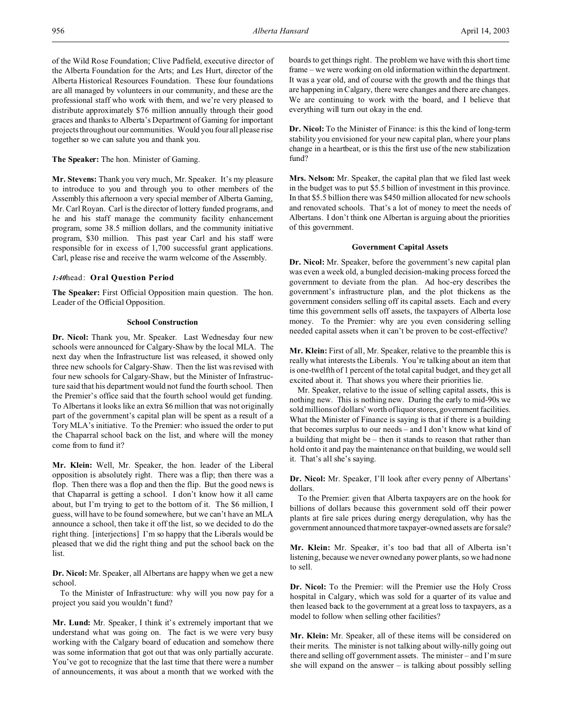of the Wild Rose Foundation; Clive Padfield, executive director of the Alberta Foundation for the Arts; and Les Hurt, director of the Alberta Historical Resources Foundation. These four foundations are all managed by volunteers in our community, and these are the professional staff who work with them, and we're very pleased to distribute approximately $76 million annually through their good graces and thanks to Alberta's Department of Gaming for important projects throughout our communities. Would you four all please rise together so we can salute you and thank you.

**The Speaker:** The hon. Minister of Gaming.

**Mr. Stevens:** Thank you very much, Mr. Speaker. It's my pleasure to introduce to you and through you to other members of the Assembly this afternoon a very special member of Alberta Gaming, Mr. Carl Royan. Carl is the director of lottery funded programs, and he and his staff manage the community facility enhancement program, some 38.5 million dollars, and the community initiative program, $30 million. This past year Carl and his staff were responsible for in excess of 1,700 successful grant applications. Carl, please rise and receive the warm welcome of the Assembly.

*1:40*head: **Oral Question Period**

**The Speaker:** First Official Opposition main question. The hon. Leader of the Official Opposition.

### School Construction

**Dr. Nicol:** Thank you, Mr. Speaker. Last Wednesday four new schools were announced for Calgary-Shaw by the local MLA. The next day when the Infrastructure list was released, it showed only three new schools for Calgary-Shaw. Then the list was revised with four new schools for Calgary-Shaw, but the Minister of Infrastructure said that his department would not fund the fourth school. Then the Premier's office said that the fourth school would get funding. To Albertans it looks like an extra $6 million that was not originally part of the government's capital plan will be spent as a result of a Tory MLA's initiative. To the Premier: who issued the order to put the Chaparral school back on the list, and where will the money come from to fund it?

**Mr. Klein:** Well, Mr. Speaker, the hon. leader of the Liberal opposition is absolutely right. There was a flip; then there was a flop. Then there was a flop and then the flip. But the good news is that Chaparral is getting a school. I don't know how it all came about, but I'm trying to get to the bottom of it. The $6 million, I guess, will have to be found somewhere, but we can't have an MLA announce a school, then take it off the list, so we decided to do the right thing. [interjections] I'm so happy that the Liberals would be pleased that we did the right thing and put the school back on the list.

**Dr. Nicol:** Mr. Speaker, all Albertans are happy when we get a new school.

To the Minister of Infrastructure: why will you now pay for a project you said you wouldn't fund?

**Mr. Lund:** Mr. Speaker, I think it's extremely important that we understand what was going on. The fact is we were very busy working with the Calgary board of education and somehow there was some information that got out that was only partially accurate. You've got to recognize that the last time that there were a number of announcements, it was about a month that we worked with the boards to get things right. The problem we have with this short time frame – we were working on old information within the department. It was a year old, and of course with the growth and the things that are happening in Calgary, there were changes and there are changes. We are continuing to work with the board, and I believe that everything will turn out okay in the end.

**Dr. Nicol:** To the Minister of Finance: is this the kind of long-term stability you envisioned for your new capital plan, where your plans change in a heartbeat, or is this the first use of the new stabilization fund?

**Mrs. Nelson:** Mr. Speaker, the capital plan that we filed last week in the budget was to put $5.5 billion of investment in this province. In that $5.5 billion there was $450 million allocated for new schools and renovated schools. That's a lot of money to meet the needs of Albertans. I don't think one Albertan is arguing about the priorities of this government.

### Government Capital Assets

**Dr. Nicol:** Mr. Speaker, before the government's new capital plan was even a week old, a bungled decision-making process forced the government to deviate from the plan. Ad hoc-ery describes the government's infrastructure plan, and the plot thickens as the government considers selling off its capital assets. Each and every time this government sells off assets, the taxpayers of Alberta lose money. To the Premier: why are you even considering selling needed capital assets when it can't be proven to be cost-effective?

**Mr. Klein:** First of all, Mr. Speaker, relative to the preamble this is really what interests the Liberals. You're talking about an item that is one-twelfth of 1 percent of the total capital budget, and they get all excited about it. That shows you where their priorities lie.

Mr. Speaker, relative to the issue of selling capital assets, this is nothing new. This is nothing new. During the early to mid-90s we sold millions of dollars' worth of liquor stores, government facilities. What the Minister of Finance is saying is that if there is a building that becomes surplus to our needs – and I don't know what kind of a building that might be – then it stands to reason that rather than hold onto it and pay the maintenance on that building, we would sell it. That's all she's saying.

**Dr. Nicol:** Mr. Speaker, I'll look after every penny of Albertans' dollars.

To the Premier: given that Alberta taxpayers are on the hook for billions of dollars because this government sold off their power plants at fire sale prices during energy deregulation, why has the government announced that more taxpayer-owned assets are for sale?

**Mr. Klein:** Mr. Speaker, it's too bad that all of Alberta isn't listening, because we never owned any power plants, so we had none to sell.

**Dr. Nicol:** To the Premier: will the Premier use the Holy Cross hospital in Calgary, which was sold for a quarter of its value and then leased back to the government at a great loss to taxpayers, as a model to follow when selling other facilities?

**Mr. Klein:** Mr. Speaker, all of these items will be considered on their merits. The minister is not talking about willy-nilly going out there and selling off government assets. The minister – and I'm sure she will expand on the answer – is talking about possibly selling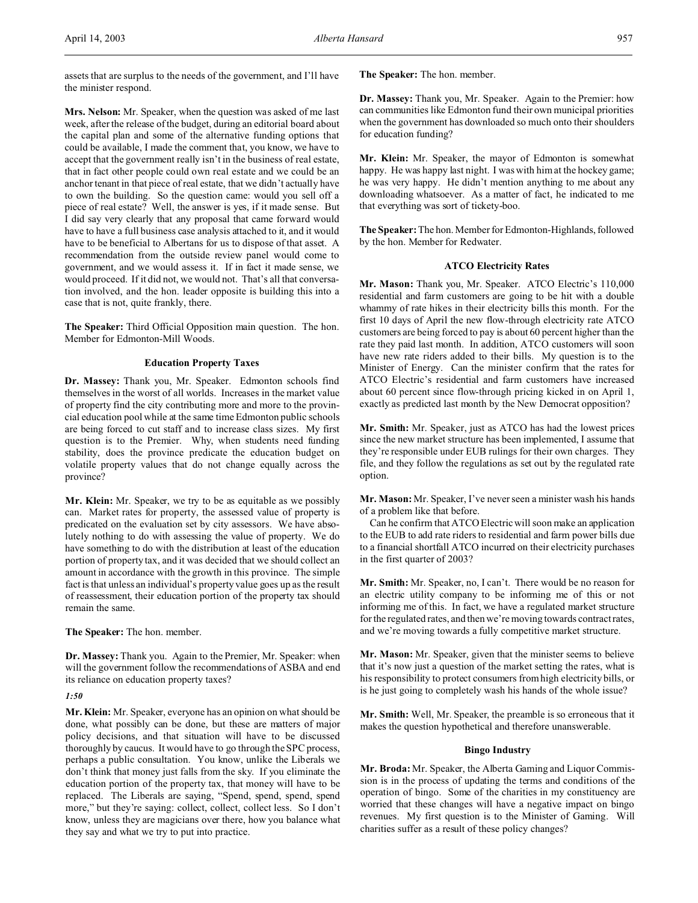assets that are surplus to the needs of the government, and I'll have the minister respond.

**Mrs. Nelson:** Mr. Speaker, when the question was asked of me last week, after the release of the budget, during an editorial board about the capital plan and some of the alternative funding options that could be available, I made the comment that, you know, we have to accept that the government really isn't in the business of real estate, that in fact other people could own real estate and we could be an anchor tenant in that piece of real estate, that we didn't actually have to own the building. So the question came: would you sell off a piece of real estate? Well, the answer is yes, if it made sense. But I did say very clearly that any proposal that came forward would have to have a full business case analysis attached to it, and it would have to be beneficial to Albertans for us to dispose of that asset. A recommendation from the outside review panel would come to government, and we would assess it. If in fact it made sense, we would proceed. If it did not, we would not. That's all that conversation involved, and the hon. leader opposite is building this into a case that is not, quite frankly, there.

**The Speaker:** Third Official Opposition main question. The hon. Member for Edmonton-Mill Woods.

### Education Property Taxes

**Dr. Massey:** Thank you, Mr. Speaker. Edmonton schools find themselves in the worst of all worlds. Increases in the market value of property find the city contributing more and more to the provincial education pool while at the same time Edmonton public schools are being forced to cut staff and to increase class sizes. My first question is to the Premier. Why, when students need funding stability, does the province predicate the education budget on volatile property values that do not change equally across the province?

**Mr. Klein:** Mr. Speaker, we try to be as equitable as we possibly can. Market rates for property, the assessed value of property is predicated on the evaluation set by city assessors. We have absolutely nothing to do with assessing the value of property. We do have something to do with the distribution at least of the education portion of property tax, and it was decided that we should collect an amount in accordance with the growth in this province. The simple fact is that unless an individual's property value goes up as the result of reassessment, their education portion of the property tax should remain the same.

**The Speaker:** The hon. member.

**Dr. Massey:** Thank you. Again to the Premier, Mr. Speaker: when will the government follow the recommendations of ASBA and end its reliance on education property taxes?

*1:50*

**Mr. Klein:** Mr. Speaker, everyone has an opinion on what should be done, what possibly can be done, but these are matters of major policy decisions, and that situation will have to be discussed thoroughly by caucus. It would have to go through the SPC process, perhaps a public consultation. You know, unlike the Liberals we don't think that money just falls from the sky. If you eliminate the education portion of the property tax, that money will have to be replaced. The Liberals are saying, "Spend, spend, spend, spend more," but they're saying: collect, collect, collect less. So I don't know, unless they are magicians over there, how you balance what they say and what we try to put into practice.

**The Speaker:** The hon. member.

**Dr. Massey:** Thank you, Mr. Speaker. Again to the Premier: how can communities like Edmonton fund their own municipal priorities when the government has downloaded so much onto their shoulders for education funding?

**Mr. Klein:** Mr. Speaker, the mayor of Edmonton is somewhat happy. He was happy last night. I was with him at the hockey game; he was very happy. He didn't mention anything to me about any downloading whatsoever. As a matter of fact, he indicated to me that everything was sort of tickety-boo.

**The Speaker:** The hon. Member for Edmonton-Highlands, followed by the hon. Member for Redwater.

### ATCO Electricity Rates

**Mr. Mason:** Thank you, Mr. Speaker. ATCO Electric's 110,000 residential and farm customers are going to be hit with a double whammy of rate hikes in their electricity bills this month. For the first 10 days of April the new flow-through electricity rate ATCO customers are being forced to pay is about 60 percent higher than the rate they paid last month. In addition, ATCO customers will soon have new rate riders added to their bills. My question is to the Minister of Energy. Can the minister confirm that the rates for ATCO Electric's residential and farm customers have increased about 60 percent since flow-through pricing kicked in on April 1, exactly as predicted last month by the New Democrat opposition?

**Mr. Smith:** Mr. Speaker, just as ATCO has had the lowest prices since the new market structure has been implemented, I assume that they're responsible under EUB rulings for their own charges. They file, and they follow the regulations as set out by the regulated rate option.

**Mr. Mason:** Mr. Speaker, I've never seen a minister wash his hands of a problem like that before.

Can he confirm that ATCO Electric will soon make an application to the EUB to add rate riders to residential and farm power bills due to a financial shortfall ATCO incurred on their electricity purchases in the first quarter of 2003?

**Mr. Smith:** Mr. Speaker, no, I can't. There would be no reason for an electric utility company to be informing me of this or not informing me of this. In fact, we have a regulated market structure for the regulated rates, and then we're moving towards contract rates, and we're moving towards a fully competitive market structure.

**Mr. Mason:** Mr. Speaker, given that the minister seems to believe that it's now just a question of the market setting the rates, what is his responsibility to protect consumers from high electricity bills, or is he just going to completely wash his hands of the whole issue?

**Mr. Smith:** Well, Mr. Speaker, the preamble is so erroneous that it makes the question hypothetical and therefore unanswerable.

### Bingo Industry

**Mr. Broda:** Mr. Speaker, the Alberta Gaming and Liquor Commission is in the process of updating the terms and conditions of the operation of bingo. Some of the charities in my constituency are worried that these changes will have a negative impact on bingo revenues. My first question is to the Minister of Gaming. Will charities suffer as a result of these policy changes?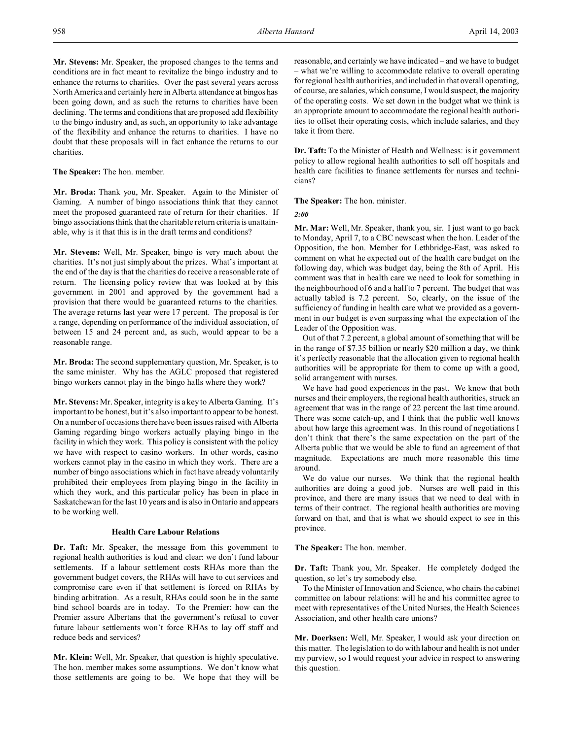**Mr. Stevens:** Mr. Speaker, the proposed changes to the terms and conditions are in fact meant to revitalize the bingo industry and to enhance the returns to charities. Over the past several years across North America and certainly here in Alberta attendance at bingos has been going down, and as such the returns to charities have been declining. The terms and conditions that are proposed add flexibility to the bingo industry and, as such, an opportunity to take advantage of the flexibility and enhance the returns to charities. I have no doubt that these proposals will in fact enhance the returns to our charities.

**The Speaker:** The hon. member.

**Mr. Broda:** Thank you, Mr. Speaker. Again to the Minister of Gaming. A number of bingo associations think that they cannot meet the proposed guaranteed rate of return for their charities. If bingo associations think that the charitable return criteria is unattainable, why is it that this is in the draft terms and conditions?

**Mr. Stevens:** Well, Mr. Speaker, bingo is very much about the charities. It's not just simply about the prizes. What's important at the end of the day is that the charities do receive a reasonable rate of return. The licensing policy review that was looked at by this government in 2001 and approved by the government had a provision that there would be guaranteed returns to the charities. The average returns last year were 17 percent. The proposal is for a range, depending on performance of the individual association, of between 15 and 24 percent and, as such, would appear to be a reasonable range.

**Mr. Broda:** The second supplementary question, Mr. Speaker, is to the same minister. Why has the AGLC proposed that registered bingo workers cannot play in the bingo halls where they work?

**Mr. Stevens:** Mr. Speaker, integrity is a key to Alberta Gaming. It's important to be honest, but it's also important to appear to be honest. On a number of occasions there have been issues raised with Alberta Gaming regarding bingo workers actually playing bingo in the facility in which they work. This policy is consistent with the policy we have with respect to casino workers. In other words, casino workers cannot play in the casino in which they work. There are a number of bingo associations which in fact have already voluntarily prohibited their employees from playing bingo in the facility in which they work, and this particular policy has been in place in Saskatchewan for the last 10 years and is also in Ontario and appears to be working well.

### Health Care Labour Relations

**Dr. Taft:** Mr. Speaker, the message from this government to regional health authorities is loud and clear: we don't fund labour settlements. If a labour settlement costs RHAs more than the government budget covers, the RHAs will have to cut services and compromise care even if that settlement is forced on RHAs by binding arbitration. As a result, RHAs could soon be in the same bind school boards are in today. To the Premier: how can the Premier assure Albertans that the government's refusal to cover future labour settlements won't force RHAs to lay off staff and reduce beds and services?

**Mr. Klein:** Well, Mr. Speaker, that question is highly speculative. The hon. member makes some assumptions. We don't know what those settlements are going to be. We hope that they will be reasonable, and certainly we have indicated – and we have to budget – what we're willing to accommodate relative to overall operating for regional health authorities, and included in that overall operating, of course, are salaries, which consume, I would suspect, the majority of the operating costs. We set down in the budget what we think is an appropriate amount to accommodate the regional health authorities to offset their operating costs, which include salaries, and they take it from there.

**Dr. Taft:** To the Minister of Health and Wellness: is it government policy to allow regional health authorities to sell off hospitals and health care facilities to finance settlements for nurses and technicians?

**The Speaker:** The hon. minister.

*2:00*

**Mr. Mar:** Well, Mr. Speaker, thank you, sir. I just want to go back to Monday, April 7, to a CBC newscast when the hon. Leader of the Opposition, the hon. Member for Lethbridge-East, was asked to comment on what he expected out of the health care budget on the following day, which was budget day, being the 8th of April. His comment was that in health care we need to look for something in the neighbourhood of 6 and a half to 7 percent. The budget that was actually tabled is 7.2 percent. So, clearly, on the issue of the sufficiency of funding in health care what we provided as a government in our budget is even surpassing what the expectation of the Leader of the Opposition was.

Out of that 7.2 percent, a global amount of something that will be in the range of $7.35 billion or nearly $20 million a day, we think it's perfectly reasonable that the allocation given to regional health authorities will be appropriate for them to come up with a good, solid arrangement with nurses.

We have had good experiences in the past. We know that both nurses and their employers, the regional health authorities, struck an agreement that was in the range of 22 percent the last time around. There was some catch-up, and I think that the public well knows about how large this agreement was. In this round of negotiations I don't think that there's the same expectation on the part of the Alberta public that we would be able to fund an agreement of that magnitude. Expectations are much more reasonable this time around.

We do value our nurses. We think that the regional health authorities are doing a good job. Nurses are well paid in this province, and there are many issues that we need to deal with in terms of their contract. The regional health authorities are moving forward on that, and that is what we should expect to see in this province.

**The Speaker:** The hon. member.

**Dr. Taft:** Thank you, Mr. Speaker. He completely dodged the question, so let's try somebody else.

To the Minister of Innovation and Science, who chairs the cabinet committee on labour relations: will he and his committee agree to meet with representatives of the United Nurses, the Health Sciences Association, and other health care unions?

**Mr. Doerksen:** Well, Mr. Speaker, I would ask your direction on this matter. The legislation to do with labour and health is not under my purview, so I would request your advice in respect to answering this question.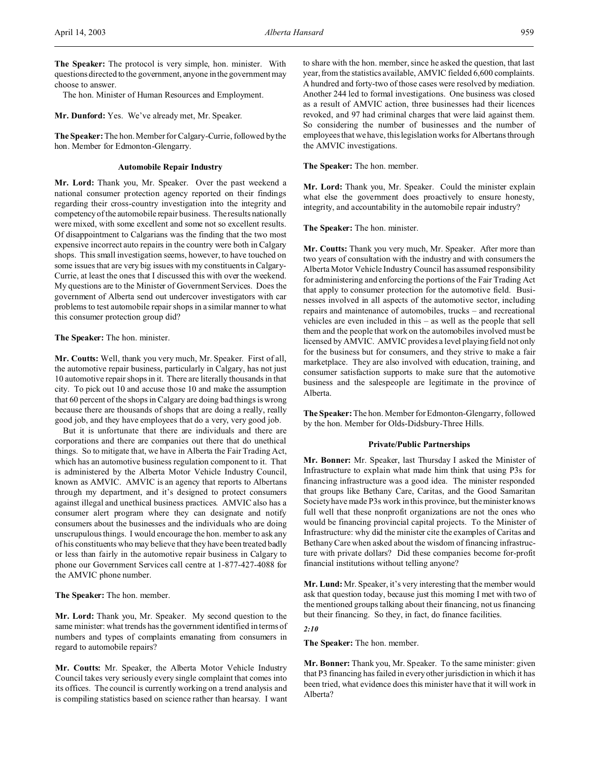**The Speaker:** The protocol is very simple, hon. minister. With questions directed to the government, anyone in the government may choose to answer.

The hon. Minister of Human Resources and Employment.

**Mr. Dunford:** Yes. We've already met, Mr. Speaker.

**The Speaker:** The hon. Member for Calgary-Currie, followed by the hon. Member for Edmonton-Glengarry.

### Automobile Repair Industry

**Mr. Lord:** Thank you, Mr. Speaker. Over the past weekend a national consumer protection agency reported on their findings regarding their cross-country investigation into the integrity and competency of the automobile repair business. The results nationally were mixed, with some excellent and some not so excellent results. Of disappointment to Calgarians was the finding that the two most expensive incorrect auto repairs in the country were both in Calgary shops. This small investigation seems, however, to have touched on some issues that are very big issues with my constituents in Calgary-Currie, at least the ones that I discussed this with over the weekend. My questions are to the Minister of Government Services. Does the government of Alberta send out undercover investigators with car problems to test automobile repair shops in a similar manner to what this consumer protection group did?

**The Speaker:** The hon. minister.

**Mr. Coutts:** Well, thank you very much, Mr. Speaker. First of all, the automotive repair business, particularly in Calgary, has not just 10 automotive repair shops in it. There are literally thousands in that city. To pick out 10 and accuse those 10 and make the assumption that 60 percent of the shops in Calgary are doing bad things is wrong because there are thousands of shops that are doing a really, really good job, and they have employees that do a very, very good job.

But it is unfortunate that there are individuals and there are corporations and there are companies out there that do unethical things. So to mitigate that, we have in Alberta the Fair Trading Act, which has an automotive business regulation component to it. That is administered by the Alberta Motor Vehicle Industry Council, known as AMVIC. AMVIC is an agency that reports to Albertans through my department, and it's designed to protect consumers against illegal and unethical business practices. AMVIC also has a consumer alert program where they can designate and notify consumers about the businesses and the individuals who are doing unscrupulous things. I would encourage the hon. member to ask any of his constituents who may believe that they have been treated badly or less than fairly in the automotive repair business in Calgary to phone our Government Services call centre at 1-877-427-4088 for the AMVIC phone number.

**The Speaker:** The hon. member.

**Mr. Lord:** Thank you, Mr. Speaker. My second question to the same minister: what trends has the government identified in terms of numbers and types of complaints emanating from consumers in regard to automobile repairs?

**Mr. Coutts:** Mr. Speaker, the Alberta Motor Vehicle Industry Council takes very seriously every single complaint that comes into its offices. The council is currently working on a trend analysis and is compiling statistics based on science rather than hearsay. I want to share with the hon. member, since he asked the question, that last year, from the statistics available, AMVIC fielded 6,600 complaints. A hundred and forty-two of those cases were resolved by mediation. Another 244 led to formal investigations. One business was closed as a result of AMVIC action, three businesses had their licences revoked, and 97 had criminal charges that were laid against them. So considering the number of businesses and the number of employees that we have, this legislation works for Albertans through the AMVIC investigations.

**The Speaker:** The hon. member.

**Mr. Lord:** Thank you, Mr. Speaker. Could the minister explain what else the government does proactively to ensure honesty, integrity, and accountability in the automobile repair industry?

**The Speaker:** The hon. minister.

**Mr. Coutts:** Thank you very much, Mr. Speaker. After more than two years of consultation with the industry and with consumers the Alberta Motor Vehicle Industry Council has assumed responsibility for administering and enforcing the portions of the Fair Trading Act that apply to consumer protection for the automotive field. Businesses involved in all aspects of the automotive sector, including repairs and maintenance of automobiles, trucks – and recreational vehicles are even included in this – as well as the people that sell them and the people that work on the automobiles involved must be licensed by AMVIC. AMVIC provides a level playing field not only for the business but for consumers, and they strive to make a fair marketplace. They are also involved with education, training, and consumer satisfaction supports to make sure that the automotive business and the salespeople are legitimate in the province of Alberta.

**The Speaker:** The hon. Member for Edmonton-Glengarry, followed by the hon. Member for Olds-Didsbury-Three Hills.

### Private/Public Partnerships

**Mr. Bonner:** Mr. Speaker, last Thursday I asked the Minister of Infrastructure to explain what made him think that using P3s for financing infrastructure was a good idea. The minister responded that groups like Bethany Care, Caritas, and the Good Samaritan Society have made P3s work in this province, but the minister knows full well that these nonprofit organizations are not the ones who would be financing provincial capital projects. To the Minister of Infrastructure: why did the minister cite the examples of Caritas and Bethany Care when asked about the wisdom of financing infrastructure with private dollars? Did these companies become for-profit financial institutions without telling anyone?

**Mr. Lund:** Mr. Speaker, it's very interesting that the member would ask that question today, because just this morning I met with two of the mentioned groups talking about their financing, not us financing but their financing. So they, in fact, do finance facilities.

*2:10*

**The Speaker:** The hon. member.

**Mr. Bonner:** Thank you, Mr. Speaker. To the same minister: given that P3 financing has failed in every other jurisdiction in which it has been tried, what evidence does this minister have that it will work in Alberta?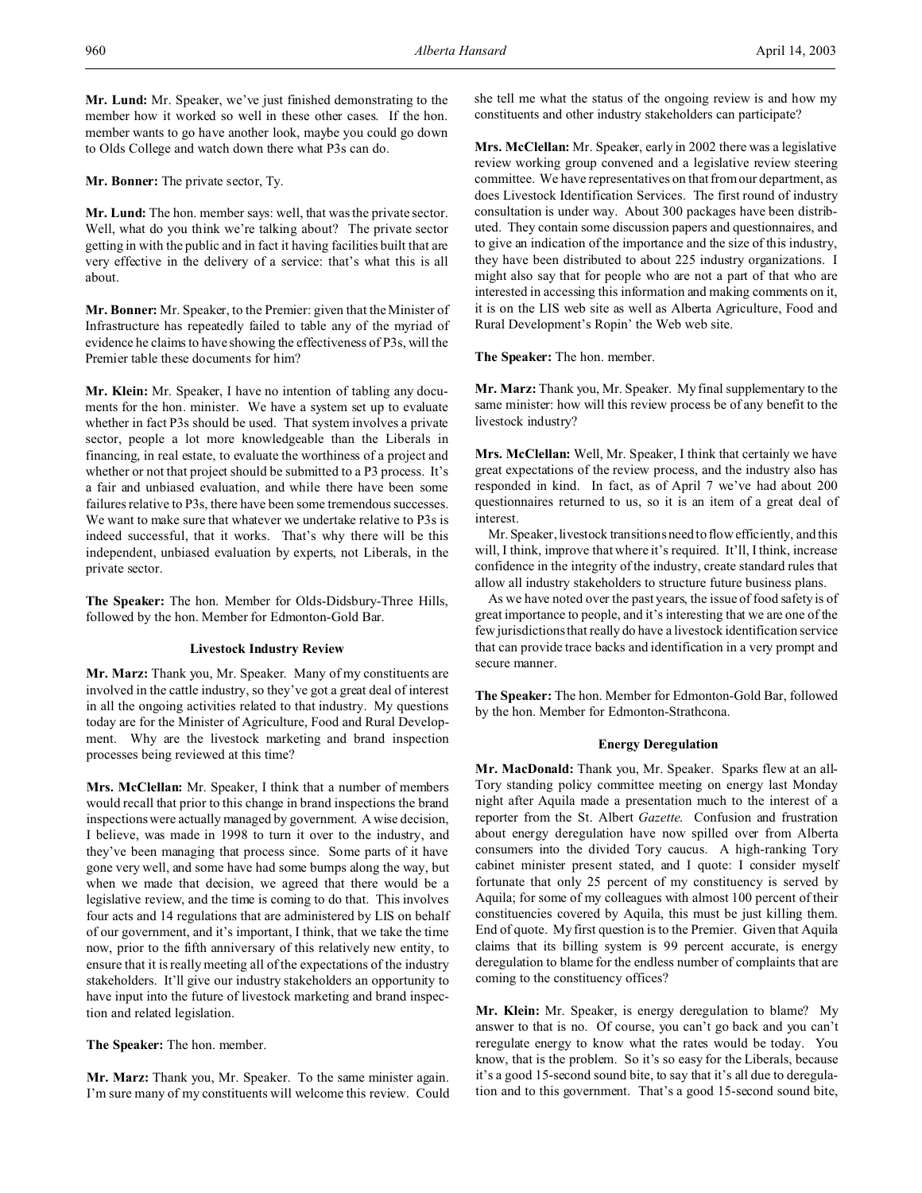**Mr. Lund:** Mr. Speaker, we've just finished demonstrating to the member how it worked so well in these other cases. If the hon. member wants to go have another look, maybe you could go down to Olds College and watch down there what P3s can do.

**Mr. Bonner:** The private sector, Ty.

**Mr. Lund:** The hon. member says: well, that was the private sector. Well, what do you think we're talking about? The private sector getting in with the public and in fact it having facilities built that are very effective in the delivery of a service: that's what this is all about.

**Mr. Bonner:** Mr. Speaker, to the Premier: given that the Minister of Infrastructure has repeatedly failed to table any of the myriad of evidence he claims to have showing the effectiveness of P3s, will the Premier table these documents for him?

**Mr. Klein:** Mr. Speaker, I have no intention of tabling any documents for the hon. minister. We have a system set up to evaluate whether in fact P3s should be used. That system involves a private sector, people a lot more knowledgeable than the Liberals in financing, in real estate, to evaluate the worthiness of a project and whether or not that project should be submitted to a P3 process. It's a fair and unbiased evaluation, and while there have been some failures relative to P3s, there have been some tremendous successes. We want to make sure that whatever we undertake relative to P3s is indeed successful, that it works. That's why there will be this independent, unbiased evaluation by experts, not Liberals, in the private sector.

**The Speaker:** The hon. Member for Olds-Didsbury-Three Hills, followed by the hon. Member for Edmonton-Gold Bar.

### Livestock Industry Review

**Mr. Marz:** Thank you, Mr. Speaker. Many of my constituents are involved in the cattle industry, so they've got a great deal of interest in all the ongoing activities related to that industry. My questions today are for the Minister of Agriculture, Food and Rural Development. Why are the livestock marketing and brand inspection processes being reviewed at this time?

**Mrs. McClellan:** Mr. Speaker, I think that a number of members would recall that prior to this change in brand inspections the brand inspections were actually managed by government. A wise decision, I believe, was made in 1998 to turn it over to the industry, and they've been managing that process since. Some parts of it have gone very well, and some have had some bumps along the way, but when we made that decision, we agreed that there would be a legislative review, and the time is coming to do that. This involves four acts and 14 regulations that are administered by LIS on behalf of our government, and it's important, I think, that we take the time now, prior to the fifth anniversary of this relatively new entity, to ensure that it is really meeting all of the expectations of the industry stakeholders. It'll give our industry stakeholders an opportunity to have input into the future of livestock marketing and brand inspection and related legislation.

**The Speaker:** The hon. member.

**Mr. Marz:** Thank you, Mr. Speaker. To the same minister again. I'm sure many of my constituents will welcome this review. Could she tell me what the status of the ongoing review is and how my constituents and other industry stakeholders can participate?

**Mrs. McClellan:** Mr. Speaker, early in 2002 there was a legislative review working group convened and a legislative review steering committee. We have representatives on that from our department, as does Livestock Identification Services. The first round of industry consultation is under way. About 300 packages have been distributed. They contain some discussion papers and questionnaires, and to give an indication of the importance and the size of this industry, they have been distributed to about 225 industry organizations. I might also say that for people who are not a part of that who are interested in accessing this information and making comments on it, it is on the LIS web site as well as Alberta Agriculture, Food and Rural Development's Ropin' the Web web site.

**The Speaker:** The hon. member.

**Mr. Marz:** Thank you, Mr. Speaker. My final supplementary to the same minister: how will this review process be of any benefit to the livestock industry?

**Mrs. McClellan:** Well, Mr. Speaker, I think that certainly we have great expectations of the review process, and the industry also has responded in kind. In fact, as of April 7 we've had about 200 questionnaires returned to us, so it is an item of a great deal of interest.

Mr. Speaker, livestock transitions need to flow efficiently, and this will, I think, improve that where it's required. It'll, I think, increase confidence in the integrity of the industry, create standard rules that allow all industry stakeholders to structure future business plans.

As we have noted over the past years, the issue of food safety is of great importance to people, and it's interesting that we are one of the few jurisdictions that really do have a livestock identification service that can provide trace backs and identification in a very prompt and secure manner.

**The Speaker:** The hon. Member for Edmonton-Gold Bar, followed by the hon. Member for Edmonton-Strathcona.

### Energy Deregulation

**Mr. MacDonald:** Thank you, Mr. Speaker. Sparks flew at an all-Tory standing policy committee meeting on energy last Monday night after Aquila made a presentation much to the interest of a reporter from the St. Albert *Gazette*. Confusion and frustration about energy deregulation have now spilled over from Alberta consumers into the divided Tory caucus. A high-ranking Tory cabinet minister present stated, and I quote: I consider myself fortunate that only 25 percent of my constituency is served by Aquila; for some of my colleagues with almost 100 percent of their constituencies covered by Aquila, this must be just killing them. End of quote. My first question is to the Premier. Given that Aquila claims that its billing system is 99 percent accurate, is energy deregulation to blame for the endless number of complaints that are coming to the constituency offices?

**Mr. Klein:** Mr. Speaker, is energy deregulation to blame? My answer to that is no. Of course, you can't go back and you can't reregulate energy to know what the rates would be today. You know, that is the problem. So it's so easy for the Liberals, because it's a good 15-second sound bite, to say that it's all due to deregulation and to this government. That's a good 15-second sound bite,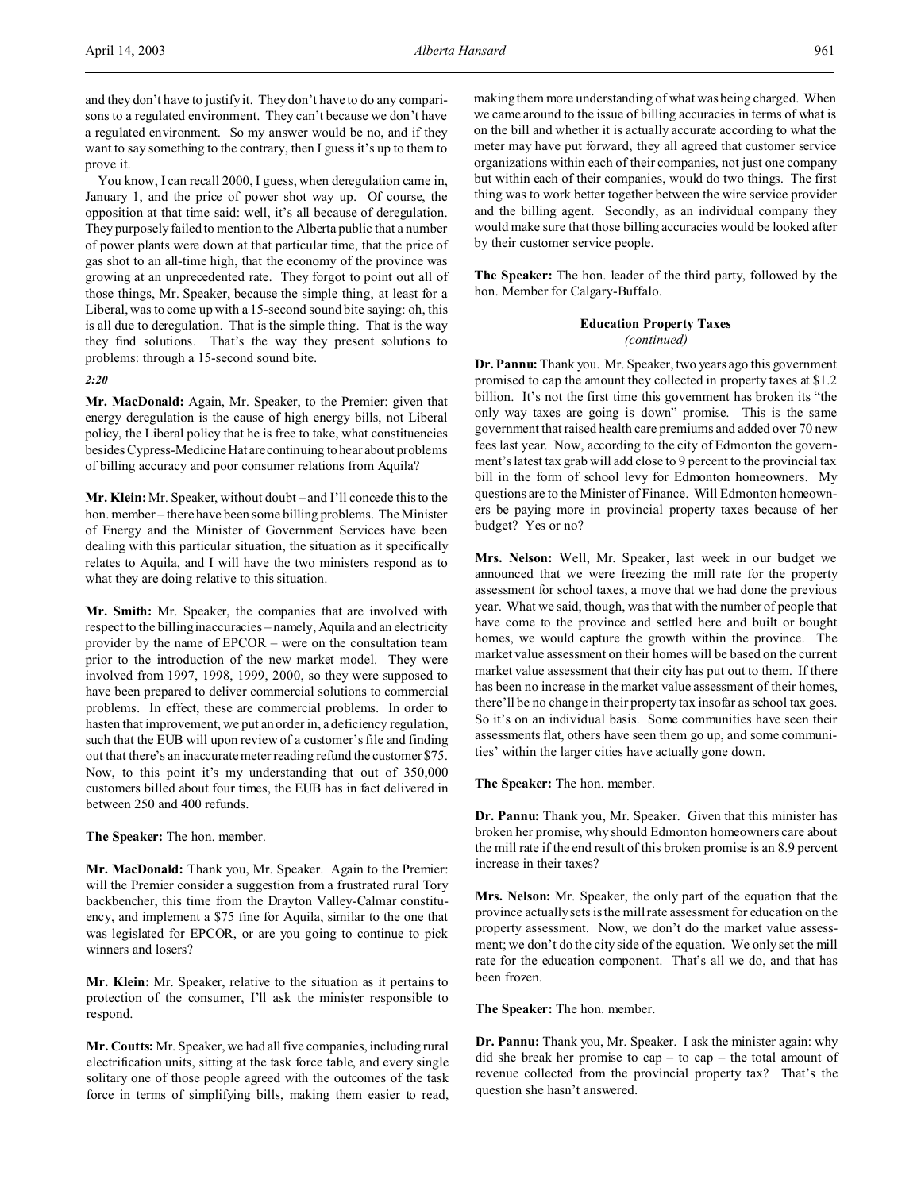and they don't have to justify it. They don't have to do any comparisons to a regulated environment. They can't because we don't have a regulated environment. So my answer would be no, and if they want to say something to the contrary, then I guess it's up to them to prove it.

You know, I can recall 2000, I guess, when deregulation came in, January 1, and the price of power shot way up. Of course, the opposition at that time said: well, it's all because of deregulation. They purposely failed to mention to the Alberta public that a number of power plants were down at that particular time, that the price of gas shot to an all-time high, that the economy of the province was growing at an unprecedented rate. They forgot to point out all of those things, Mr. Speaker, because the simple thing, at least for a Liberal, was to come up with a 15-second sound bite saying: oh, this is all due to deregulation. That is the simple thing. That is the way they find solutions. That's the way they present solutions to problems: through a 15-second sound bite.

*2:20*

**Mr. MacDonald:** Again, Mr. Speaker, to the Premier: given that energy deregulation is the cause of high energy bills, not Liberal policy, the Liberal policy that he is free to take, what constituencies besides Cypress-Medicine Hat are continuing to hear about problems of billing accuracy and poor consumer relations from Aquila?

**Mr. Klein:** Mr. Speaker, without doubt – and I'll concede this to the hon. member – there have been some billing problems. The Minister of Energy and the Minister of Government Services have been dealing with this particular situation, the situation as it specifically relates to Aquila, and I will have the two ministers respond as to what they are doing relative to this situation.

**Mr. Smith:** Mr. Speaker, the companies that are involved with respect to the billing inaccuracies – namely, Aquila and an electricity provider by the name of EPCOR – were on the consultation team prior to the introduction of the new market model. They were involved from 1997, 1998, 1999, 2000, so they were supposed to have been prepared to deliver commercial solutions to commercial problems. In effect, these are commercial problems. In order to hasten that improvement, we put an order in, a deficiency regulation, such that the EUB will upon review of a customer's file and finding out that there's an inaccurate meter reading refund the customer $75. Now, to this point it's my understanding that out of 350,000 customers billed about four times, the EUB has in fact delivered in between 250 and 400 refunds.

**The Speaker:** The hon. member.

**Mr. MacDonald:** Thank you, Mr. Speaker. Again to the Premier: will the Premier consider a suggestion from a frustrated rural Tory backbencher, this time from the Drayton Valley-Calmar constituency, and implement a $75 fine for Aquila, similar to the one that was legislated for EPCOR, or are you going to continue to pick winners and losers?

**Mr. Klein:** Mr. Speaker, relative to the situation as it pertains to protection of the consumer, I'll ask the minister responsible to respond.

**Mr. Coutts:** Mr. Speaker, we had all five companies, including rural electrification units, sitting at the task force table, and every single solitary one of those people agreed with the outcomes of the task force in terms of simplifying bills, making them easier to read, making them more understanding of what was being charged. When we came around to the issue of billing accuracies in terms of what is on the bill and whether it is actually accurate according to what the meter may have put forward, they all agreed that customer service organizations within each of their companies, not just one company but within each of their companies, would do two things. The first thing was to work better together between the wire service provider and the billing agent. Secondly, as an individual company they would make sure that those billing accuracies would be looked after by their customer service people.

**The Speaker:** The hon. leader of the third party, followed by the hon. Member for Calgary-Buffalo.

### Education Property Taxes
*(continued)*

**Dr. Pannu:** Thank you. Mr. Speaker, two years ago this government promised to cap the amount they collected in property taxes at $1.2 billion. It's not the first time this government has broken its "the only way taxes are going is down" promise. This is the same government that raised health care premiums and added over 70 new fees last year. Now, according to the city of Edmonton the government's latest tax grab will add close to 9 percent to the provincial tax bill in the form of school levy for Edmonton homeowners. My questions are to the Minister of Finance. Will Edmonton homeowners be paying more in provincial property taxes because of her budget? Yes or no?

**Mrs. Nelson:** Well, Mr. Speaker, last week in our budget we announced that we were freezing the mill rate for the property assessment for school taxes, a move that we had done the previous year. What we said, though, was that with the number of people that have come to the province and settled here and built or bought homes, we would capture the growth within the province. The market value assessment on their homes will be based on the current market value assessment that their city has put out to them. If there has been no increase in the market value assessment of their homes, there'll be no change in their property tax insofar as school tax goes. So it's on an individual basis. Some communities have seen their assessments flat, others have seen them go up, and some communities' within the larger cities have actually gone down.

**The Speaker:** The hon. member.

**Dr. Pannu:** Thank you, Mr. Speaker. Given that this minister has broken her promise, why should Edmonton homeowners care about the mill rate if the end result of this broken promise is an 8.9 percent increase in their taxes?

**Mrs. Nelson:** Mr. Speaker, the only part of the equation that the province actually sets is the mill rate assessment for education on the property assessment. Now, we don't do the market value assessment; we don't do the city side of the equation. We only set the mill rate for the education component. That's all we do, and that has been frozen.

**The Speaker:** The hon. member.

**Dr. Pannu:** Thank you, Mr. Speaker. I ask the minister again: why did she break her promise to cap – to cap – the total amount of revenue collected from the provincial property tax? That's the question she hasn't answered.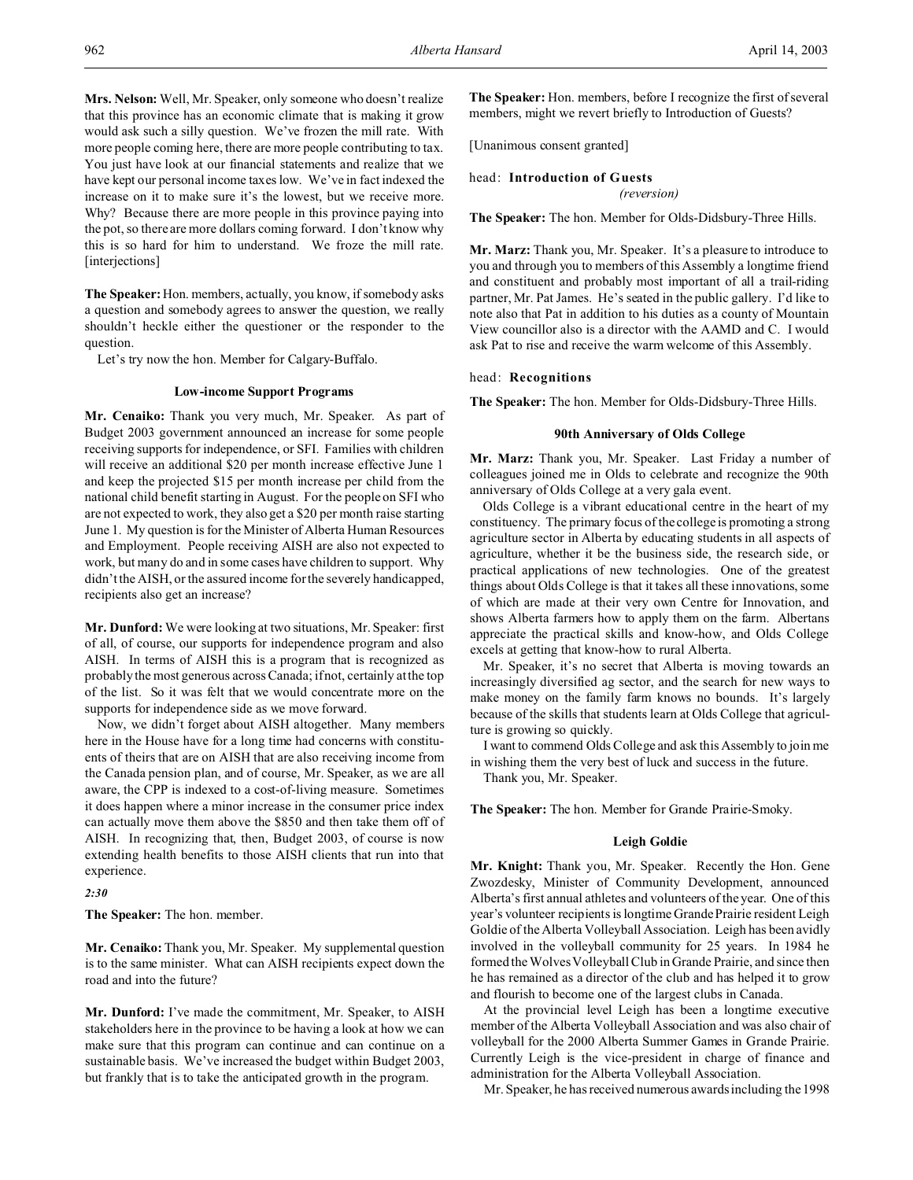**Mrs. Nelson:** Well, Mr. Speaker, only someone who doesn't realize that this province has an economic climate that is making it grow would ask such a silly question. We've frozen the mill rate. With more people coming here, there are more people contributing to tax. You just have look at our financial statements and realize that we have kept our personal income taxes low. We've in fact indexed the increase on it to make sure it's the lowest, but we receive more. Why? Because there are more people in this province paying into the pot, so there are more dollars coming forward. I don't know why this is so hard for him to understand. We froze the mill rate. [interjections]

**The Speaker:** Hon. members, actually, you know, if somebody asks a question and somebody agrees to answer the question, we really shouldn't heckle either the questioner or the responder to the question.

Let's try now the hon. Member for Calgary-Buffalo.

### Low-income Support Programs

**Mr. Cenaiko:** Thank you very much, Mr. Speaker. As part of Budget 2003 government announced an increase for some people receiving supports for independence, or SFI. Families with children will receive an additional $20 per month increase effective June 1 and keep the projected $15 per month increase per child from the national child benefit starting in August. For the people on SFI who are not expected to work, they also get a $20 per month raise starting June 1. My question is for the Minister of Alberta Human Resources and Employment. People receiving AISH are also not expected to work, but many do and in some cases have children to support. Why didn't the AISH, or the assured income for the severely handicapped, recipients also get an increase?

**Mr. Dunford:** We were looking at two situations, Mr. Speaker: first of all, of course, our supports for independence program and also AISH. In terms of AISH this is a program that is recognized as probably the most generous across Canada; if not, certainly at the top of the list. So it was felt that we would concentrate more on the supports for independence side as we move forward.

Now, we didn't forget about AISH altogether. Many members here in the House have for a long time had concerns with constituents of theirs that are on AISH that are also receiving income from the Canada pension plan, and of course, Mr. Speaker, as we are all aware, the CPP is indexed to a cost-of-living measure. Sometimes it does happen where a minor increase in the consumer price index can actually move them above the $850 and then take them off of AISH. In recognizing that, then, Budget 2003, of course is now extending health benefits to those AISH clients that run into that experience.

*2:30*

**The Speaker:** The hon. member.

**Mr. Cenaiko:** Thank you, Mr. Speaker. My supplemental question is to the same minister. What can AISH recipients expect down the road and into the future?

**Mr. Dunford:** I've made the commitment, Mr. Speaker, to AISH stakeholders here in the province to be having a look at how we can make sure that this program can continue and can continue on a sustainable basis. We've increased the budget within Budget 2003, but frankly that is to take the anticipated growth in the program.

**The Speaker:** Hon. members, before I recognize the first of several members, might we revert briefly to Introduction of Guests?

[Unanimous consent granted]

head: **Introduction of Guests**
*(reversion)*

**The Speaker:** The hon. Member for Olds-Didsbury-Three Hills.

**Mr. Marz:** Thank you, Mr. Speaker. It's a pleasure to introduce to you and through you to members of this Assembly a longtime friend and constituent and probably most important of all a trail-riding partner, Mr. Pat James. He's seated in the public gallery. I'd like to note also that Pat in addition to his duties as a county of Mountain View councillor also is a director with the AAMD and C. I would ask Pat to rise and receive the warm welcome of this Assembly.

head: **Recognitions**

**The Speaker:** The hon. Member for Olds-Didsbury-Three Hills.

### 90th Anniversary of Olds College

**Mr. Marz:** Thank you, Mr. Speaker. Last Friday a number of colleagues joined me in Olds to celebrate and recognize the 90th anniversary of Olds College at a very gala event.

Olds College is a vibrant educational centre in the heart of my constituency. The primary focus of the college is promoting a strong agriculture sector in Alberta by educating students in all aspects of agriculture, whether it be the business side, the research side, or practical applications of new technologies. One of the greatest things about Olds College is that it takes all these innovations, some of which are made at their very own Centre for Innovation, and shows Alberta farmers how to apply them on the farm. Albertans appreciate the practical skills and know-how, and Olds College excels at getting that know-how to rural Alberta.

Mr. Speaker, it's no secret that Alberta is moving towards an increasingly diversified ag sector, and the search for new ways to make money on the family farm knows no bounds. It's largely because of the skills that students learn at Olds College that agriculture is growing so quickly.

I want to commend Olds College and ask this Assembly to join me in wishing them the very best of luck and success in the future.

Thank you, Mr. Speaker.

**The Speaker:** The hon. Member for Grande Prairie-Smoky.

### Leigh Goldie

**Mr. Knight:** Thank you, Mr. Speaker. Recently the Hon. Gene Zwozdesky, Minister of Community Development, announced Alberta's first annual athletes and volunteers of the year. One of this year's volunteer recipients is longtime Grande Prairie resident Leigh Goldie of the Alberta Volleyball Association. Leigh has been avidly involved in the volleyball community for 25 years. In 1984 he formed the Wolves Volleyball Club in Grande Prairie, and since then he has remained as a director of the club and has helped it to grow and flourish to become one of the largest clubs in Canada.

At the provincial level Leigh has been a longtime executive member of the Alberta Volleyball Association and was also chair of volleyball for the 2000 Alberta Summer Games in Grande Prairie. Currently Leigh is the vice-president in charge of finance and administration for the Alberta Volleyball Association.

Mr. Speaker, he has received numerous awards including the 1998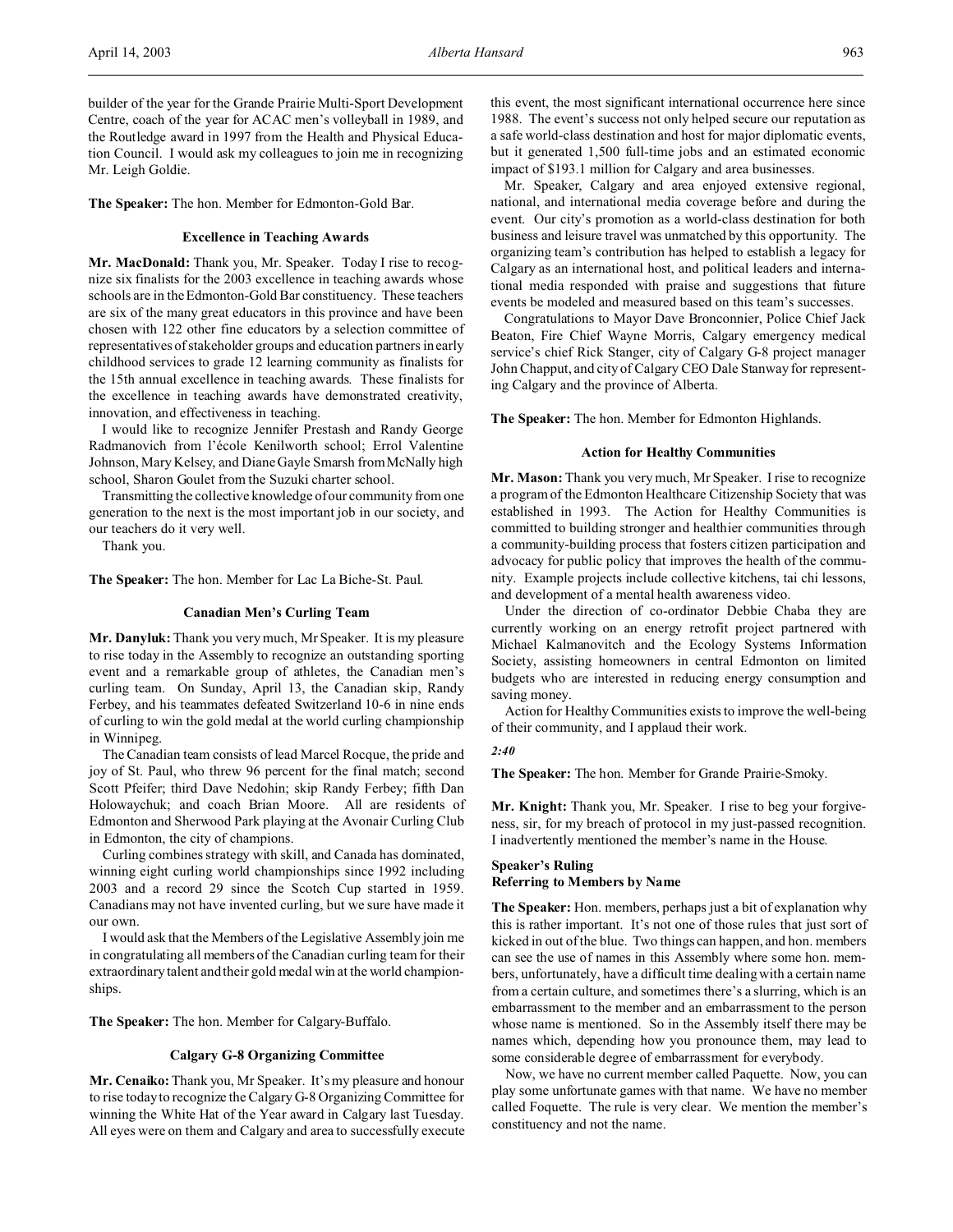builder of the year for the Grande Prairie Multi-Sport Development Centre, coach of the year for ACAC men's volleyball in 1989, and the Routledge award in 1997 from the Health and Physical Education Council. I would ask my colleagues to join me in recognizing Mr. Leigh Goldie.

**The Speaker:** The hon. Member for Edmonton-Gold Bar.

### Excellence in Teaching Awards

**Mr. MacDonald:** Thank you, Mr. Speaker. Today I rise to recognize six finalists for the 2003 excellence in teaching awards whose schools are in the Edmonton-Gold Bar constituency. These teachers are six of the many great educators in this province and have been chosen with 122 other fine educators by a selection committee of representatives of stakeholder groups and education partners in early childhood services to grade 12 learning community as finalists for the 15th annual excellence in teaching awards. These finalists for the excellence in teaching awards have demonstrated creativity, innovation, and effectiveness in teaching.

I would like to recognize Jennifer Prestash and Randy George Radmanovich from l'école Kenilworth school; Errol Valentine Johnson, Mary Kelsey, and Diane Gayle Smarsh from McNally high school, Sharon Goulet from the Suzuki charter school.

Transmitting the collective knowledge of our community from one generation to the next is the most important job in our society, and our teachers do it very well.

Thank you.

**The Speaker:** The hon. Member for Lac La Biche-St. Paul.

### Canadian Men's Curling Team

**Mr. Danyluk:** Thank you very much, Mr Speaker. It is my pleasure to rise today in the Assembly to recognize an outstanding sporting event and a remarkable group of athletes, the Canadian men's curling team. On Sunday, April 13, the Canadian skip, Randy Ferbey, and his teammates defeated Switzerland 10-6 in nine ends of curling to win the gold medal at the world curling championship in Winnipeg.

The Canadian team consists of lead Marcel Rocque, the pride and joy of St. Paul, who threw 96 percent for the final match; second Scott Pfeifer; third Dave Nedohin; skip Randy Ferbey; fifth Dan Holowaychuk; and coach Brian Moore. All are residents of Edmonton and Sherwood Park playing at the Avonair Curling Club in Edmonton, the city of champions.

Curling combines strategy with skill, and Canada has dominated, winning eight curling world championships since 1992 including 2003 and a record 29 since the Scotch Cup started in 1959. Canadians may not have invented curling, but we sure have made it our own.

I would ask that the Members of the Legislative Assembly join me in congratulating all members of the Canadian curling team for their extraordinary talent and their gold medal win at the world championships.

**The Speaker:** The hon. Member for Calgary-Buffalo.

### Calgary G-8 Organizing Committee

**Mr. Cenaiko:** Thank you, Mr Speaker. It's my pleasure and honour to rise today to recognize the Calgary G-8 Organizing Committee for winning the White Hat of the Year award in Calgary last Tuesday. All eyes were on them and Calgary and area to successfully execute this event, the most significant international occurrence here since 1988. The event's success not only helped secure our reputation as a safe world-class destination and host for major diplomatic events, but it generated 1,500 full-time jobs and an estimated economic impact of $193.1 million for Calgary and area businesses.

Mr. Speaker, Calgary and area enjoyed extensive regional, national, and international media coverage before and during the event. Our city's promotion as a world-class destination for both business and leisure travel was unmatched by this opportunity. The organizing team's contribution has helped to establish a legacy for Calgary as an international host, and political leaders and international media responded with praise and suggestions that future events be modeled and measured based on this team's successes.

Congratulations to Mayor Dave Bronconnier, Police Chief Jack Beaton, Fire Chief Wayne Morris, Calgary emergency medical service's chief Rick Stanger, city of Calgary G-8 project manager John Chapput, and city of Calgary CEO Dale Stanway for representing Calgary and the province of Alberta.

**The Speaker:** The hon. Member for Edmonton Highlands.

### Action for Healthy Communities

**Mr. Mason:** Thank you very much, Mr Speaker. I rise to recognize a program of the Edmonton Healthcare Citizenship Society that was established in 1993. The Action for Healthy Communities is committed to building stronger and healthier communities through a community-building process that fosters citizen participation and advocacy for public policy that improves the health of the community. Example projects include collective kitchens, tai chi lessons, and development of a mental health awareness video.

Under the direction of co-ordinator Debbie Chaba they are currently working on an energy retrofit project partnered with Michael Kalmanovitch and the Ecology Systems Information Society, assisting homeowners in central Edmonton on limited budgets who are interested in reducing energy consumption and saving money.

Action for Healthy Communities exists to improve the well-being of their community, and I applaud their work.

*2:40*

**The Speaker:** The hon. Member for Grande Prairie-Smoky.

**Mr. Knight:** Thank you, Mr. Speaker. I rise to beg your forgiveness, sir, for my breach of protocol in my just-passed recognition. I inadvertently mentioned the member's name in the House.

### Speaker's Ruling
### Referring to Members by Name

**The Speaker:** Hon. members, perhaps just a bit of explanation why this is rather important. It's not one of those rules that just sort of kicked in out of the blue. Two things can happen, and hon. members can see the use of names in this Assembly where some hon. members, unfortunately, have a difficult time dealing with a certain name from a certain culture, and sometimes there's a slurring, which is an embarrassment to the member and an embarrassment to the person whose name is mentioned. So in the Assembly itself there may be names which, depending how you pronounce them, may lead to some considerable degree of embarrassment for everybody.

Now, we have no current member called Paquette. Now, you can play some unfortunate games with that name. We have no member called Foquette. The rule is very clear. We mention the member's constituency and not the name.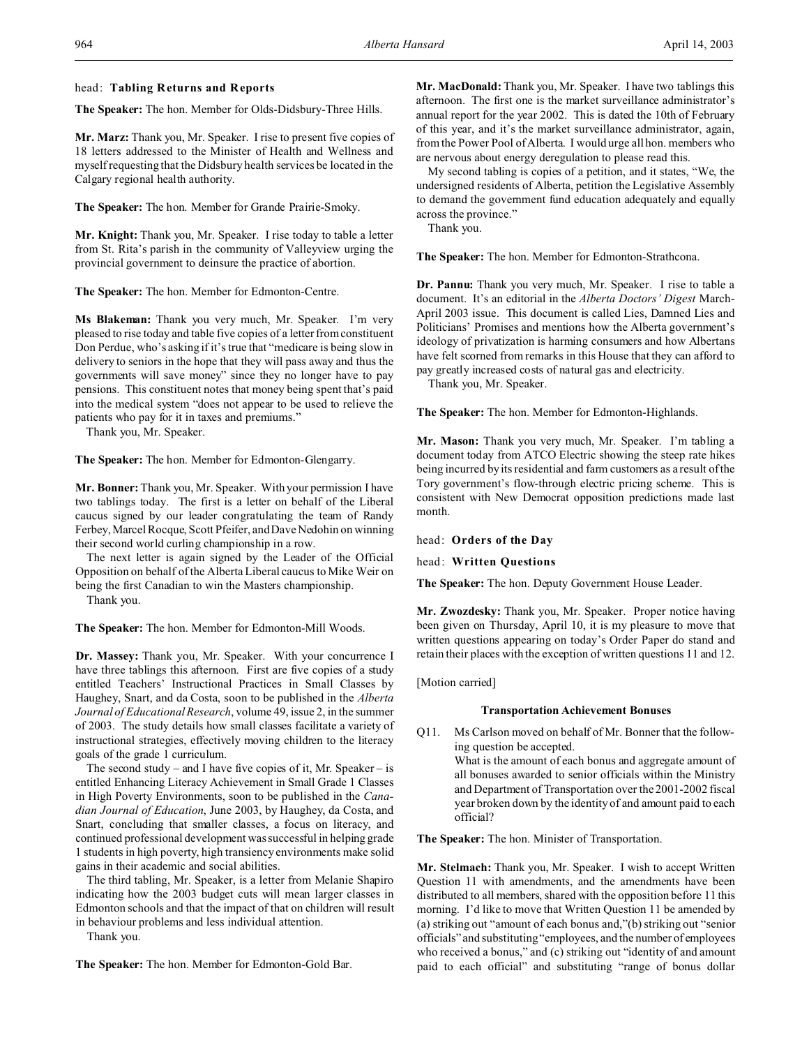head: **Tabling Returns and Reports**

**The Speaker:** The hon. Member for Olds-Didsbury-Three Hills.

**Mr. Marz:** Thank you, Mr. Speaker. I rise to present five copies of 18 letters addressed to the Minister of Health and Wellness and myself requesting that the Didsbury health services be located in the Calgary regional health authority.

**The Speaker:** The hon. Member for Grande Prairie-Smoky.

**Mr. Knight:** Thank you, Mr. Speaker. I rise today to table a letter from St. Rita's parish in the community of Valleyview urging the provincial government to deinsure the practice of abortion.

**The Speaker:** The hon. Member for Edmonton-Centre.

**Ms Blakeman:** Thank you very much, Mr. Speaker. I'm very pleased to rise today and table five copies of a letter from constituent Don Perdue, who's asking if it's true that "medicare is being slow in delivery to seniors in the hope that they will pass away and thus the governments will save money" since they no longer have to pay pensions. This constituent notes that money being spent that's paid into the medical system "does not appear to be used to relieve the patients who pay for it in taxes and premiums."

Thank you, Mr. Speaker.

**The Speaker:** The hon. Member for Edmonton-Glengarry.

**Mr. Bonner:** Thank you, Mr. Speaker. With your permission I have two tablings today. The first is a letter on behalf of the Liberal caucus signed by our leader congratulating the team of Randy Ferbey, Marcel Rocque, Scott Pfeifer, and Dave Nedohin on winning their second world curling championship in a row.

The next letter is again signed by the Leader of the Official Opposition on behalf of the Alberta Liberal caucus to Mike Weir on being the first Canadian to win the Masters championship.

Thank you.

**The Speaker:** The hon. Member for Edmonton-Mill Woods.

**Dr. Massey:** Thank you, Mr. Speaker. With your concurrence I have three tablings this afternoon. First are five copies of a study entitled Teachers' Instructional Practices in Small Classes by Haughey, Snart, and da Costa, soon to be published in the *Alberta Journal of Educational Research*, volume 49, issue 2, in the summer of 2003. The study details how small classes facilitate a variety of instructional strategies, effectively moving children to the literacy goals of the grade 1 curriculum.

The second study – and I have five copies of it, Mr. Speaker – is entitled Enhancing Literacy Achievement in Small Grade 1 Classes in High Poverty Environments, soon to be published in the *Canadian Journal of Education*, June 2003, by Haughey, da Costa, and Snart, concluding that smaller classes, a focus on literacy, and continued professional development was successful in helping grade 1 students in high poverty, high transiency environments make solid gains in their academic and social abilities.

The third tabling, Mr. Speaker, is a letter from Melanie Shapiro indicating how the 2003 budget cuts will mean larger classes in Edmonton schools and that the impact of that on children will result in behaviour problems and less individual attention.

Thank you.

**The Speaker:** The hon. Member for Edmonton-Gold Bar.

**Mr. MacDonald:** Thank you, Mr. Speaker. I have two tablings this afternoon. The first one is the market surveillance administrator's annual report for the year 2002. This is dated the 10th of February of this year, and it's the market surveillance administrator, again, from the Power Pool of Alberta. I would urge all hon. members who are nervous about energy deregulation to please read this.

My second tabling is copies of a petition, and it states, "We, the undersigned residents of Alberta, petition the Legislative Assembly to demand the government fund education adequately and equally across the province."

Thank you.

**The Speaker:** The hon. Member for Edmonton-Strathcona.

**Dr. Pannu:** Thank you very much, Mr. Speaker. I rise to table a document. It's an editorial in the *Alberta Doctors' Digest* March-April 2003 issue. This document is called Lies, Damned Lies and Politicians' Promises and mentions how the Alberta government's ideology of privatization is harming consumers and how Albertans have felt scorned from remarks in this House that they can afford to pay greatly increased costs of natural gas and electricity.

Thank you, Mr. Speaker.

**The Speaker:** The hon. Member for Edmonton-Highlands.

**Mr. Mason:** Thank you very much, Mr. Speaker. I'm tabling a document today from ATCO Electric showing the steep rate hikes being incurred by its residential and farm customers as a result of the Tory government's flow-through electric pricing scheme. This is consistent with New Democrat opposition predictions made last month.

head: **Orders of the Day**

head: **Written Questions**

**The Speaker:** The hon. Deputy Government House Leader.

**Mr. Zwozdesky:** Thank you, Mr. Speaker. Proper notice having been given on Thursday, April 10, it is my pleasure to move that written questions appearing on today's Order Paper do stand and retain their places with the exception of written questions 11 and 12.

[Motion carried]

### Transportation Achievement Bonuses

Q11. Ms Carlson moved on behalf of Mr. Bonner that the following question be accepted.
What is the amount of each bonus and aggregate amount of all bonuses awarded to senior officials within the Ministry and Department of Transportation over the 2001-2002 fiscal year broken down by the identity of and amount paid to each official?

**The Speaker:** The hon. Minister of Transportation.

**Mr. Stelmach:** Thank you, Mr. Speaker. I wish to accept Written Question 11 with amendments, and the amendments have been distributed to all members, shared with the opposition before 11 this morning. I'd like to move that Written Question 11 be amended by (a) striking out "amount of each bonus and,"(b) striking out "senior officials" and substituting "employees, and the number of employees who received a bonus," and (c) striking out "identity of and amount paid to each official" and substituting "range of bonus dollar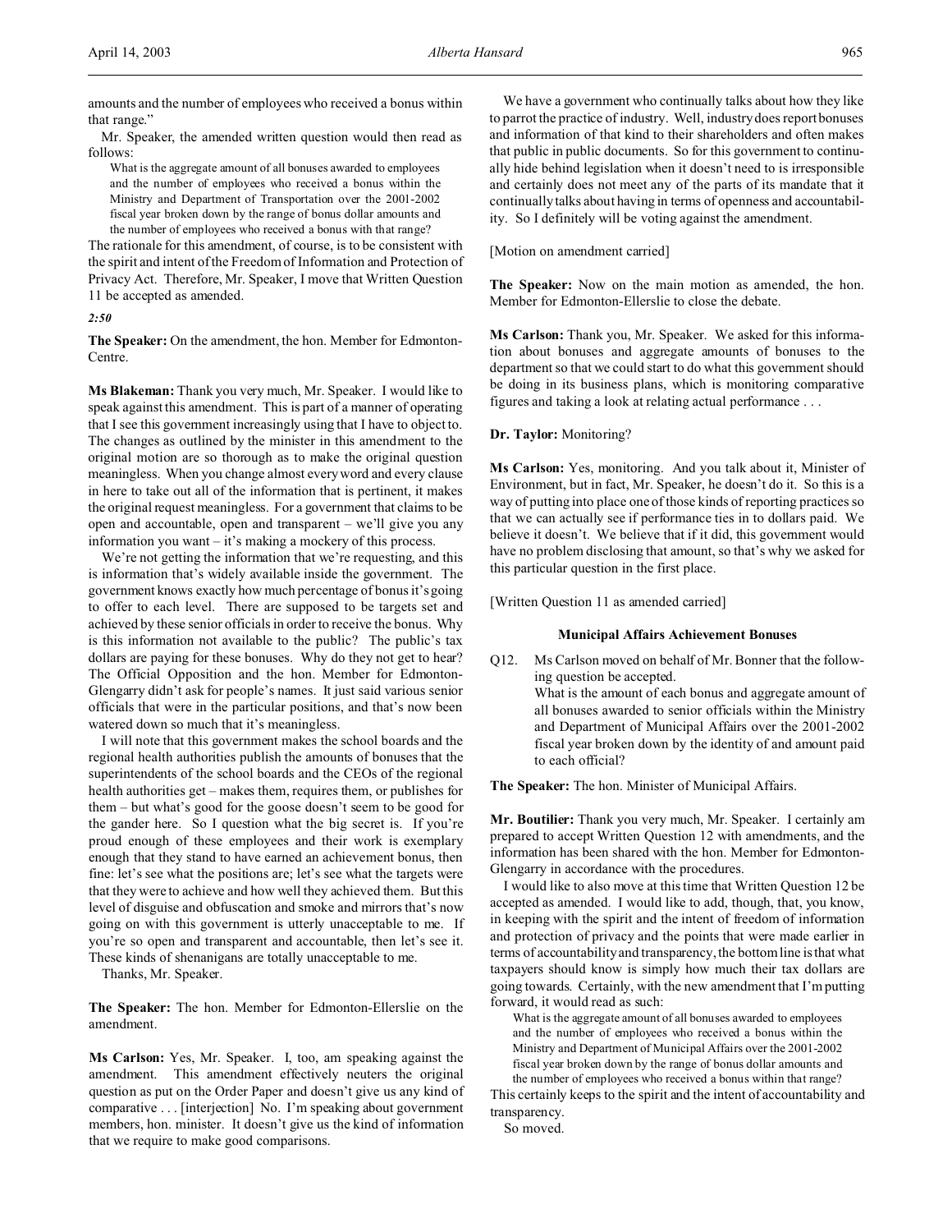amounts and the number of employees who received a bonus within that range."

Mr. Speaker, the amended written question would then read as follows:

> What is the aggregate amount of all bonuses awarded to employees and the number of employees who received a bonus within the Ministry and Department of Transportation over the 2001-2002 fiscal year broken down by the range of bonus dollar amounts and the number of employees who received a bonus with that range?

The rationale for this amendment, of course, is to be consistent with the spirit and intent of the Freedom of Information and Protection of Privacy Act. Therefore, Mr. Speaker, I move that Written Question 11 be accepted as amended.

*2:50*

**The Speaker:** On the amendment, the hon. Member for Edmonton-Centre.

**Ms Blakeman:** Thank you very much, Mr. Speaker. I would like to speak against this amendment. This is part of a manner of operating that I see this government increasingly using that I have to object to. The changes as outlined by the minister in this amendment to the original motion are so thorough as to make the original question meaningless. When you change almost every word and every clause in here to take out all of the information that is pertinent, it makes the original request meaningless. For a government that claims to be open and accountable, open and transparent – we'll give you any information you want – it's making a mockery of this process.

We're not getting the information that we're requesting, and this is information that's widely available inside the government. The government knows exactly how much percentage of bonus it's going to offer to each level. There are supposed to be targets set and achieved by these senior officials in order to receive the bonus. Why is this information not available to the public? The public's tax dollars are paying for these bonuses. Why do they not get to hear? The Official Opposition and the hon. Member for Edmonton-Glengarry didn't ask for people's names. It just said various senior officials that were in the particular positions, and that's now been watered down so much that it's meaningless.

I will note that this government makes the school boards and the regional health authorities publish the amounts of bonuses that the superintendents of the school boards and the CEOs of the regional health authorities get – makes them, requires them, or publishes for them – but what's good for the goose doesn't seem to be good for the gander here. So I question what the big secret is. If you're proud enough of these employees and their work is exemplary enough that they stand to have earned an achievement bonus, then fine: let's see what the positions are; let's see what the targets were that they were to achieve and how well they achieved them. But this level of disguise and obfuscation and smoke and mirrors that's now going on with this government is utterly unacceptable to me. If you're so open and transparent and accountable, then let's see it. These kinds of shenanigans are totally unacceptable to me.

Thanks, Mr. Speaker.

**The Speaker:** The hon. Member for Edmonton-Ellerslie on the amendment.

**Ms Carlson:** Yes, Mr. Speaker. I, too, am speaking against the amendment. This amendment effectively neuters the original question as put on the Order Paper and doesn't give us any kind of comparative . . . [interjection] No. I'm speaking about government members, hon. minister. It doesn't give us the kind of information that we require to make good comparisons.

We have a government who continually talks about how they like to parrot the practice of industry. Well, industry does report bonuses and information of that kind to their shareholders and often makes that public in public documents. So for this government to continually hide behind legislation when it doesn't need to is irresponsible and certainly does not meet any of the parts of its mandate that it continually talks about having in terms of openness and accountability. So I definitely will be voting against the amendment.

[Motion on amendment carried]

**The Speaker:** Now on the main motion as amended, the hon. Member for Edmonton-Ellerslie to close the debate.

**Ms Carlson:** Thank you, Mr. Speaker. We asked for this information about bonuses and aggregate amounts of bonuses to the department so that we could start to do what this government should be doing in its business plans, which is monitoring comparative figures and taking a look at relating actual performance . . .

**Dr. Taylor:** Monitoring?

**Ms Carlson:** Yes, monitoring. And you talk about it, Minister of Environment, but in fact, Mr. Speaker, he doesn't do it. So this is a way of putting into place one of those kinds of reporting practices so that we can actually see if performance ties in to dollars paid. We believe it doesn't. We believe that if it did, this government would have no problem disclosing that amount, so that's why we asked for this particular question in the first place.

[Written Question 11 as amended carried]

### Municipal Affairs Achievement Bonuses

Q12. Ms Carlson moved on behalf of Mr. Bonner that the following question be accepted.

> What is the amount of each bonus and aggregate amount of all bonuses awarded to senior officials within the Ministry and Department of Municipal Affairs over the 2001-2002 fiscal year broken down by the identity of and amount paid to each official?

**The Speaker:** The hon. Minister of Municipal Affairs.

**Mr. Boutilier:** Thank you very much, Mr. Speaker. I certainly am prepared to accept Written Question 12 with amendments, and the information has been shared with the hon. Member for Edmonton-Glengarry in accordance with the procedures.

I would like to also move at this time that Written Question 12 be accepted as amended. I would like to add, though, that, you know, in keeping with the spirit and the intent of freedom of information and protection of privacy and the points that were made earlier in terms of accountability and transparency, the bottom line is that what taxpayers should know is simply how much their tax dollars are going towards. Certainly, with the new amendment that I'm putting forward, it would read as such:

> What is the aggregate amount of all bonuses awarded to employees and the number of employees who received a bonus within the Ministry and Department of Municipal Affairs over the 2001-2002 fiscal year broken down by the range of bonus dollar amounts and the number of employees who received a bonus within that range?

This certainly keeps to the spirit and the intent of accountability and transparency.

So moved.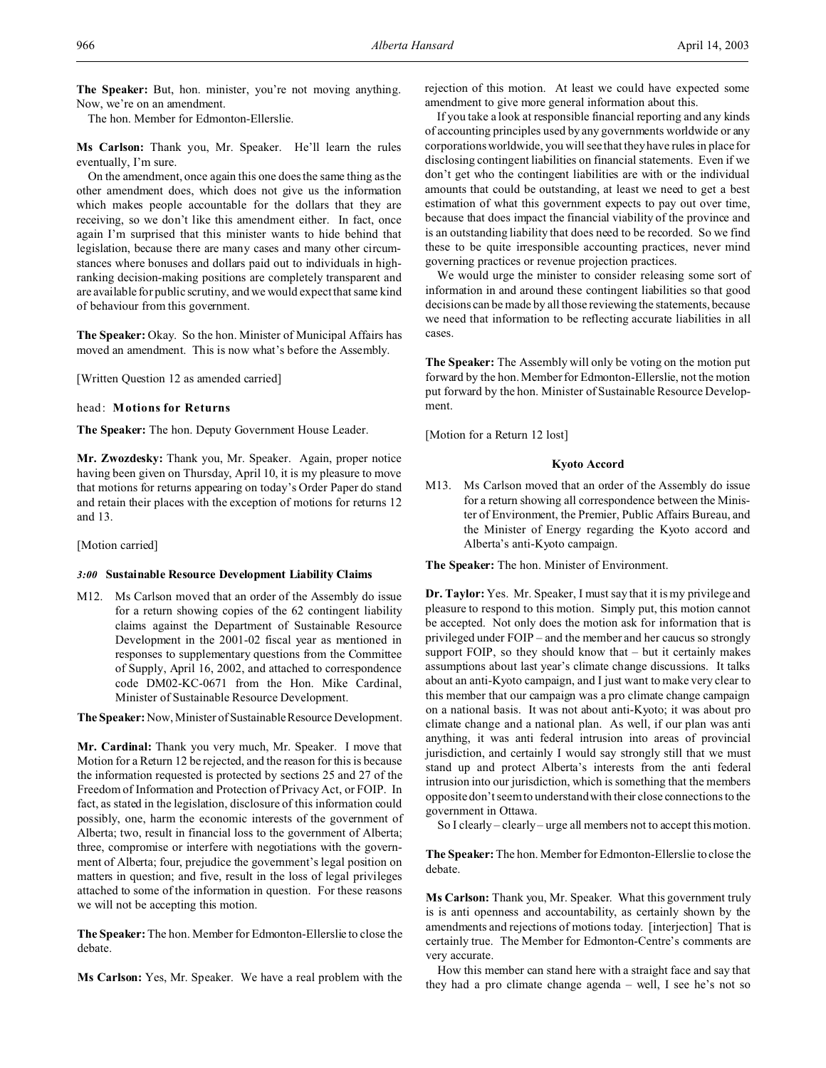**The Speaker:** But, hon. minister, you're not moving anything. Now, we're on an amendment.

The hon. Member for Edmonton-Ellerslie.

**Ms Carlson:** Thank you, Mr. Speaker. He'll learn the rules eventually, I'm sure.

On the amendment, once again this one does the same thing as the other amendment does, which does not give us the information which makes people accountable for the dollars that they are receiving, so we don't like this amendment either. In fact, once again I'm surprised that this minister wants to hide behind that legislation, because there are many cases and many other circumstances where bonuses and dollars paid out to individuals in high-ranking decision-making positions are completely transparent and are available for public scrutiny, and we would expect that same kind of behaviour from this government.

**The Speaker:** Okay. So the hon. Minister of Municipal Affairs has moved an amendment. This is now what's before the Assembly.

[Written Question 12 as amended carried]

head: **Motions for Returns**

**The Speaker:** The hon. Deputy Government House Leader.

**Mr. Zwozdesky:** Thank you, Mr. Speaker. Again, proper notice having been given on Thursday, April 10, it is my pleasure to move that motions for returns appearing on today's Order Paper do stand and retain their places with the exception of motions for returns 12 and 13.

[Motion carried]

### *3:00* Sustainable Resource Development Liability Claims

M12. Ms Carlson moved that an order of the Assembly do issue for a return showing copies of the 62 contingent liability claims against the Department of Sustainable Resource Development in the 2001-02 fiscal year as mentioned in responses to supplementary questions from the Committee of Supply, April 16, 2002, and attached to correspondence code DM02-KC-0671 from the Hon. Mike Cardinal, Minister of Sustainable Resource Development.

**The Speaker:** Now, Minister of Sustainable Resource Development.

**Mr. Cardinal:** Thank you very much, Mr. Speaker. I move that Motion for a Return 12 be rejected, and the reason for this is because the information requested is protected by sections 25 and 27 of the Freedom of Information and Protection of Privacy Act, or FOIP. In fact, as stated in the legislation, disclosure of this information could possibly, one, harm the economic interests of the government of Alberta; two, result in financial loss to the government of Alberta; three, compromise or interfere with negotiations with the government of Alberta; four, prejudice the government's legal position on matters in question; and five, result in the loss of legal privileges attached to some of the information in question. For these reasons we will not be accepting this motion.

**The Speaker:** The hon. Member for Edmonton-Ellerslie to close the debate.

**Ms Carlson:** Yes, Mr. Speaker. We have a real problem with the rejection of this motion. At least we could have expected some amendment to give more general information about this.

If you take a look at responsible financial reporting and any kinds of accounting principles used by any governments worldwide or any corporations worldwide, you will see that they have rules in place for disclosing contingent liabilities on financial statements. Even if we don't get who the contingent liabilities are with or the individual amounts that could be outstanding, at least we need to get a best estimation of what this government expects to pay out over time, because that does impact the financial viability of the province and is an outstanding liability that does need to be recorded. So we find these to be quite irresponsible accounting practices, never mind governing practices or revenue projection practices.

We would urge the minister to consider releasing some sort of information in and around these contingent liabilities so that good decisions can be made by all those reviewing the statements, because we need that information to be reflecting accurate liabilities in all cases.

**The Speaker:** The Assembly will only be voting on the motion put forward by the hon. Member for Edmonton-Ellerslie, not the motion put forward by the hon. Minister of Sustainable Resource Development.

[Motion for a Return 12 lost]

### Kyoto Accord

M13. Ms Carlson moved that an order of the Assembly do issue for a return showing all correspondence between the Minister of Environment, the Premier, Public Affairs Bureau, and the Minister of Energy regarding the Kyoto accord and Alberta's anti-Kyoto campaign.

**The Speaker:** The hon. Minister of Environment.

**Dr. Taylor:** Yes. Mr. Speaker, I must say that it is my privilege and pleasure to respond to this motion. Simply put, this motion cannot be accepted. Not only does the motion ask for information that is privileged under FOIP – and the member and her caucus so strongly support FOIP, so they should know that – but it certainly makes assumptions about last year's climate change discussions. It talks about an anti-Kyoto campaign, and I just want to make very clear to this member that our campaign was a pro climate change campaign on a national basis. It was not about anti-Kyoto; it was about pro climate change and a national plan. As well, if our plan was anti anything, it was anti federal intrusion into areas of provincial jurisdiction, and certainly I would say strongly still that we must stand up and protect Alberta's interests from the anti federal intrusion into our jurisdiction, which is something that the members opposite don't seem to understand with their close connections to the government in Ottawa.

So I clearly – clearly – urge all members not to accept this motion.

**The Speaker:** The hon. Member for Edmonton-Ellerslie to close the debate.

**Ms Carlson:** Thank you, Mr. Speaker. What this government truly is is anti openness and accountability, as certainly shown by the amendments and rejections of motions today. [interjection] That is certainly true. The Member for Edmonton-Centre's comments are very accurate.

How this member can stand here with a straight face and say that they had a pro climate change agenda – well, I see he's not so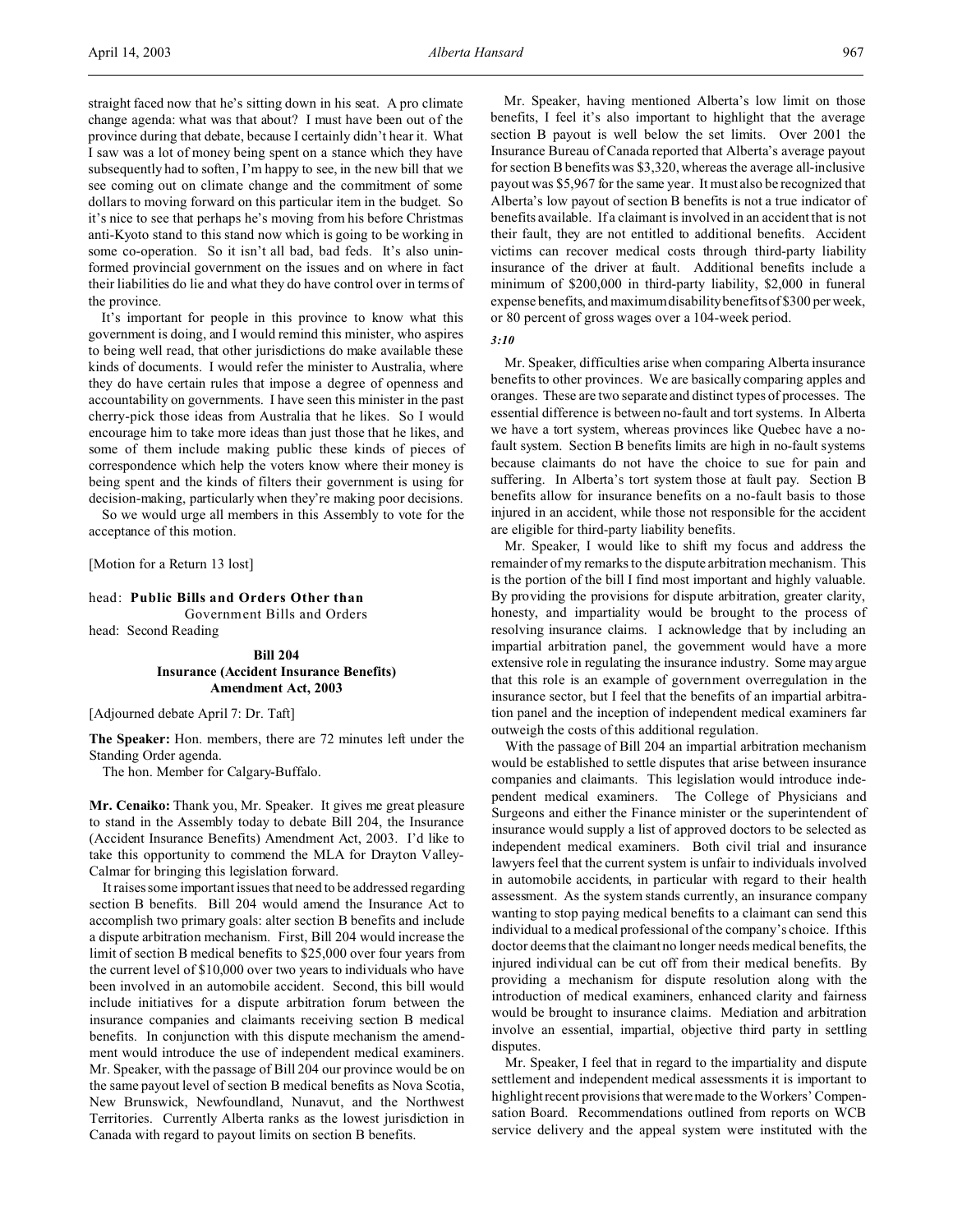straight faced now that he's sitting down in his seat. A pro climate change agenda: what was that about? I must have been out of the province during that debate, because I certainly didn't hear it. What I saw was a lot of money being spent on a stance which they have subsequently had to soften, I'm happy to see, in the new bill that we see coming out on climate change and the commitment of some dollars to moving forward on this particular item in the budget. So it's nice to see that perhaps he's moving from his before Christmas anti-Kyoto stand to this stand now which is going to be working in some co-operation. So it isn't all bad, bad feds. It's also uninformed provincial government on the issues and on where in fact their liabilities do lie and what they do have control over in terms of the province.

It's important for people in this province to know what this government is doing, and I would remind this minister, who aspires to being well read, that other jurisdictions do make available these kinds of documents. I would refer the minister to Australia, where they do have certain rules that impose a degree of openness and accountability on governments. I have seen this minister in the past cherry-pick those ideas from Australia that he likes. So I would encourage him to take more ideas than just those that he likes, and some of them include making public these kinds of pieces of correspondence which help the voters know where their money is being spent and the kinds of filters their government is using for decision-making, particularly when they're making poor decisions.

So we would urge all members in this Assembly to vote for the acceptance of this motion.

[Motion for a Return 13 lost]

head: **Public Bills and Orders Other than**
Government Bills and Orders
head: Second Reading

**Bill 204**
**Insurance (Accident Insurance Benefits)**
**Amendment Act, 2003**

[Adjourned debate April 7: Dr. Taft]

**The Speaker:** Hon. members, there are 72 minutes left under the Standing Order agenda.

The hon. Member for Calgary-Buffalo.

**Mr. Cenaiko:** Thank you, Mr. Speaker. It gives me great pleasure to stand in the Assembly today to debate Bill 204, the Insurance (Accident Insurance Benefits) Amendment Act, 2003. I'd like to take this opportunity to commend the MLA for Drayton Valley-Calmar for bringing this legislation forward.

It raises some important issues that need to be addressed regarding section B benefits. Bill 204 would amend the Insurance Act to accomplish two primary goals: alter section B benefits and include a dispute arbitration mechanism. First, Bill 204 would increase the limit of section B medical benefits to $25,000 over four years from the current level of $10,000 over two years to individuals who have been involved in an automobile accident. Second, this bill would include initiatives for a dispute arbitration forum between the insurance companies and claimants receiving section B medical benefits. In conjunction with this dispute mechanism the amendment would introduce the use of independent medical examiners. Mr. Speaker, with the passage of Bill 204 our province would be on the same payout level of section B medical benefits as Nova Scotia, New Brunswick, Newfoundland, Nunavut, and the Northwest Territories. Currently Alberta ranks as the lowest jurisdiction in Canada with regard to payout limits on section B benefits.

Mr. Speaker, having mentioned Alberta's low limit on those benefits, I feel it's also important to highlight that the average section B payout is well below the set limits. Over 2001 the Insurance Bureau of Canada reported that Alberta's average payout for section B benefits was $3,320, whereas the average all-inclusive payout was $5,967 for the same year. It must also be recognized that Alberta's low payout of section B benefits is not a true indicator of benefits available. If a claimant is involved in an accident that is not their fault, they are not entitled to additional benefits. Accident victims can recover medical costs through third-party liability insurance of the driver at fault. Additional benefits include a minimum of $200,000 in third-party liability, $2,000 in funeral expense benefits, and maximum disability benefits of $300 per week, or 80 percent of gross wages over a 104-week period.

*3:10*

Mr. Speaker, difficulties arise when comparing Alberta insurance benefits to other provinces. We are basically comparing apples and oranges. These are two separate and distinct types of processes. The essential difference is between no-fault and tort systems. In Alberta we have a tort system, whereas provinces like Quebec have a no-fault system. Section B benefits limits are high in no-fault systems because claimants do not have the choice to sue for pain and suffering. In Alberta's tort system those at fault pay. Section B benefits allow for insurance benefits on a no-fault basis to those injured in an accident, while those not responsible for the accident are eligible for third-party liability benefits.

Mr. Speaker, I would like to shift my focus and address the remainder of my remarks to the dispute arbitration mechanism. This is the portion of the bill I find most important and highly valuable. By providing the provisions for dispute arbitration, greater clarity, honesty, and impartiality would be brought to the process of resolving insurance claims. I acknowledge that by including an impartial arbitration panel, the government would have a more extensive role in regulating the insurance industry. Some may argue that this role is an example of government overregulation in the insurance sector, but I feel that the benefits of an impartial arbitration panel and the inception of independent medical examiners far outweigh the costs of this additional regulation.

With the passage of Bill 204 an impartial arbitration mechanism would be established to settle disputes that arise between insurance companies and claimants. This legislation would introduce independent medical examiners. The College of Physicians and Surgeons and either the Finance minister or the superintendent of insurance would supply a list of approved doctors to be selected as independent medical examiners. Both civil trial and insurance lawyers feel that the current system is unfair to individuals involved in automobile accidents, in particular with regard to their health assessment. As the system stands currently, an insurance company wanting to stop paying medical benefits to a claimant can send this individual to a medical professional of the company's choice. If this doctor deems that the claimant no longer needs medical benefits, the injured individual can be cut off from their medical benefits. By providing a mechanism for dispute resolution along with the introduction of medical examiners, enhanced clarity and fairness would be brought to insurance claims. Mediation and arbitration involve an essential, impartial, objective third party in settling disputes.

Mr. Speaker, I feel that in regard to the impartiality and dispute settlement and independent medical assessments it is important to highlight recent provisions that were made to the Workers' Compensation Board. Recommendations outlined from reports on WCB service delivery and the appeal system were instituted with the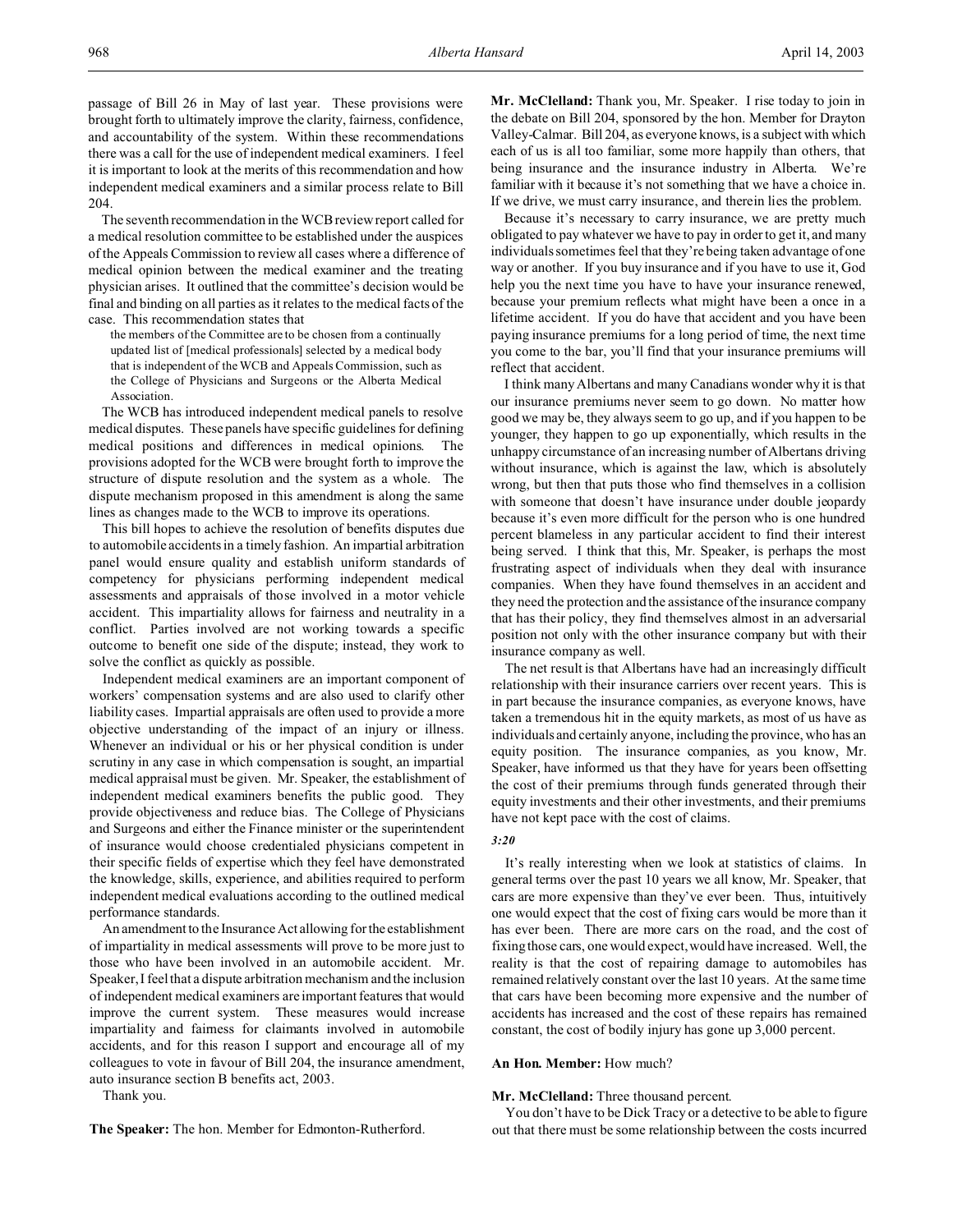passage of Bill 26 in May of last year. These provisions were brought forth to ultimately improve the clarity, fairness, confidence, and accountability of the system. Within these recommendations there was a call for the use of independent medical examiners. I feel it is important to look at the merits of this recommendation and how independent medical examiners and a similar process relate to Bill 204.

The seventh recommendation in the WCB review report called for a medical resolution committee to be established under the auspices of the Appeals Commission to review all cases where a difference of medical opinion between the medical examiner and the treating physician arises. It outlined that the committee's decision would be final and binding on all parties as it relates to the medical facts of the case. This recommendation states that

> the members of the Committee are to be chosen from a continually updated list of [medical professionals] selected by a medical body that is independent of the WCB and Appeals Commission, such as the College of Physicians and Surgeons or the Alberta Medical Association.

The WCB has introduced independent medical panels to resolve medical disputes. These panels have specific guidelines for defining medical positions and differences in medical opinions. The provisions adopted for the WCB were brought forth to improve the structure of dispute resolution and the system as a whole. The dispute mechanism proposed in this amendment is along the same lines as changes made to the WCB to improve its operations.

This bill hopes to achieve the resolution of benefits disputes due to automobile accidents in a timely fashion. An impartial arbitration panel would ensure quality and establish uniform standards of competency for physicians performing independent medical assessments and appraisals of those involved in a motor vehicle accident. This impartiality allows for fairness and neutrality in a conflict. Parties involved are not working towards a specific outcome to benefit one side of the dispute; instead, they work to solve the conflict as quickly as possible.

Independent medical examiners are an important component of workers' compensation systems and are also used to clarify other liability cases. Impartial appraisals are often used to provide a more objective understanding of the impact of an injury or illness. Whenever an individual or his or her physical condition is under scrutiny in any case in which compensation is sought, an impartial medical appraisal must be given. Mr. Speaker, the establishment of independent medical examiners benefits the public good. They provide objectiveness and reduce bias. The College of Physicians and Surgeons and either the Finance minister or the superintendent of insurance would choose credentialed physicians competent in their specific fields of expertise which they feel have demonstrated the knowledge, skills, experience, and abilities required to perform independent medical evaluations according to the outlined medical performance standards.

An amendment to the Insurance Act allowing for the establishment of impartiality in medical assessments will prove to be more just to those who have been involved in an automobile accident. Mr. Speaker, I feel that a dispute arbitration mechanism and the inclusion of independent medical examiners are important features that would improve the current system. These measures would increase impartiality and fairness for claimants involved in automobile accidents, and for this reason I support and encourage all of my colleagues to vote in favour of Bill 204, the insurance amendment, auto insurance section B benefits act, 2003.

Thank you.

**The Speaker:** The hon. Member for Edmonton-Rutherford.

**Mr. McClelland:** Thank you, Mr. Speaker. I rise today to join in the debate on Bill 204, sponsored by the hon. Member for Drayton Valley-Calmar. Bill 204, as everyone knows, is a subject with which each of us is all too familiar, some more happily than others, that being insurance and the insurance industry in Alberta. We're familiar with it because it's not something that we have a choice in. If we drive, we must carry insurance, and therein lies the problem.

Because it's necessary to carry insurance, we are pretty much obligated to pay whatever we have to pay in order to get it, and many individuals sometimes feel that they're being taken advantage of one way or another. If you buy insurance and if you have to use it, God help you the next time you have to have your insurance renewed, because your premium reflects what might have been a once in a lifetime accident. If you do have that accident and you have been paying insurance premiums for a long period of time, the next time you come to the bar, you'll find that your insurance premiums will reflect that accident.

I think many Albertans and many Canadians wonder why it is that our insurance premiums never seem to go down. No matter how good we may be, they always seem to go up, and if you happen to be younger, they happen to go up exponentially, which results in the unhappy circumstance of an increasing number of Albertans driving without insurance, which is against the law, which is absolutely wrong, but then that puts those who find themselves in a collision with someone that doesn't have insurance under double jeopardy because it's even more difficult for the person who is one hundred percent blameless in any particular accident to find their interest being served. I think that this, Mr. Speaker, is perhaps the most frustrating aspect of individuals when they deal with insurance companies. When they have found themselves in an accident and they need the protection and the assistance of the insurance company that has their policy, they find themselves almost in an adversarial position not only with the other insurance company but with their insurance company as well.

The net result is that Albertans have had an increasingly difficult relationship with their insurance carriers over recent years. This is in part because the insurance companies, as everyone knows, have taken a tremendous hit in the equity markets, as most of us have as individuals and certainly anyone, including the province, who has an equity position. The insurance companies, as you know, Mr. Speaker, have informed us that they have for years been offsetting the cost of their premiums through funds generated through their equity investments and their other investments, and their premiums have not kept pace with the cost of claims.

*3:20*

It's really interesting when we look at statistics of claims. In general terms over the past 10 years we all know, Mr. Speaker, that cars are more expensive than they've ever been. Thus, intuitively one would expect that the cost of fixing cars would be more than it has ever been. There are more cars on the road, and the cost of fixing those cars, one would expect, would have increased. Well, the reality is that the cost of repairing damage to automobiles has remained relatively constant over the last 10 years. At the same time that cars have been becoming more expensive and the number of accidents has increased and the cost of these repairs has remained constant, the cost of bodily injury has gone up 3,000 percent.

**An Hon. Member:** How much?

**Mr. McClelland:** Three thousand percent.

You don't have to be Dick Tracy or a detective to be able to figure out that there must be some relationship between the costs incurred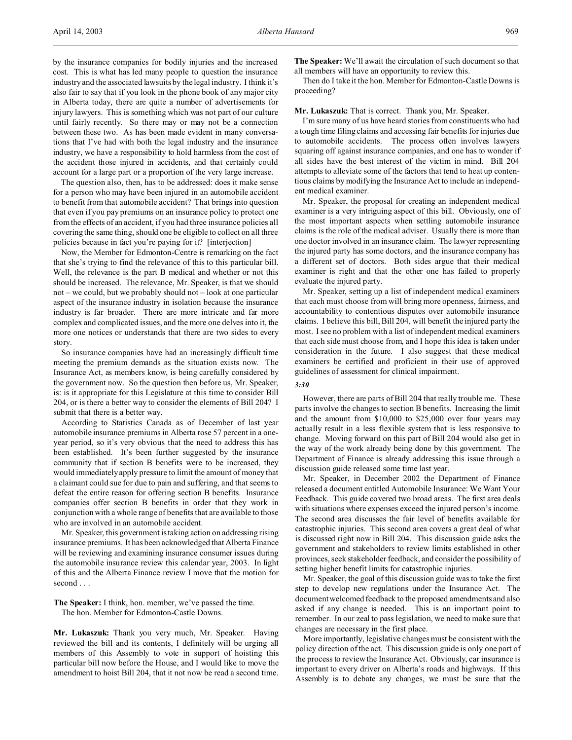by the insurance companies for bodily injuries and the increased cost. This is what has led many people to question the insurance industry and the associated lawsuits by the legal industry. I think it's also fair to say that if you look in the phone book of any major city in Alberta today, there are quite a number of advertisements for injury lawyers. This is something which was not part of our culture until fairly recently. So there may or may not be a connection between these two. As has been made evident in many conversations that I've had with both the legal industry and the insurance industry, we have a responsibility to hold harmless from the cost of the accident those injured in accidents, and that certainly could account for a large part or a proportion of the very large increase.

The question also, then, has to be addressed: does it make sense for a person who may have been injured in an automobile accident to benefit from that automobile accident? That brings into question that even if you pay premiums on an insurance policy to protect one from the effects of an accident, if you had three insurance policies all covering the same thing, should one be eligible to collect on all three policies because in fact you're paying for it? [interjection]

Now, the Member for Edmonton-Centre is remarking on the fact that she's trying to find the relevance of this to this particular bill. Well, the relevance is the part B medical and whether or not this should be increased. The relevance, Mr. Speaker, is that we should not – we could, but we probably should not – look at one particular aspect of the insurance industry in isolation because the insurance industry is far broader. There are more intricate and far more complex and complicated issues, and the more one delves into it, the more one notices or understands that there are two sides to every story.

So insurance companies have had an increasingly difficult time meeting the premium demands as the situation exists now. The Insurance Act, as members know, is being carefully considered by the government now. So the question then before us, Mr. Speaker, is: is it appropriate for this Legislature at this time to consider Bill 204, or is there a better way to consider the elements of Bill 204? I submit that there is a better way.

According to Statistics Canada as of December of last year automobile insurance premiums in Alberta rose 57 percent in a one-year period, so it's very obvious that the need to address this has been established. It's been further suggested by the insurance community that if section B benefits were to be increased, they would immediately apply pressure to limit the amount of money that a claimant could sue for due to pain and suffering, and that seems to defeat the entire reason for offering section B benefits. Insurance companies offer section B benefits in order that they work in conjunction with a whole range of benefits that are available to those who are involved in an automobile accident.

Mr. Speaker, this government is taking action on addressing rising insurance premiums. It has been acknowledged that Alberta Finance will be reviewing and examining insurance consumer issues during the automobile insurance review this calendar year, 2003. In light of this and the Alberta Finance review I move that the motion for second . . .

**The Speaker:** I think, hon. member, we've passed the time.
The hon. Member for Edmonton-Castle Downs.

**Mr. Lukaszuk:** Thank you very much, Mr. Speaker. Having reviewed the bill and its contents, I definitely will be urging all members of this Assembly to vote in support of hoisting this particular bill now before the House, and I would like to move the amendment to hoist Bill 204, that it not now be read a second time.

**The Speaker:** We'll await the circulation of such document so that all members will have an opportunity to review this.

Then do I take it the hon. Member for Edmonton-Castle Downs is proceeding?

**Mr. Lukaszuk:** That is correct. Thank you, Mr. Speaker.

I'm sure many of us have heard stories from constituents who had a tough time filing claims and accessing fair benefits for injuries due to automobile accidents. The process often involves lawyers squaring off against insurance companies, and one has to wonder if all sides have the best interest of the victim in mind. Bill 204 attempts to alleviate some of the factors that tend to heat up contentious claims by modifying the Insurance Act to include an independent medical examiner.

Mr. Speaker, the proposal for creating an independent medical examiner is a very intriguing aspect of this bill. Obviously, one of the most important aspects when settling automobile insurance claims is the role of the medical adviser. Usually there is more than one doctor involved in an insurance claim. The lawyer representing the injured party has some doctors, and the insurance company has a different set of doctors. Both sides argue that their medical examiner is right and that the other one has failed to properly evaluate the injured party.

Mr. Speaker, setting up a list of independent medical examiners that each must choose from will bring more openness, fairness, and accountability to contentious disputes over automobile insurance claims. I believe this bill, Bill 204, will benefit the injured party the most. I see no problem with a list of independent medical examiners that each side must choose from, and I hope this idea is taken under consideration in the future. I also suggest that these medical examiners be certified and proficient in their use of approved guidelines of assessment for clinical impairment.

*3:30*

However, there are parts of Bill 204 that really trouble me. These parts involve the changes to section B benefits. Increasing the limit and the amount from $10,000 to $25,000 over four years may actually result in a less flexible system that is less responsive to change. Moving forward on this part of Bill 204 would also get in the way of the work already being done by this government. The Department of Finance is already addressing this issue through a discussion guide released some time last year.

Mr. Speaker, in December 2002 the Department of Finance released a document entitled Automobile Insurance: We Want Your Feedback. This guide covered two broad areas. The first area deals with situations where expenses exceed the injured person's income. The second area discusses the fair level of benefits available for catastrophic injuries. This second area covers a great deal of what is discussed right now in Bill 204. This discussion guide asks the government and stakeholders to review limits established in other provinces, seek stakeholder feedback, and consider the possibility of setting higher benefit limits for catastrophic injuries.

Mr. Speaker, the goal of this discussion guide was to take the first step to develop new regulations under the Insurance Act. The document welcomed feedback to the proposed amendments and also asked if any change is needed. This is an important point to remember. In our zeal to pass legislation, we need to make sure that changes are necessary in the first place.

More importantly, legislative changes must be consistent with the policy direction of the act. This discussion guide is only one part of the process to review the Insurance Act. Obviously, car insurance is important to every driver on Alberta's roads and highways. If this Assembly is to debate any changes, we must be sure that the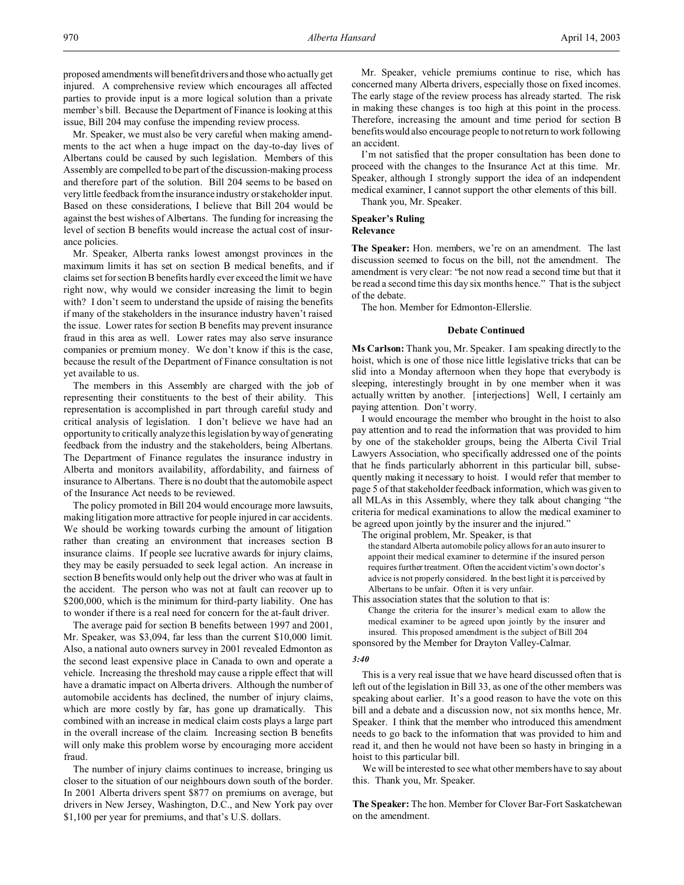proposed amendments will benefit drivers and those who actually get injured. A comprehensive review which encourages all affected parties to provide input is a more logical solution than a private member's bill. Because the Department of Finance is looking at this issue, Bill 204 may confuse the impending review process.

Mr. Speaker, we must also be very careful when making amendments to the act when a huge impact on the day-to-day lives of Albertans could be caused by such legislation. Members of this Assembly are compelled to be part of the discussion-making process and therefore part of the solution. Bill 204 seems to be based on very little feedback from the insurance industry or stakeholder input. Based on these considerations, I believe that Bill 204 would be against the best wishes of Albertans. The funding for increasing the level of section B benefits would increase the actual cost of insurance policies.

Mr. Speaker, Alberta ranks lowest amongst provinces in the maximum limits it has set on section B medical benefits, and if claims set for section B benefits hardly ever exceed the limit we have right now, why would we consider increasing the limit to begin with? I don't seem to understand the upside of raising the benefits if many of the stakeholders in the insurance industry haven't raised the issue. Lower rates for section B benefits may prevent insurance fraud in this area as well. Lower rates may also serve insurance companies or premium money. We don't know if this is the case, because the result of the Department of Finance consultation is not yet available to us.

The members in this Assembly are charged with the job of representing their constituents to the best of their ability. This representation is accomplished in part through careful study and critical analysis of legislation. I don't believe we have had an opportunity to critically analyze this legislation by way of generating feedback from the industry and the stakeholders, being Albertans. The Department of Finance regulates the insurance industry in Alberta and monitors availability, affordability, and fairness of insurance to Albertans. There is no doubt that the automobile aspect of the Insurance Act needs to be reviewed.

The policy promoted in Bill 204 would encourage more lawsuits, making litigation more attractive for people injured in car accidents. We should be working towards curbing the amount of litigation rather than creating an environment that increases section B insurance claims. If people see lucrative awards for injury claims, they may be easily persuaded to seek legal action. An increase in section B benefits would only help out the driver who was at fault in the accident. The person who was not at fault can recover up to \$200,000, which is the minimum for third-party liability. One has to wonder if there is a real need for concern for the at-fault driver.

The average paid for section B benefits between 1997 and 2001, Mr. Speaker, was \$3,094, far less than the current \$10,000 limit. Also, a national auto owners survey in 2001 revealed Edmonton as the second least expensive place in Canada to own and operate a vehicle. Increasing the threshold may cause a ripple effect that will have a dramatic impact on Alberta drivers. Although the number of automobile accidents has declined, the number of injury claims, which are more costly by far, has gone up dramatically. This combined with an increase in medical claim costs plays a large part in the overall increase of the claim. Increasing section B benefits will only make this problem worse by encouraging more accident fraud.

The number of injury claims continues to increase, bringing us closer to the situation of our neighbours down south of the border. In 2001 Alberta drivers spent \$877 on premiums on average, but drivers in New Jersey, Washington, D.C., and New York pay over \$1,100 per year for premiums, and that's U.S. dollars.

Mr. Speaker, vehicle premiums continue to rise, which has concerned many Alberta drivers, especially those on fixed incomes. The early stage of the review process has already started. The risk in making these changes is too high at this point in the process. Therefore, increasing the amount and time period for section B benefits would also encourage people to not return to work following an accident.

I'm not satisfied that the proper consultation has been done to proceed with the changes to the Insurance Act at this time. Mr. Speaker, although I strongly support the idea of an independent medical examiner, I cannot support the other elements of this bill.

Thank you, Mr. Speaker.

**Speaker's Ruling**
**Relevance**

**The Speaker:** Hon. members, we're on an amendment. The last discussion seemed to focus on the bill, not the amendment. The amendment is very clear: "be not now read a second time but that it be read a second time this day six months hence." That is the subject of the debate.

The hon. Member for Edmonton-Ellerslie.

**Debate Continued**

**Ms Carlson:** Thank you, Mr. Speaker. I am speaking directly to the hoist, which is one of those nice little legislative tricks that can be slid into a Monday afternoon when they hope that everybody is sleeping, interestingly brought in by one member when it was actually written by another. [interjections] Well, I certainly am paying attention. Don't worry.

I would encourage the member who brought in the hoist to also pay attention and to read the information that was provided to him by one of the stakeholder groups, being the Alberta Civil Trial Lawyers Association, who specifically addressed one of the points that he finds particularly abhorrent in this particular bill, subsequently making it necessary to hoist. I would refer that member to page 5 of that stakeholder feedback information, which was given to all MLAs in this Assembly, where they talk about changing "the criteria for medical examinations to allow the medical examiner to be agreed upon jointly by the insurer and the injured."

The original problem, Mr. Speaker, is that

> the standard Alberta automobile policy allows for an auto insurer to appoint their medical examiner to determine if the insured person requires further treatment. Often the accident victim's own doctor's advice is not properly considered. In the best light it is perceived by Albertans to be unfair. Often it is very unfair.

This association states that the solution to that is:

> Change the criteria for the insurer's medical exam to allow the medical examiner to be agreed upon jointly by the insurer and insured. This proposed amendment is the subject of Bill 204 sponsored by the Member for Drayton Valley-Calmar.

*3:40*

This is a very real issue that we have heard discussed often that is left out of the legislation in Bill 33, as one of the other members was speaking about earlier. It's a good reason to have the vote on this bill and a debate and a discussion now, not six months hence, Mr. Speaker. I think that the member who introduced this amendment needs to go back to the information that was provided to him and read it, and then he would not have been so hasty in bringing in a hoist to this particular bill.

We will be interested to see what other members have to say about this. Thank you, Mr. Speaker.

**The Speaker:** The hon. Member for Clover Bar-Fort Saskatchewan on the amendment.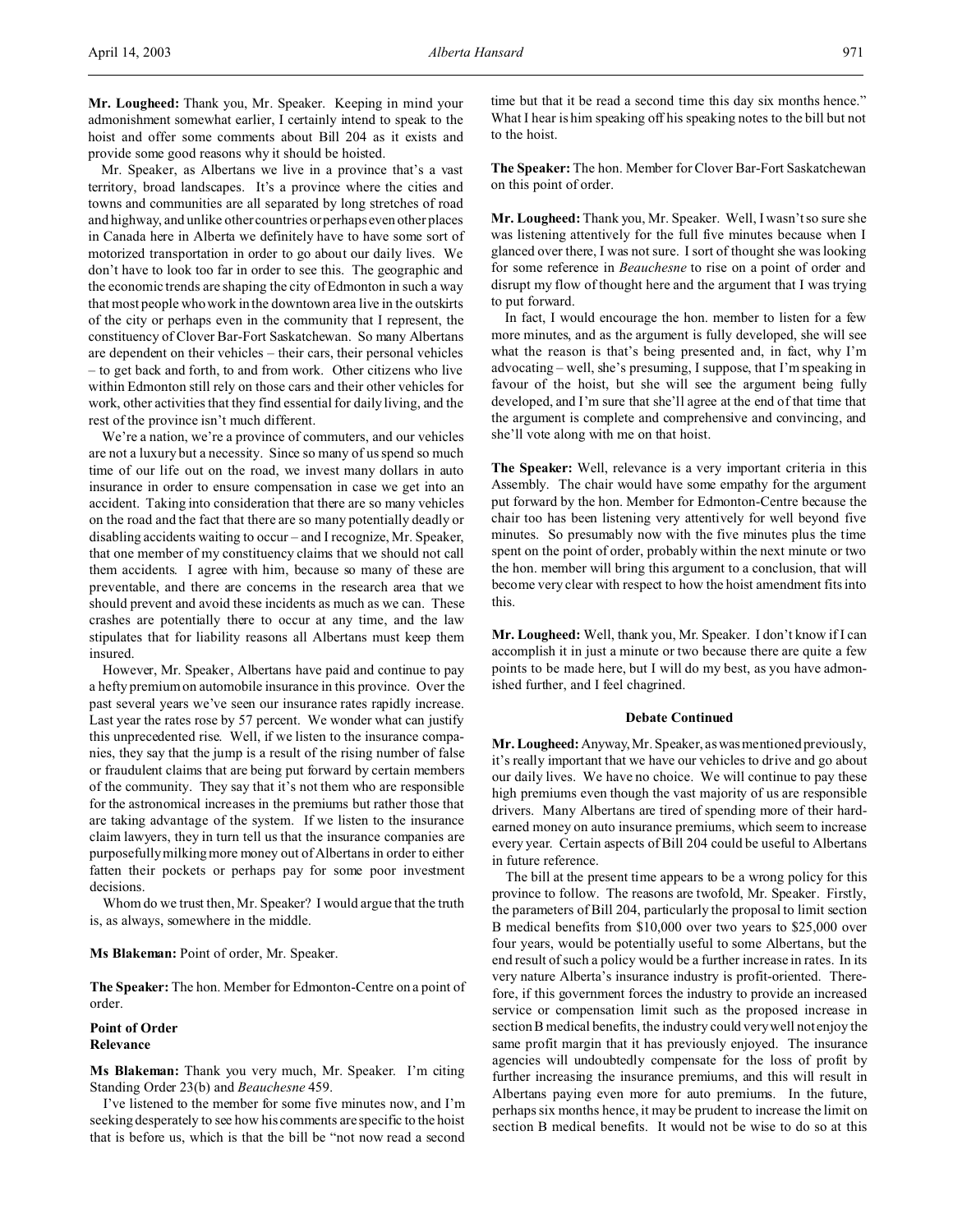**Mr. Lougheed:** Thank you, Mr. Speaker. Keeping in mind your admonishment somewhat earlier, I certainly intend to speak to the hoist and offer some comments about Bill 204 as it exists and provide some good reasons why it should be hoisted.

Mr. Speaker, as Albertans we live in a province that's a vast territory, broad landscapes. It's a province where the cities and towns and communities are all separated by long stretches of road and highway, and unlike other countries or perhaps even other places in Canada here in Alberta we definitely have to have some sort of motorized transportation in order to go about our daily lives. We don't have to look too far in order to see this. The geographic and the economic trends are shaping the city of Edmonton in such a way that most people who work in the downtown area live in the outskirts of the city or perhaps even in the community that I represent, the constituency of Clover Bar-Fort Saskatchewan. So many Albertans are dependent on their vehicles – their cars, their personal vehicles – to get back and forth, to and from work. Other citizens who live within Edmonton still rely on those cars and their other vehicles for work, other activities that they find essential for daily living, and the rest of the province isn't much different.

We're a nation, we're a province of commuters, and our vehicles are not a luxury but a necessity. Since so many of us spend so much time of our life out on the road, we invest many dollars in auto insurance in order to ensure compensation in case we get into an accident. Taking into consideration that there are so many vehicles on the road and the fact that there are so many potentially deadly or disabling accidents waiting to occur – and I recognize, Mr. Speaker, that one member of my constituency claims that we should not call them accidents. I agree with him, because so many of these are preventable, and there are concerns in the research area that we should prevent and avoid these incidents as much as we can. These crashes are potentially there to occur at any time, and the law stipulates that for liability reasons all Albertans must keep them insured.

However, Mr. Speaker, Albertans have paid and continue to pay a hefty premium on automobile insurance in this province. Over the past several years we've seen our insurance rates rapidly increase. Last year the rates rose by 57 percent. We wonder what can justify this unprecedented rise. Well, if we listen to the insurance companies, they say that the jump is a result of the rising number of false or fraudulent claims that are being put forward by certain members of the community. They say that it's not them who are responsible for the astronomical increases in the premiums but rather those that are taking advantage of the system. If we listen to the insurance claim lawyers, they in turn tell us that the insurance companies are purposefully milking more money out of Albertans in order to either fatten their pockets or perhaps pay for some poor investment decisions.

Whom do we trust then, Mr. Speaker? I would argue that the truth is, as always, somewhere in the middle.

**Ms Blakeman:** Point of order, Mr. Speaker.

**The Speaker:** The hon. Member for Edmonton-Centre on a point of order.

### Point of Order
### Relevance

**Ms Blakeman:** Thank you very much, Mr. Speaker. I'm citing Standing Order 23(b) and *Beauchesne* 459.

I've listened to the member for some five minutes now, and I'm seeking desperately to see how his comments are specific to the hoist that is before us, which is that the bill be "not now read a second time but that it be read a second time this day six months hence." What I hear is him speaking off his speaking notes to the bill but not to the hoist.

**The Speaker:** The hon. Member for Clover Bar-Fort Saskatchewan on this point of order.

**Mr. Lougheed:** Thank you, Mr. Speaker. Well, I wasn't so sure she was listening attentively for the full five minutes because when I glanced over there, I was not sure. I sort of thought she was looking for some reference in *Beauchesne* to rise on a point of order and disrupt my flow of thought here and the argument that I was trying to put forward.

In fact, I would encourage the hon. member to listen for a few more minutes, and as the argument is fully developed, she will see what the reason is that's being presented and, in fact, why I'm advocating – well, she's presuming, I suppose, that I'm speaking in favour of the hoist, but she will see the argument being fully developed, and I'm sure that she'll agree at the end of that time that the argument is complete and comprehensive and convincing, and she'll vote along with me on that hoist.

**The Speaker:** Well, relevance is a very important criteria in this Assembly. The chair would have some empathy for the argument put forward by the hon. Member for Edmonton-Centre because the chair too has been listening very attentively for well beyond five minutes. So presumably now with the five minutes plus the time spent on the point of order, probably within the next minute or two the hon. member will bring this argument to a conclusion, that will become very clear with respect to how the hoist amendment fits into this.

**Mr. Lougheed:** Well, thank you, Mr. Speaker. I don't know if I can accomplish it in just a minute or two because there are quite a few points to be made here, but I will do my best, as you have admonished further, and I feel chagrined.

### Debate Continued

**Mr. Lougheed:** Anyway, Mr. Speaker, as was mentioned previously, it's really important that we have our vehicles to drive and go about our daily lives. We have no choice. We will continue to pay these high premiums even though the vast majority of us are responsible drivers. Many Albertans are tired of spending more of their hard-earned money on auto insurance premiums, which seem to increase every year. Certain aspects of Bill 204 could be useful to Albertans in future reference.

The bill at the present time appears to be a wrong policy for this province to follow. The reasons are twofold, Mr. Speaker. Firstly, the parameters of Bill 204, particularly the proposal to limit section B medical benefits from $10,000 over two years to $25,000 over four years, would be potentially useful to some Albertans, but the end result of such a policy would be a further increase in rates. In its very nature Alberta's insurance industry is profit-oriented. Therefore, if this government forces the industry to provide an increased service or compensation limit such as the proposed increase in section B medical benefits, the industry could very well not enjoy the same profit margin that it has previously enjoyed. The insurance agencies will undoubtedly compensate for the loss of profit by further increasing the insurance premiums, and this will result in Albertans paying even more for auto premiums. In the future, perhaps six months hence, it may be prudent to increase the limit on section B medical benefits. It would not be wise to do so at this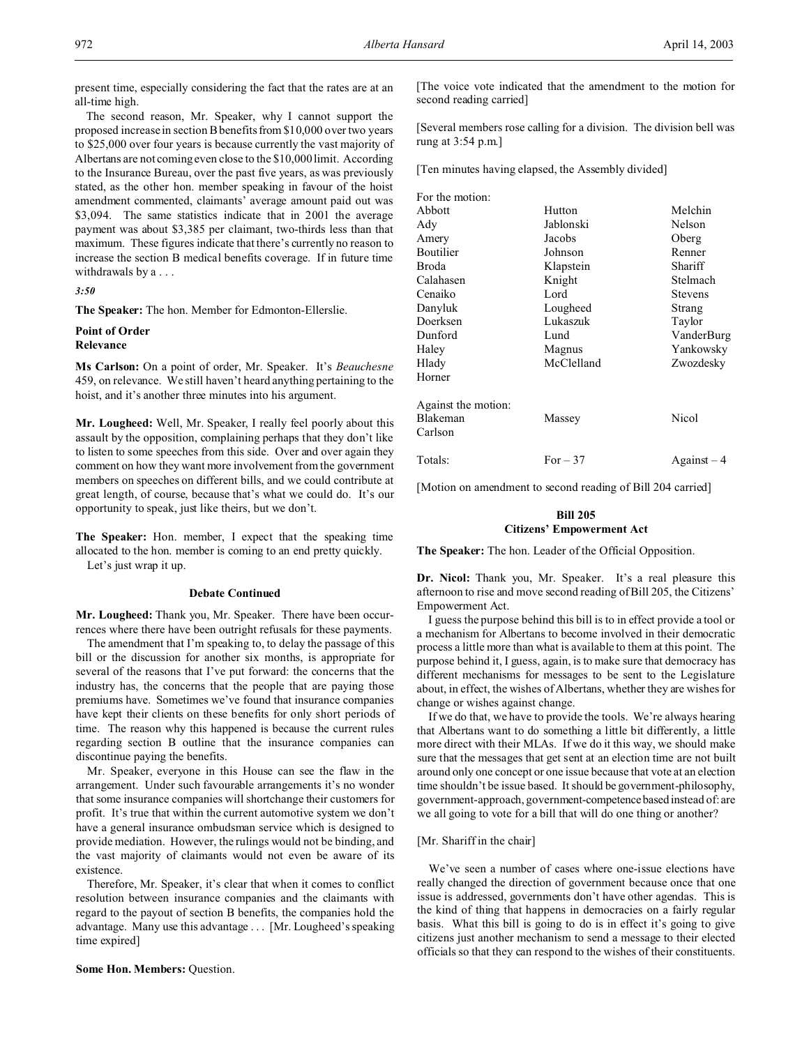present time, especially considering the fact that the rates are at an all-time high.

The second reason, Mr. Speaker, why I cannot support the proposed increase in section B benefits from $10,000 over two years to $25,000 over four years is because currently the vast majority of Albertans are not coming even close to the $10,000 limit. According to the Insurance Bureau, over the past five years, as was previously stated, as the other hon. member speaking in favour of the hoist amendment commented, claimants' average amount paid out was $3,094. The same statistics indicate that in 2001 the average payment was about $3,385 per claimant, two-thirds less than that maximum. These figures indicate that there's currently no reason to increase the section B medical benefits coverage. If in future time withdrawals by a . . .

*3:50*

**The Speaker:** The hon. Member for Edmonton-Ellerslie.

**Point of Order**
**Relevance**

**Ms Carlson:** On a point of order, Mr. Speaker. It's *Beauchesne* 459, on relevance. We still haven't heard anything pertaining to the hoist, and it's another three minutes into his argument.

**Mr. Lougheed:** Well, Mr. Speaker, I really feel poorly about this assault by the opposition, complaining perhaps that they don't like to listen to some speeches from this side. Over and over again they comment on how they want more involvement from the government members on speeches on different bills, and we could contribute at great length, of course, because that's what we could do. It's our opportunity to speak, just like theirs, but we don't.

**The Speaker:** Hon. member, I expect that the speaking time allocated to the hon. member is coming to an end pretty quickly. Let's just wrap it up.

**Debate Continued**

**Mr. Lougheed:** Thank you, Mr. Speaker. There have been occurrences where there have been outright refusals for these payments.

The amendment that I'm speaking to, to delay the passage of this bill or the discussion for another six months, is appropriate for several of the reasons that I've put forward: the concerns that the industry has, the concerns that the people that are paying those premiums have. Sometimes we've found that insurance companies have kept their clients on these benefits for only short periods of time. The reason why this happened is because the current rules regarding section B outline that the insurance companies can discontinue paying the benefits.

Mr. Speaker, everyone in this House can see the flaw in the arrangement. Under such favourable arrangements it's no wonder that some insurance companies will shortchange their customers for profit. It's true that within the current automotive system we don't have a general insurance ombudsman service which is designed to provide mediation. However, the rulings would not be binding, and the vast majority of claimants would not even be aware of its existence.

Therefore, Mr. Speaker, it's clear that when it comes to conflict resolution between insurance companies and the claimants with regard to the payout of section B benefits, the companies hold the advantage. Many use this advantage . . . [Mr. Lougheed's speaking time expired]

**Some Hon. Members:** Question.

[The voice vote indicated that the amendment to the motion for second reading carried]

[Several members rose calling for a division. The division bell was rung at 3:54 p.m.]

[Ten minutes having elapsed, the Assembly divided]

For the motion:

| | | |
|---|---|---|
| Abbott | Hutton | Melchin |
| Ady | Jablonski | Nelson |
| Amery | Jacobs | Oberg |
| Boutilier | Johnson | Renner |
| Broda | Klapstein | Shariff |
| Calahasen | Knight | Stelmach |
| Cenaiko | Lord | Stevens |
| Danyluk | Lougheed | Strang |
| Doerksen | Lukaszuk | Taylor |
| Dunford | Lund | VanderBurg |
| Haley | Magnus | Yankowsky |
| Hlady | McClelland | Zwozdesky |
| Horner | | |

Against the motion:

| | | |
|---|---|---|
| Blakeman | Massey | Nicol |
| Carlson | | |

| | | |
|---|---|---|
| Totals: | For – 37 | Against – 4 |

[Motion on amendment to second reading of Bill 204 carried]

**Bill 205**
**Citizens' Empowerment Act**

**The Speaker:** The hon. Leader of the Official Opposition.

**Dr. Nicol:** Thank you, Mr. Speaker. It's a real pleasure this afternoon to rise and move second reading of Bill 205, the Citizens' Empowerment Act.

I guess the purpose behind this bill is to in effect provide a tool or a mechanism for Albertans to become involved in their democratic process a little more than what is available to them at this point. The purpose behind it, I guess, again, is to make sure that democracy has different mechanisms for messages to be sent to the Legislature about, in effect, the wishes of Albertans, whether they are wishes for change or wishes against change.

If we do that, we have to provide the tools. We're always hearing that Albertans want to do something a little bit differently, a little more direct with their MLAs. If we do it this way, we should make sure that the messages that get sent at an election time are not built around only one concept or one issue because that vote at an election time shouldn't be issue based. It should be government-philosophy, government-approach, government-competence based instead of: are we all going to vote for a bill that will do one thing or another?

[Mr. Shariff in the chair]

We've seen a number of cases where one-issue elections have really changed the direction of government because once that one issue is addressed, governments don't have other agendas. This is the kind of thing that happens in democracies on a fairly regular basis. What this bill is going to do is in effect it's going to give citizens just another mechanism to send a message to their elected officials so that they can respond to the wishes of their constituents.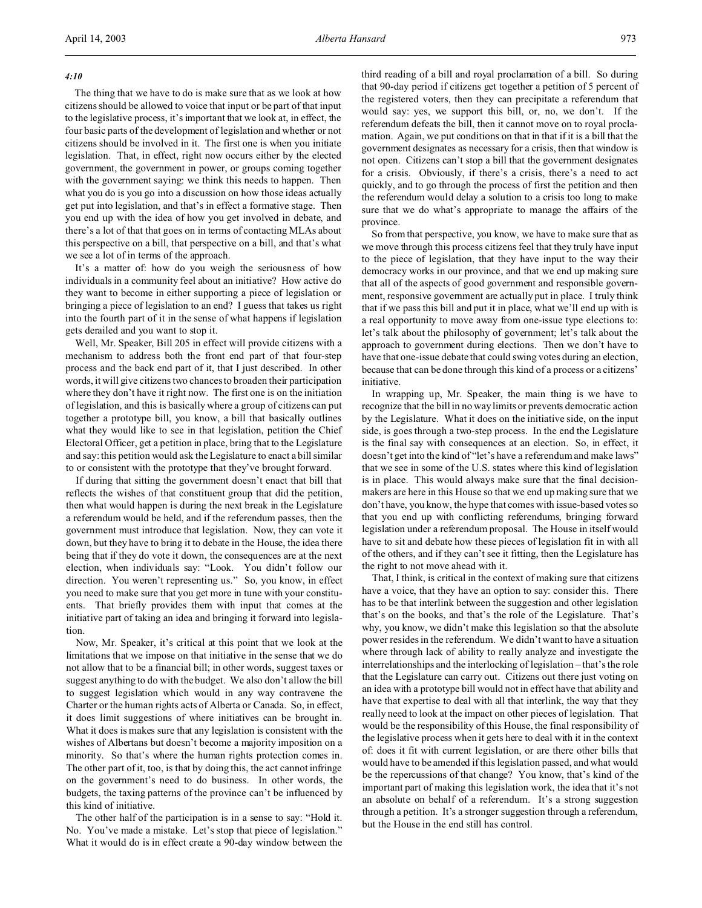*4:10*

The thing that we have to do is make sure that as we look at how citizens should be allowed to voice that input or be part of that input to the legislative process, it's important that we look at, in effect, the four basic parts of the development of legislation and whether or not citizens should be involved in it. The first one is when you initiate legislation. That, in effect, right now occurs either by the elected government, the government in power, or groups coming together with the government saying: we think this needs to happen. Then what you do is you go into a discussion on how those ideas actually get put into legislation, and that's in effect a formative stage. Then you end up with the idea of how you get involved in debate, and there's a lot of that that goes on in terms of contacting MLAs about this perspective on a bill, that perspective on a bill, and that's what we see a lot of in terms of the approach.

It's a matter of: how do you weigh the seriousness of how individuals in a community feel about an initiative? How active do they want to become in either supporting a piece of legislation or bringing a piece of legislation to an end? I guess that takes us right into the fourth part of it in the sense of what happens if legislation gets derailed and you want to stop it.

Well, Mr. Speaker, Bill 205 in effect will provide citizens with a mechanism to address both the front end part of that four-step process and the back end part of it, that I just described. In other words, it will give citizens two chances to broaden their participation where they don't have it right now. The first one is on the initiation of legislation, and this is basically where a group of citizens can put together a prototype bill, you know, a bill that basically outlines what they would like to see in that legislation, petition the Chief Electoral Officer, get a petition in place, bring that to the Legislature and say: this petition would ask the Legislature to enact a bill similar to or consistent with the prototype that they've brought forward.

If during that sitting the government doesn't enact that bill that reflects the wishes of that constituent group that did the petition, then what would happen is during the next break in the Legislature a referendum would be held, and if the referendum passes, then the government must introduce that legislation. Now, they can vote it down, but they have to bring it to debate in the House, the idea there being that if they do vote it down, the consequences are at the next election, when individuals say: "Look. You didn't follow our direction. You weren't representing us." So, you know, in effect you need to make sure that you get more in tune with your constituents. That briefly provides them with input that comes at the initiative part of taking an idea and bringing it forward into legislation.

Now, Mr. Speaker, it's critical at this point that we look at the limitations that we impose on that initiative in the sense that we do not allow that to be a financial bill; in other words, suggest taxes or suggest anything to do with the budget. We also don't allow the bill to suggest legislation which would in any way contravene the Charter or the human rights acts of Alberta or Canada. So, in effect, it does limit suggestions of where initiatives can be brought in. What it does is makes sure that any legislation is consistent with the wishes of Albertans but doesn't become a majority imposition on a minority. So that's where the human rights protection comes in. The other part of it, too, is that by doing this, the act cannot infringe on the government's need to do business. In other words, the budgets, the taxing patterns of the province can't be influenced by this kind of initiative.

The other half of the participation is in a sense to say: "Hold it. No. You've made a mistake. Let's stop that piece of legislation." What it would do is in effect create a 90-day window between the third reading of a bill and royal proclamation of a bill. So during that 90-day period if citizens get together a petition of 5 percent of the registered voters, then they can precipitate a referendum that would say: yes, we support this bill, or, no, we don't. If the referendum defeats the bill, then it cannot move on to royal proclamation. Again, we put conditions on that in that if it is a bill that the government designates as necessary for a crisis, then that window is not open. Citizens can't stop a bill that the government designates for a crisis. Obviously, if there's a crisis, there's a need to act quickly, and to go through the process of first the petition and then the referendum would delay a solution to a crisis too long to make sure that we do what's appropriate to manage the affairs of the province.

So from that perspective, you know, we have to make sure that as we move through this process citizens feel that they truly have input to the piece of legislation, that they have input to the way their democracy works in our province, and that we end up making sure that all of the aspects of good government and responsible government, responsive government are actually put in place. I truly think that if we pass this bill and put it in place, what we'll end up with is a real opportunity to move away from one-issue type elections to: let's talk about the philosophy of government; let's talk about the approach to government during elections. Then we don't have to have that one-issue debate that could swing votes during an election, because that can be done through this kind of a process or a citizens' initiative.

In wrapping up, Mr. Speaker, the main thing is we have to recognize that the bill in no way limits or prevents democratic action by the Legislature. What it does on the initiative side, on the input side, is goes through a two-step process. In the end the Legislature is the final say with consequences at an election. So, in effect, it doesn't get into the kind of "let's have a referendum and make laws" that we see in some of the U.S. states where this kind of legislation is in place. This would always make sure that the final decision-makers are here in this House so that we end up making sure that we don't have, you know, the hype that comes with issue-based votes so that you end up with conflicting referendums, bringing forward legislation under a referendum proposal. The House in itself would have to sit and debate how these pieces of legislation fit in with all of the others, and if they can't see it fitting, then the Legislature has the right to not move ahead with it.

That, I think, is critical in the context of making sure that citizens have a voice, that they have an option to say: consider this. There has to be that interlink between the suggestion and other legislation that's on the books, and that's the role of the Legislature. That's why, you know, we didn't make this legislation so that the absolute power resides in the referendum. We didn't want to have a situation where through lack of ability to really analyze and investigate the interrelationships and the interlocking of legislation – that's the role that the Legislature can carry out. Citizens out there just voting on an idea with a prototype bill would not in effect have that ability and have that expertise to deal with all that interlink, the way that they really need to look at the impact on other pieces of legislation. That would be the responsibility of this House, the final responsibility of the legislative process when it gets here to deal with it in the context of: does it fit with current legislation, or are there other bills that would have to be amended if this legislation passed, and what would be the repercussions of that change? You know, that's kind of the important part of making this legislation work, the idea that it's not an absolute on behalf of a referendum. It's a strong suggestion through a petition. It's a stronger suggestion through a referendum, but the House in the end still has control.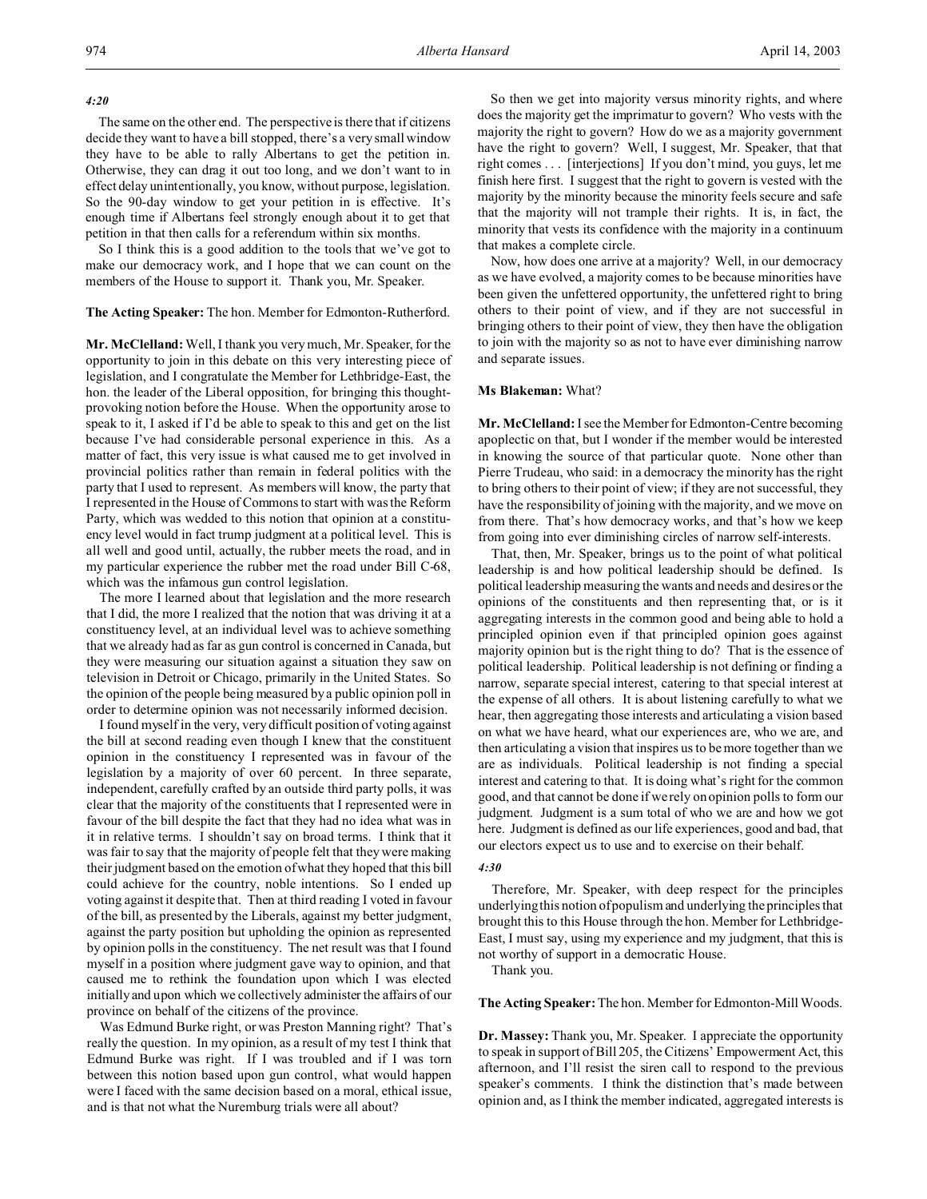*4:20*

The same on the other end. The perspective is there that if citizens decide they want to have a bill stopped, there's a very small window they have to be able to rally Albertans to get the petition in. Otherwise, they can drag it out too long, and we don't want to in effect delay unintentionally, you know, without purpose, legislation. So the 90-day window to get your petition in is effective. It's enough time if Albertans feel strongly enough about it to get that petition in that then calls for a referendum within six months.

So I think this is a good addition to the tools that we've got to make our democracy work, and I hope that we can count on the members of the House to support it. Thank you, Mr. Speaker.

**The Acting Speaker:** The hon. Member for Edmonton-Rutherford.

**Mr. McClelland:** Well, I thank you very much, Mr. Speaker, for the opportunity to join in this debate on this very interesting piece of legislation, and I congratulate the Member for Lethbridge-East, the hon. the leader of the Liberal opposition, for bringing this thought-provoking notion before the House. When the opportunity arose to speak to it, I asked if I'd be able to speak to this and get on the list because I've had considerable personal experience in this. As a matter of fact, this very issue is what caused me to get involved in provincial politics rather than remain in federal politics with the party that I used to represent. As members will know, the party that I represented in the House of Commons to start with was the Reform Party, which was wedded to this notion that opinion at a constituency level would in fact trump judgment at a political level. This is all well and good until, actually, the rubber meets the road, and in my particular experience the rubber met the road under Bill C-68, which was the infamous gun control legislation.

The more I learned about that legislation and the more research that I did, the more I realized that the notion that was driving it at a constituency level, at an individual level was to achieve something that we already had as far as gun control is concerned in Canada, but they were measuring our situation against a situation they saw on television in Detroit or Chicago, primarily in the United States. So the opinion of the people being measured by a public opinion poll in order to determine opinion was not necessarily informed decision.

I found myself in the very, very difficult position of voting against the bill at second reading even though I knew that the constituent opinion in the constituency I represented was in favour of the legislation by a majority of over 60 percent. In three separate, independent, carefully crafted by an outside third party polls, it was clear that the majority of the constituents that I represented were in favour of the bill despite the fact that they had no idea what was in it in relative terms. I shouldn't say on broad terms. I think that it was fair to say that the majority of people felt that they were making their judgment based on the emotion of what they hoped that this bill could achieve for the country, noble intentions. So I ended up voting against it despite that. Then at third reading I voted in favour of the bill, as presented by the Liberals, against my better judgment, against the party position but upholding the opinion as represented by opinion polls in the constituency. The net result was that I found myself in a position where judgment gave way to opinion, and that caused me to rethink the foundation upon which I was elected initially and upon which we collectively administer the affairs of our province on behalf of the citizens of the province.

Was Edmund Burke right, or was Preston Manning right? That's really the question. In my opinion, as a result of my test I think that Edmund Burke was right. If I was troubled and if I was torn between this notion based upon gun control, what would happen were I faced with the same decision based on a moral, ethical issue, and is that not what the Nuremburg trials were all about?

So then we get into majority versus minority rights, and where does the majority get the imprimatur to govern? Who vests with the majority the right to govern? How do we as a majority government have the right to govern? Well, I suggest, Mr. Speaker, that that right comes . . . [interjections] If you don't mind, you guys, let me finish here first. I suggest that the right to govern is vested with the majority by the minority because the minority feels secure and safe that the majority will not trample their rights. It is, in fact, the minority that vests its confidence with the majority in a continuum that makes a complete circle.

Now, how does one arrive at a majority? Well, in our democracy as we have evolved, a majority comes to be because minorities have been given the unfettered opportunity, the unfettered right to bring others to their point of view, and if they are not successful in bringing others to their point of view, they then have the obligation to join with the majority so as not to have ever diminishing narrow and separate issues.

**Ms Blakeman:** What?

**Mr. McClelland:** I see the Member for Edmonton-Centre becoming apoplectic on that, but I wonder if the member would be interested in knowing the source of that particular quote. None other than Pierre Trudeau, who said: in a democracy the minority has the right to bring others to their point of view; if they are not successful, they have the responsibility of joining with the majority, and we move on from there. That's how democracy works, and that's how we keep from going into ever diminishing circles of narrow self-interests.

That, then, Mr. Speaker, brings us to the point of what political leadership is and how political leadership should be defined. Is political leadership measuring the wants and needs and desires or the opinions of the constituents and then representing that, or is it aggregating interests in the common good and being able to hold a principled opinion even if that principled opinion goes against majority opinion but is the right thing to do? That is the essence of political leadership. Political leadership is not defining or finding a narrow, separate special interest, catering to that special interest at the expense of all others. It is about listening carefully to what we hear, then aggregating those interests and articulating a vision based on what we have heard, what our experiences are, who we are, and then articulating a vision that inspires us to be more together than we are as individuals. Political leadership is not finding a special interest and catering to that. It is doing what's right for the common good, and that cannot be done if we rely on opinion polls to form our judgment. Judgment is a sum total of who we are and how we got here. Judgment is defined as our life experiences, good and bad, that our electors expect us to use and to exercise on their behalf.

*4:30*

Therefore, Mr. Speaker, with deep respect for the principles underlying this notion of populism and underlying the principles that brought this to this House through the hon. Member for Lethbridge-East, I must say, using my experience and my judgment, that this is not worthy of support in a democratic House.

Thank you.

**The Acting Speaker:** The hon. Member for Edmonton-Mill Woods.

**Dr. Massey:** Thank you, Mr. Speaker. I appreciate the opportunity to speak in support of Bill 205, the Citizens' Empowerment Act, this afternoon, and I'll resist the siren call to respond to the previous speaker's comments. I think the distinction that's made between opinion and, as I think the member indicated, aggregated interests is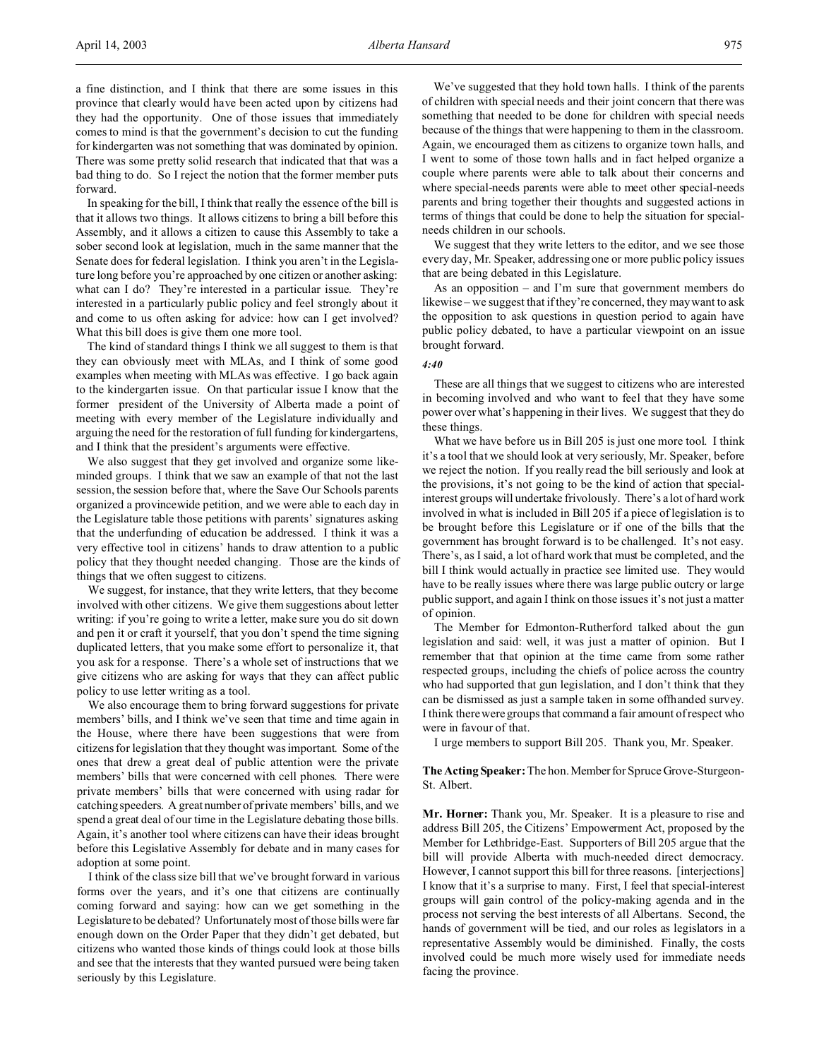a fine distinction, and I think that there are some issues in this province that clearly would have been acted upon by citizens had they had the opportunity. One of those issues that immediately comes to mind is that the government's decision to cut the funding for kindergarten was not something that was dominated by opinion. There was some pretty solid research that indicated that that was a bad thing to do. So I reject the notion that the former member puts forward.

In speaking for the bill, I think that really the essence of the bill is that it allows two things. It allows citizens to bring a bill before this Assembly, and it allows a citizen to cause this Assembly to take a sober second look at legislation, much in the same manner that the Senate does for federal legislation. I think you aren't in the Legislature long before you're approached by one citizen or another asking: what can I do? They're interested in a particular issue. They're interested in a particularly public policy and feel strongly about it and come to us often asking for advice: how can I get involved? What this bill does is give them one more tool.

The kind of standard things I think we all suggest to them is that they can obviously meet with MLAs, and I think of some good examples when meeting with MLAs was effective. I go back again to the kindergarten issue. On that particular issue I know that the former president of the University of Alberta made a point of meeting with every member of the Legislature individually and arguing the need for the restoration of full funding for kindergartens, and I think that the president's arguments were effective.

We also suggest that they get involved and organize some like-minded groups. I think that we saw an example of that not the last session, the session before that, where the Save Our Schools parents organized a provincewide petition, and we were able to each day in the Legislature table those petitions with parents' signatures asking that the underfunding of education be addressed. I think it was a very effective tool in citizens' hands to draw attention to a public policy that they thought needed changing. Those are the kinds of things that we often suggest to citizens.

We suggest, for instance, that they write letters, that they become involved with other citizens. We give them suggestions about letter writing: if you're going to write a letter, make sure you do sit down and pen it or craft it yourself, that you don't spend the time signing duplicated letters, that you make some effort to personalize it, that you ask for a response. There's a whole set of instructions that we give citizens who are asking for ways that they can affect public policy to use letter writing as a tool.

We also encourage them to bring forward suggestions for private members' bills, and I think we've seen that time and time again in the House, where there have been suggestions that were from citizens for legislation that they thought was important. Some of the ones that drew a great deal of public attention were the private members' bills that were concerned with cell phones. There were private members' bills that were concerned with using radar for catching speeders. A great number of private members' bills, and we spend a great deal of our time in the Legislature debating those bills. Again, it's another tool where citizens can have their ideas brought before this Legislative Assembly for debate and in many cases for adoption at some point.

I think of the class size bill that we've brought forward in various forms over the years, and it's one that citizens are continually coming forward and saying: how can we get something in the Legislature to be debated? Unfortunately most of those bills were far enough down on the Order Paper that they didn't get debated, but citizens who wanted those kinds of things could look at those bills and see that the interests that they wanted pursued were being taken seriously by this Legislature.

We've suggested that they hold town halls. I think of the parents of children with special needs and their joint concern that there was something that needed to be done for children with special needs because of the things that were happening to them in the classroom. Again, we encouraged them as citizens to organize town halls, and I went to some of those town halls and in fact helped organize a couple where parents were able to talk about their concerns and where special-needs parents were able to meet other special-needs parents and bring together their thoughts and suggested actions in terms of things that could be done to help the situation for special-needs children in our schools.

We suggest that they write letters to the editor, and we see those every day, Mr. Speaker, addressing one or more public policy issues that are being debated in this Legislature.

As an opposition – and I'm sure that government members do likewise – we suggest that if they're concerned, they may want to ask the opposition to ask questions in question period to again have public policy debated, to have a particular viewpoint on an issue brought forward.

*4:40*

These are all things that we suggest to citizens who are interested in becoming involved and who want to feel that they have some power over what's happening in their lives. We suggest that they do these things.

What we have before us in Bill 205 is just one more tool. I think it's a tool that we should look at very seriously, Mr. Speaker, before we reject the notion. If you really read the bill seriously and look at the provisions, it's not going to be the kind of action that special-interest groups will undertake frivolously. There's a lot of hard work involved in what is included in Bill 205 if a piece of legislation is to be brought before this Legislature or if one of the bills that the government has brought forward is to be challenged. It's not easy. There's, as I said, a lot of hard work that must be completed, and the bill I think would actually in practice see limited use. They would have to be really issues where there was large public outcry or large public support, and again I think on those issues it's not just a matter of opinion.

The Member for Edmonton-Rutherford talked about the gun legislation and said: well, it was just a matter of opinion. But I remember that that opinion at the time came from some rather respected groups, including the chiefs of police across the country who had supported that gun legislation, and I don't think that they can be dismissed as just a sample taken in some offhanded survey. I think there were groups that command a fair amount of respect who were in favour of that.

I urge members to support Bill 205. Thank you, Mr. Speaker.

**The Acting Speaker:** The hon. Member for Spruce Grove-Sturgeon-St. Albert.

**Mr. Horner:** Thank you, Mr. Speaker. It is a pleasure to rise and address Bill 205, the Citizens' Empowerment Act, proposed by the Member for Lethbridge-East. Supporters of Bill 205 argue that the bill will provide Alberta with much-needed direct democracy. However, I cannot support this bill for three reasons. [interjections] I know that it's a surprise to many. First, I feel that special-interest groups will gain control of the policy-making agenda and in the process not serving the best interests of all Albertans. Second, the hands of government will be tied, and our roles as legislators in a representative Assembly would be diminished. Finally, the costs involved could be much more wisely used for immediate needs facing the province.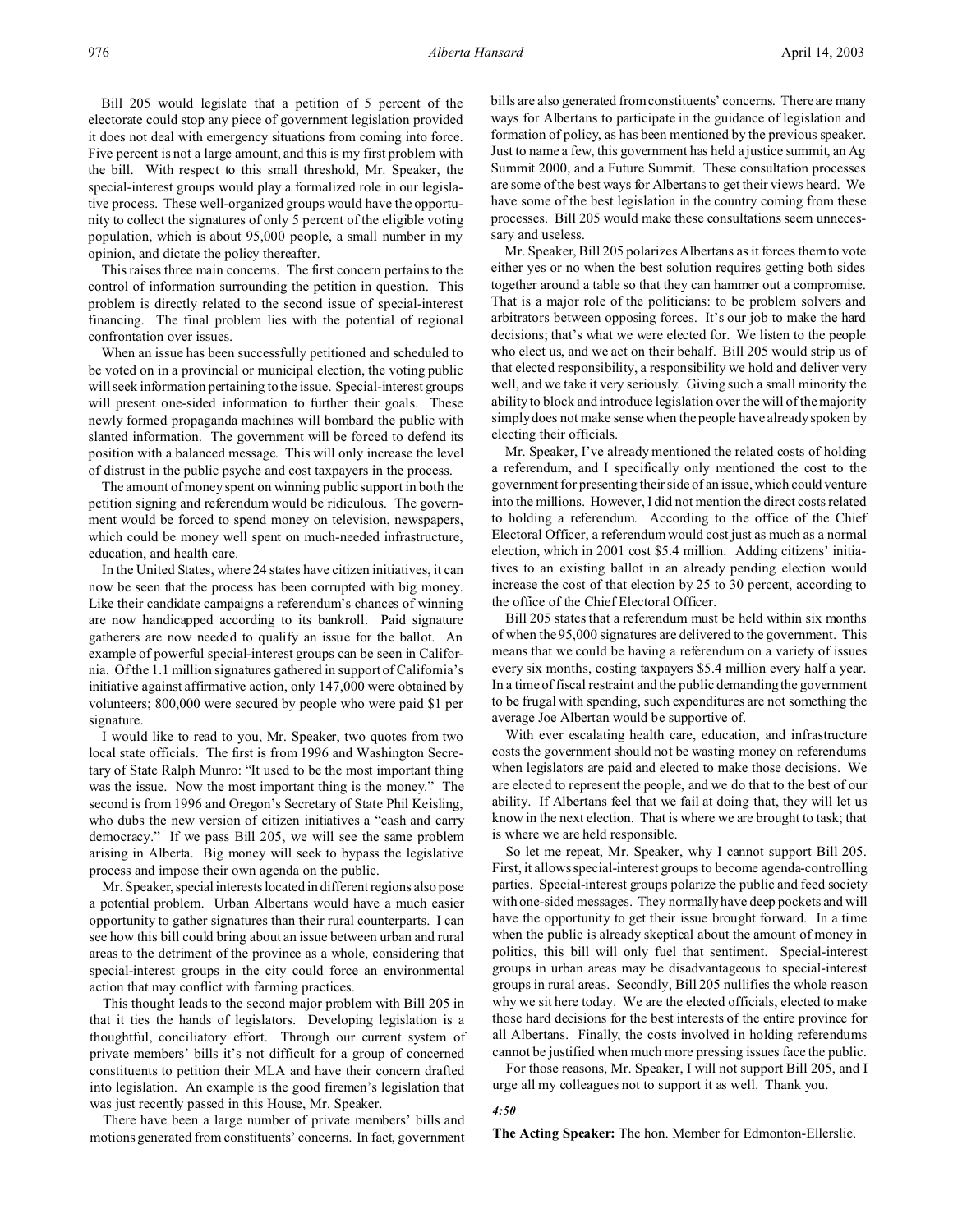Bill 205 would legislate that a petition of 5 percent of the electorate could stop any piece of government legislation provided it does not deal with emergency situations from coming into force. Five percent is not a large amount, and this is my first problem with the bill. With respect to this small threshold, Mr. Speaker, the special-interest groups would play a formalized role in our legislative process. These well-organized groups would have the opportunity to collect the signatures of only 5 percent of the eligible voting population, which is about 95,000 people, a small number in my opinion, and dictate the policy thereafter.

This raises three main concerns. The first concern pertains to the control of information surrounding the petition in question. This problem is directly related to the second issue of special-interest financing. The final problem lies with the potential of regional confrontation over issues.

When an issue has been successfully petitioned and scheduled to be voted on in a provincial or municipal election, the voting public will seek information pertaining to the issue. Special-interest groups will present one-sided information to further their goals. These newly formed propaganda machines will bombard the public with slanted information. The government will be forced to defend its position with a balanced message. This will only increase the level of distrust in the public psyche and cost taxpayers in the process.

The amount of money spent on winning public support in both the petition signing and referendum would be ridiculous. The government would be forced to spend money on television, newspapers, which could be money well spent on much-needed infrastructure, education, and health care.

In the United States, where 24 states have citizen initiatives, it can now be seen that the process has been corrupted with big money. Like their candidate campaigns a referendum's chances of winning are now handicapped according to its bankroll. Paid signature gatherers are now needed to qualify an issue for the ballot. An example of powerful special-interest groups can be seen in California. Of the 1.1 million signatures gathered in support of California's initiative against affirmative action, only 147,000 were obtained by volunteers; 800,000 were secured by people who were paid $1 per signature.

I would like to read to you, Mr. Speaker, two quotes from two local state officials. The first is from 1996 and Washington Secretary of State Ralph Munro: "It used to be the most important thing was the issue. Now the most important thing is the money." The second is from 1996 and Oregon's Secretary of State Phil Keisling, who dubs the new version of citizen initiatives a "cash and carry democracy." If we pass Bill 205, we will see the same problem arising in Alberta. Big money will seek to bypass the legislative process and impose their own agenda on the public.

Mr. Speaker, special interests located in different regions also pose a potential problem. Urban Albertans would have a much easier opportunity to gather signatures than their rural counterparts. I can see how this bill could bring about an issue between urban and rural areas to the detriment of the province as a whole, considering that special-interest groups in the city could force an environmental action that may conflict with farming practices.

This thought leads to the second major problem with Bill 205 in that it ties the hands of legislators. Developing legislation is a thoughtful, conciliatory effort. Through our current system of private members' bills it's not difficult for a group of concerned constituents to petition their MLA and have their concern drafted into legislation. An example is the good firemen's legislation that was just recently passed in this House, Mr. Speaker.

There have been a large number of private members' bills and motions generated from constituents' concerns. In fact, government bills are also generated from constituents' concerns. There are many ways for Albertans to participate in the guidance of legislation and formation of policy, as has been mentioned by the previous speaker. Just to name a few, this government has held a justice summit, an Ag Summit 2000, and a Future Summit. These consultation processes are some of the best ways for Albertans to get their views heard. We have some of the best legislation in the country coming from these processes. Bill 205 would make these consultations seem unnecessary and useless.

Mr. Speaker, Bill 205 polarizes Albertans as it forces them to vote either yes or no when the best solution requires getting both sides together around a table so that they can hammer out a compromise. That is a major role of the politicians: to be problem solvers and arbitrators between opposing forces. It's our job to make the hard decisions; that's what we were elected for. We listen to the people who elect us, and we act on their behalf. Bill 205 would strip us of that elected responsibility, a responsibility we hold and deliver very well, and we take it very seriously. Giving such a small minority the ability to block and introduce legislation over the will of the majority simply does not make sense when the people have already spoken by electing their officials.

Mr. Speaker, I've already mentioned the related costs of holding a referendum, and I specifically only mentioned the cost to the government for presenting their side of an issue, which could venture into the millions. However, I did not mention the direct costs related to holding a referendum. According to the office of the Chief Electoral Officer, a referendum would cost just as much as a normal election, which in 2001 cost $5.4 million. Adding citizens' initiatives to an existing ballot in an already pending election would increase the cost of that election by 25 to 30 percent, according to the office of the Chief Electoral Officer.

Bill 205 states that a referendum must be held within six months of when the 95,000 signatures are delivered to the government. This means that we could be having a referendum on a variety of issues every six months, costing taxpayers $5.4 million every half a year. In a time of fiscal restraint and the public demanding the government to be frugal with spending, such expenditures are not something the average Joe Albertan would be supportive of.

With ever escalating health care, education, and infrastructure costs the government should not be wasting money on referendums when legislators are paid and elected to make those decisions. We are elected to represent the people, and we do that to the best of our ability. If Albertans feel that we fail at doing that, they will let us know in the next election. That is where we are brought to task; that is where we are held responsible.

So let me repeat, Mr. Speaker, why I cannot support Bill 205. First, it allows special-interest groups to become agenda-controlling parties. Special-interest groups polarize the public and feed society with one-sided messages. They normally have deep pockets and will have the opportunity to get their issue brought forward. In a time when the public is already skeptical about the amount of money in politics, this bill will only fuel that sentiment. Special-interest groups in urban areas may be disadvantageous to special-interest groups in rural areas. Secondly, Bill 205 nullifies the whole reason why we sit here today. We are the elected officials, elected to make those hard decisions for the best interests of the entire province for all Albertans. Finally, the costs involved in holding referendums cannot be justified when much more pressing issues face the public.

For those reasons, Mr. Speaker, I will not support Bill 205, and I urge all my colleagues not to support it as well. Thank you.

*4:50*

**The Acting Speaker:** The hon. Member for Edmonton-Ellerslie.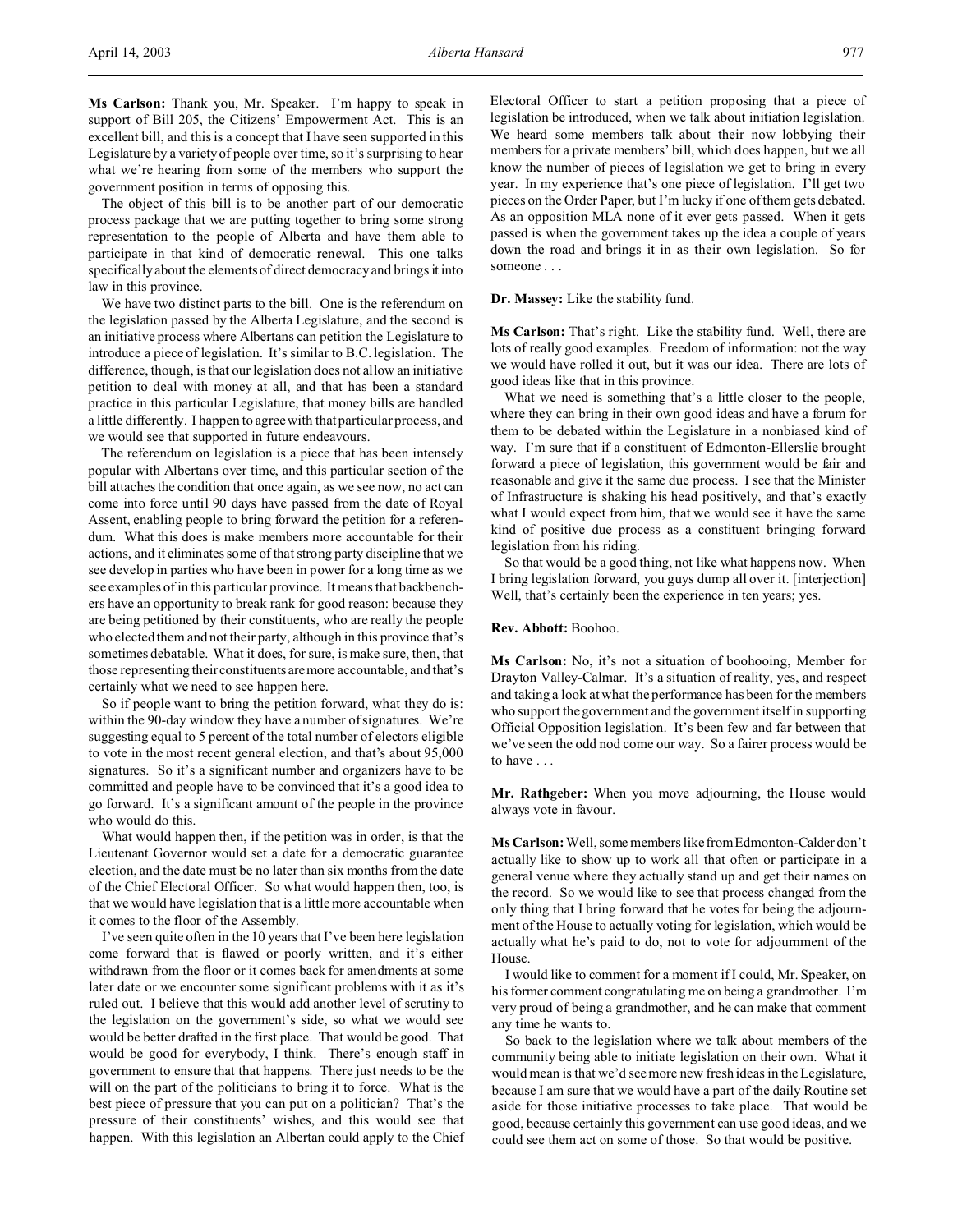**Ms Carlson:** Thank you, Mr. Speaker. I'm happy to speak in support of Bill 205, the Citizens' Empowerment Act. This is an excellent bill, and this is a concept that I have seen supported in this Legislature by a variety of people over time, so it's surprising to hear what we're hearing from some of the members who support the government position in terms of opposing this.

The object of this bill is to be another part of our democratic process package that we are putting together to bring some strong representation to the people of Alberta and have them able to participate in that kind of democratic renewal. This one talks specifically about the elements of direct democracy and brings it into law in this province.

We have two distinct parts to the bill. One is the referendum on the legislation passed by the Alberta Legislature, and the second is an initiative process where Albertans can petition the Legislature to introduce a piece of legislation. It's similar to B.C. legislation. The difference, though, is that our legislation does not allow an initiative petition to deal with money at all, and that has been a standard practice in this particular Legislature, that money bills are handled a little differently. I happen to agree with that particular process, and we would see that supported in future endeavours.

The referendum on legislation is a piece that has been intensely popular with Albertans over time, and this particular section of the bill attaches the condition that once again, as we see now, no act can come into force until 90 days have passed from the date of Royal Assent, enabling people to bring forward the petition for a referendum. What this does is make members more accountable for their actions, and it eliminates some of that strong party discipline that we see develop in parties who have been in power for a long time as we see examples of in this particular province. It means that backbenchers have an opportunity to break rank for good reason: because they are being petitioned by their constituents, who are really the people who elected them and not their party, although in this province that's sometimes debatable. What it does, for sure, is make sure, then, that those representing their constituents are more accountable, and that's certainly what we need to see happen here.

So if people want to bring the petition forward, what they do is: within the 90-day window they have a number of signatures. We're suggesting equal to 5 percent of the total number of electors eligible to vote in the most recent general election, and that's about 95,000 signatures. So it's a significant number and organizers have to be committed and people have to be convinced that it's a good idea to go forward. It's a significant amount of the people in the province who would do this.

What would happen then, if the petition was in order, is that the Lieutenant Governor would set a date for a democratic guarantee election, and the date must be no later than six months from the date of the Chief Electoral Officer. So what would happen then, too, is that we would have legislation that is a little more accountable when it comes to the floor of the Assembly.

I've seen quite often in the 10 years that I've been here legislation come forward that is flawed or poorly written, and it's either withdrawn from the floor or it comes back for amendments at some later date or we encounter some significant problems with it as it's ruled out. I believe that this would add another level of scrutiny to the legislation on the government's side, so what we would see would be better drafted in the first place. That would be good. That would be good for everybody, I think. There's enough staff in government to ensure that that happens. There just needs to be the will on the part of the politicians to bring it to force. What is the best piece of pressure that you can put on a politician? That's the pressure of their constituents' wishes, and this would see that happen. With this legislation an Albertan could apply to the Chief Electoral Officer to start a petition proposing that a piece of legislation be introduced, when we talk about initiation legislation. We heard some members talk about their now lobbying their members for a private members' bill, which does happen, but we all know the number of pieces of legislation we get to bring in every year. In my experience that's one piece of legislation. I'll get two pieces on the Order Paper, but I'm lucky if one of them gets debated. As an opposition MLA none of it ever gets passed. When it gets passed is when the government takes up the idea a couple of years down the road and brings it in as their own legislation. So for someone . . .

**Dr. Massey:** Like the stability fund.

**Ms Carlson:** That's right. Like the stability fund. Well, there are lots of really good examples. Freedom of information: not the way we would have rolled it out, but it was our idea. There are lots of good ideas like that in this province.

What we need is something that's a little closer to the people, where they can bring in their own good ideas and have a forum for them to be debated within the Legislature in a nonbiased kind of way. I'm sure that if a constituent of Edmonton-Ellerslie brought forward a piece of legislation, this government would be fair and reasonable and give it the same due process. I see that the Minister of Infrastructure is shaking his head positively, and that's exactly what I would expect from him, that we would see it have the same kind of positive due process as a constituent bringing forward legislation from his riding.

So that would be a good thing, not like what happens now. When I bring legislation forward, you guys dump all over it. [interjection] Well, that's certainly been the experience in ten years; yes.

**Rev. Abbott:** Boohoo.

**Ms Carlson:** No, it's not a situation of boohooing, Member for Drayton Valley-Calmar. It's a situation of reality, yes, and respect and taking a look at what the performance has been for the members who support the government and the government itself in supporting Official Opposition legislation. It's been few and far between that we've seen the odd nod come our way. So a fairer process would be to have . . .

**Mr. Rathgeber:** When you move adjourning, the House would always vote in favour.

**Ms Carlson:** Well, some members like from Edmonton-Calder don't actually like to show up to work all that often or participate in a general venue where they actually stand up and get their names on the record. So we would like to see that process changed from the only thing that I bring forward that he votes for being the adjournment of the House to actually voting for legislation, which would be actually what he's paid to do, not to vote for adjournment of the House.

I would like to comment for a moment if I could, Mr. Speaker, on his former comment congratulating me on being a grandmother. I'm very proud of being a grandmother, and he can make that comment any time he wants to.

So back to the legislation where we talk about members of the community being able to initiate legislation on their own. What it would mean is that we'd see more new fresh ideas in the Legislature, because I am sure that we would have a part of the daily Routine set aside for those initiative processes to take place. That would be good, because certainly this government can use good ideas, and we could see them act on some of those. So that would be positive.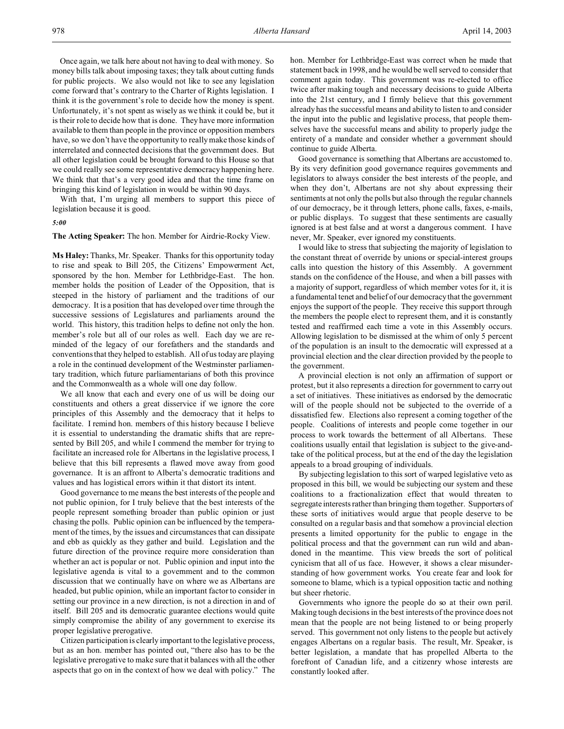Once again, we talk here about not having to deal with money. So money bills talk about imposing taxes; they talk about cutting funds for public projects. We also would not like to see any legislation come forward that's contrary to the Charter of Rights legislation. I think it is the government's role to decide how the money is spent. Unfortunately, it's not spent as wisely as we think it could be, but it is their role to decide how that is done. They have more information available to them than people in the province or opposition members have, so we don't have the opportunity to really make those kinds of interrelated and connected decisions that the government does. But all other legislation could be brought forward to this House so that we could really see some representative democracy happening here. We think that that's a very good idea and that the time frame on bringing this kind of legislation in would be within 90 days.

With that, I'm urging all members to support this piece of legislation because it is good.

*5:00*

**The Acting Speaker:** The hon. Member for Airdrie-Rocky View.

**Ms Haley:** Thanks, Mr. Speaker. Thanks for this opportunity today to rise and speak to Bill 205, the Citizens' Empowerment Act, sponsored by the hon. Member for Lethbridge-East. The hon. member holds the position of Leader of the Opposition, that is steeped in the history of parliament and the traditions of our democracy. It is a position that has developed over time through the successive sessions of Legislatures and parliaments around the world. This history, this tradition helps to define not only the hon. member's role but all of our roles as well. Each day we are reminded of the legacy of our forefathers and the standards and conventions that they helped to establish. All of us today are playing a role in the continued development of the Westminster parliamentary tradition, which future parliamentarians of both this province and the Commonwealth as a whole will one day follow.

We all know that each and every one of us will be doing our constituents and others a great disservice if we ignore the core principles of this Assembly and the democracy that it helps to facilitate. I remind hon. members of this history because I believe it is essential to understanding the dramatic shifts that are represented by Bill 205, and while I commend the member for trying to facilitate an increased role for Albertans in the legislative process, I believe that this bill represents a flawed move away from good governance. It is an affront to Alberta's democratic traditions and values and has logistical errors within it that distort its intent.

Good governance to me means the best interests of the people and not public opinion, for I truly believe that the best interests of the people represent something broader than public opinion or just chasing the polls. Public opinion can be influenced by the temperament of the times, by the issues and circumstances that can dissipate and ebb as quickly as they gather and build. Legislation and the future direction of the province require more consideration than whether an act is popular or not. Public opinion and input into the legislative agenda is vital to a government and to the common discussion that we continually have on where we as Albertans are headed, but public opinion, while an important factor to consider in setting our province in a new direction, is not a direction in and of itself. Bill 205 and its democratic guarantee elections would quite simply compromise the ability of any government to exercise its proper legislative prerogative.

Citizen participation is clearly important to the legislative process, but as an hon. member has pointed out, "there also has to be the legislative prerogative to make sure that it balances with all the other aspects that go on in the context of how we deal with policy." The hon. Member for Lethbridge-East was correct when he made that statement back in 1998, and he would be well served to consider that comment again today. This government was re-elected to office twice after making tough and necessary decisions to guide Alberta into the 21st century, and I firmly believe that this government already has the successful means and ability to listen to and consider the input into the public and legislative process, that people themselves have the successful means and ability to properly judge the entirety of a mandate and consider whether a government should continue to guide Alberta.

Good governance is something that Albertans are accustomed to. By its very definition good governance requires governments and legislators to always consider the best interests of the people, and when they don't, Albertans are not shy about expressing their sentiments at not only the polls but also through the regular channels of our democracy, be it through letters, phone calls, faxes, e-mails, or public displays. To suggest that these sentiments are casually ignored is at best false and at worst a dangerous comment. I have never, Mr. Speaker, ever ignored my constituents.

I would like to stress that subjecting the majority of legislation to the constant threat of override by unions or special-interest groups calls into question the history of this Assembly. A government stands on the confidence of the House, and when a bill passes with a majority of support, regardless of which member votes for it, it is a fundamental tenet and belief of our democracy that the government enjoys the support of the people. They receive this support through the members the people elect to represent them, and it is constantly tested and reaffirmed each time a vote in this Assembly occurs. Allowing legislation to be dismissed at the whim of only 5 percent of the population is an insult to the democratic will expressed at a provincial election and the clear direction provided by the people to the government.

A provincial election is not only an affirmation of support or protest, but it also represents a direction for government to carry out a set of initiatives. These initiatives as endorsed by the democratic will of the people should not be subjected to the override of a dissatisfied few. Elections also represent a coming together of the people. Coalitions of interests and people come together in our process to work towards the betterment of all Albertans. These coalitions usually entail that legislation is subject to the give-and-take of the political process, but at the end of the day the legislation appeals to a broad grouping of individuals.

By subjecting legislation to this sort of warped legislative veto as proposed in this bill, we would be subjecting our system and these coalitions to a fractionalization effect that would threaten to segregate interests rather than bringing them together. Supporters of these sorts of initiatives would argue that people deserve to be consulted on a regular basis and that somehow a provincial election presents a limited opportunity for the public to engage in the political process and that the government can run wild and abandoned in the meantime. This view breeds the sort of political cynicism that all of us face. However, it shows a clear misunderstanding of how government works. You create fear and look for someone to blame, which is a typical opposition tactic and nothing but sheer rhetoric.

Governments who ignore the people do so at their own peril. Making tough decisions in the best interests of the province does not mean that the people are not being listened to or being properly served. This government not only listens to the people but actively engages Albertans on a regular basis. The result, Mr. Speaker, is better legislation, a mandate that has propelled Alberta to the forefront of Canadian life, and a citizenry whose interests are constantly looked after.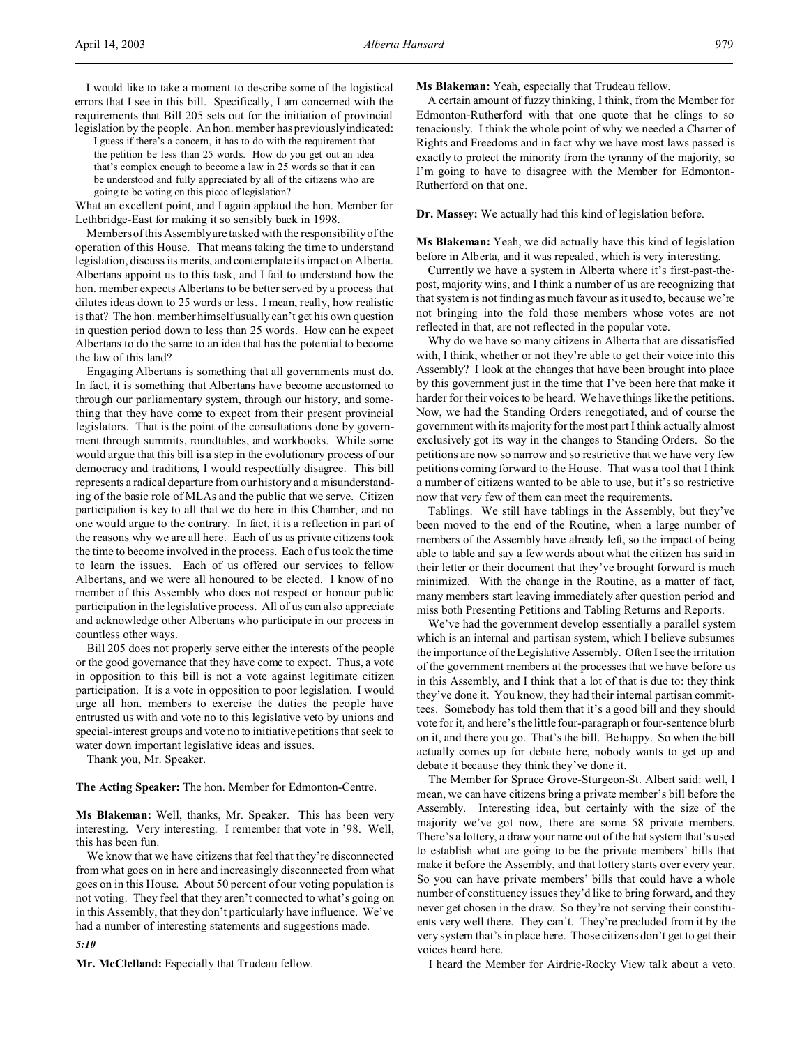I would like to take a moment to describe some of the logistical errors that I see in this bill. Specifically, I am concerned with the requirements that Bill 205 sets out for the initiation of provincial legislation by the people. An hon. member has previously indicated:

> I guess if there's a concern, it has to do with the requirement that the petition be less than 25 words. How do you get out an idea that's complex enough to become a law in 25 words so that it can be understood and fully appreciated by all of the citizens who are going to be voting on this piece of legislation?

What an excellent point, and I again applaud the hon. Member for Lethbridge-East for making it so sensibly back in 1998.

Members of this Assembly are tasked with the responsibility of the operation of this House. That means taking the time to understand legislation, discuss its merits, and contemplate its impact on Alberta. Albertans appoint us to this task, and I fail to understand how the hon. member expects Albertans to be better served by a process that dilutes ideas down to 25 words or less. I mean, really, how realistic is that? The hon. member himself usually can't get his own question in question period down to less than 25 words. How can he expect Albertans to do the same to an idea that has the potential to become the law of this land?

Engaging Albertans is something that all governments must do. In fact, it is something that Albertans have become accustomed to through our parliamentary system, through our history, and something that they have come to expect from their present provincial legislators. That is the point of the consultations done by government through summits, roundtables, and workbooks. While some would argue that this bill is a step in the evolutionary process of our democracy and traditions, I would respectfully disagree. This bill represents a radical departure from our history and a misunderstanding of the basic role of MLAs and the public that we serve. Citizen participation is key to all that we do here in this Chamber, and no one would argue to the contrary. In fact, it is a reflection in part of the reasons why we are all here. Each of us as private citizens took the time to become involved in the process. Each of us took the time to learn the issues. Each of us offered our services to fellow Albertans, and we were all honoured to be elected. I know of no member of this Assembly who does not respect or honour public participation in the legislative process. All of us can also appreciate and acknowledge other Albertans who participate in our process in countless other ways.

Bill 205 does not properly serve either the interests of the people or the good governance that they have come to expect. Thus, a vote in opposition to this bill is not a vote against legitimate citizen participation. It is a vote in opposition to poor legislation. I would urge all hon. members to exercise the duties the people have entrusted us with and vote no to this legislative veto by unions and special-interest groups and vote no to initiative petitions that seek to water down important legislative ideas and issues.

Thank you, Mr. Speaker.

**The Acting Speaker:** The hon. Member for Edmonton-Centre.

**Ms Blakeman:** Well, thanks, Mr. Speaker. This has been very interesting. Very interesting. I remember that vote in '98. Well, this has been fun.

We know that we have citizens that feel that they're disconnected from what goes on in here and increasingly disconnected from what goes on in this House. About 50 percent of our voting population is not voting. They feel that they aren't connected to what's going on in this Assembly, that they don't particularly have influence. We've had a number of interesting statements and suggestions made.

*5:10*

**Mr. McClelland:** Especially that Trudeau fellow.

**Ms Blakeman:** Yeah, especially that Trudeau fellow.

A certain amount of fuzzy thinking, I think, from the Member for Edmonton-Rutherford with that one quote that he clings to so tenaciously. I think the whole point of why we needed a Charter of Rights and Freedoms and in fact why we have most laws passed is exactly to protect the minority from the tyranny of the majority, so I'm going to have to disagree with the Member for Edmonton-Rutherford on that one.

**Dr. Massey:** We actually had this kind of legislation before.

**Ms Blakeman:** Yeah, we did actually have this kind of legislation before in Alberta, and it was repealed, which is very interesting.

Currently we have a system in Alberta where it's first-past-the-post, majority wins, and I think a number of us are recognizing that that system is not finding as much favour as it used to, because we're not bringing into the fold those members whose votes are not reflected in that, are not reflected in the popular vote.

Why do we have so many citizens in Alberta that are dissatisfied with, I think, whether or not they're able to get their voice into this Assembly? I look at the changes that have been brought into place by this government just in the time that I've been here that make it harder for their voices to be heard. We have things like the petitions. Now, we had the Standing Orders renegotiated, and of course the government with its majority for the most part I think actually almost exclusively got its way in the changes to Standing Orders. So the petitions are now so narrow and so restrictive that we have very few petitions coming forward to the House. That was a tool that I think a number of citizens wanted to be able to use, but it's so restrictive now that very few of them can meet the requirements.

Tablings. We still have tablings in the Assembly, but they've been moved to the end of the Routine, when a large number of members of the Assembly have already left, so the impact of being able to table and say a few words about what the citizen has said in their letter or their document that they've brought forward is much minimized. With the change in the Routine, as a matter of fact, many members start leaving immediately after question period and miss both Presenting Petitions and Tabling Returns and Reports.

We've had the government develop essentially a parallel system which is an internal and partisan system, which I believe subsumes the importance of the Legislative Assembly. Often I see the irritation of the government members at the processes that we have before us in this Assembly, and I think that a lot of that is due to: they think they've done it. You know, they had their internal partisan committees. Somebody has told them that it's a good bill and they should vote for it, and here's the little four-paragraph or four-sentence blurb on it, and there you go. That's the bill. Be happy. So when the bill actually comes up for debate here, nobody wants to get up and debate it because they think they've done it.

The Member for Spruce Grove-Sturgeon-St. Albert said: well, I mean, we can have citizens bring a private member's bill before the Assembly. Interesting idea, but certainly with the size of the majority we've got now, there are some 58 private members. There's a lottery, a draw your name out of the hat system that's used to establish what are going to be the private members' bills that make it before the Assembly, and that lottery starts over every year. So you can have private members' bills that could have a whole number of constituency issues they'd like to bring forward, and they never get chosen in the draw. So they're not serving their constituents very well there. They can't. They're precluded from it by the very system that's in place here. Those citizens don't get to get their voices heard here.

I heard the Member for Airdrie-Rocky View talk about a veto.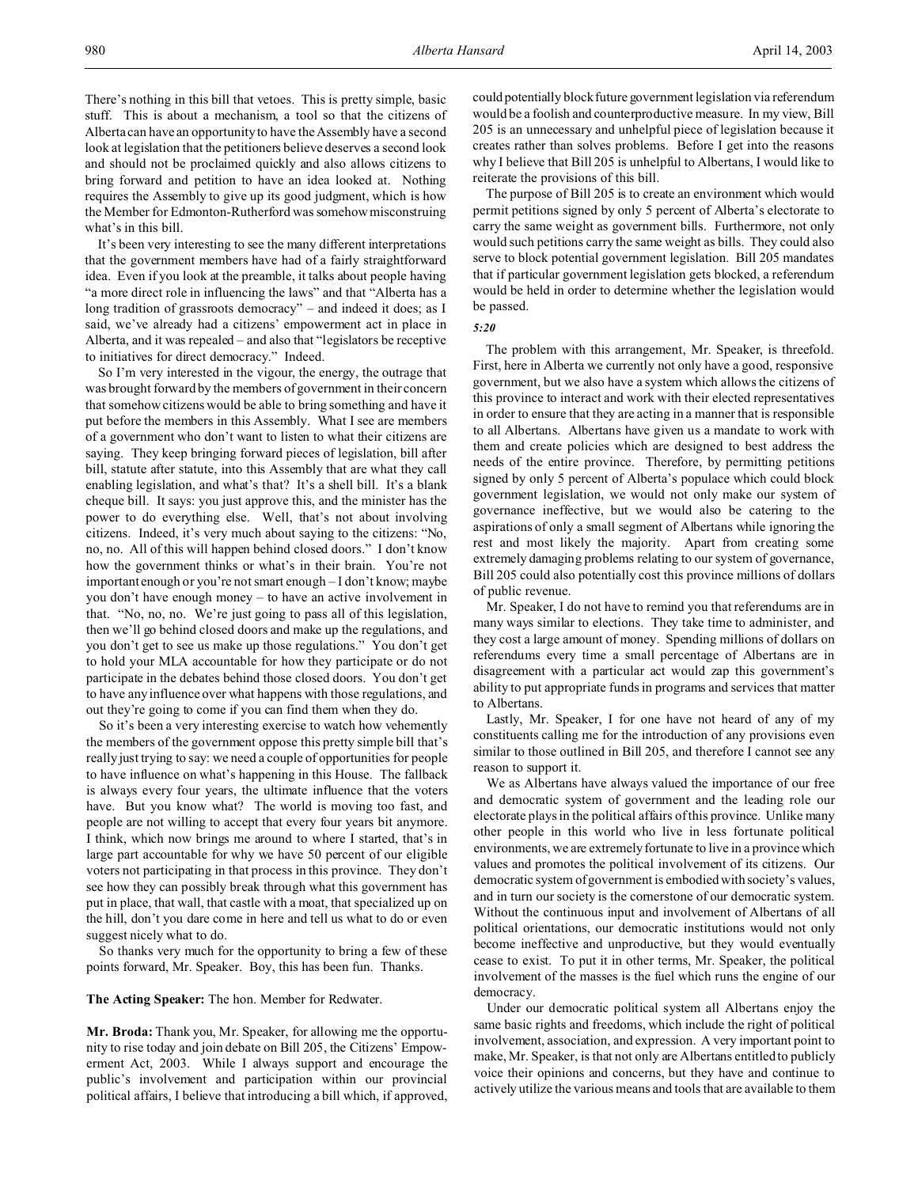There's nothing in this bill that vetoes. This is pretty simple, basic stuff. This is about a mechanism, a tool so that the citizens of Alberta can have an opportunity to have the Assembly have a second look at legislation that the petitioners believe deserves a second look and should not be proclaimed quickly and also allows citizens to bring forward and petition to have an idea looked at. Nothing requires the Assembly to give up its good judgment, which is how the Member for Edmonton-Rutherford was somehow misconstruing what's in this bill.

It's been very interesting to see the many different interpretations that the government members have had of a fairly straightforward idea. Even if you look at the preamble, it talks about people having "a more direct role in influencing the laws" and that "Alberta has a long tradition of grassroots democracy" – and indeed it does; as I said, we've already had a citizens' empowerment act in place in Alberta, and it was repealed – and also that "legislators be receptive to initiatives for direct democracy." Indeed.

So I'm very interested in the vigour, the energy, the outrage that was brought forward by the members of government in their concern that somehow citizens would be able to bring something and have it put before the members in this Assembly. What I see are members of a government who don't want to listen to what their citizens are saying. They keep bringing forward pieces of legislation, bill after bill, statute after statute, into this Assembly that are what they call enabling legislation, and what's that? It's a shell bill. It's a blank cheque bill. It says: you just approve this, and the minister has the power to do everything else. Well, that's not about involving citizens. Indeed, it's very much about saying to the citizens: "No, no, no. All of this will happen behind closed doors." I don't know how the government thinks or what's in their brain. You're not important enough or you're not smart enough – I don't know; maybe you don't have enough money – to have an active involvement in that. "No, no, no. We're just going to pass all of this legislation, then we'll go behind closed doors and make up the regulations, and you don't get to see us make up those regulations." You don't get to hold your MLA accountable for how they participate or do not participate in the debates behind those closed doors. You don't get to have any influence over what happens with those regulations, and out they're going to come if you can find them when they do.

So it's been a very interesting exercise to watch how vehemently the members of the government oppose this pretty simple bill that's really just trying to say: we need a couple of opportunities for people to have influence on what's happening in this House. The fallback is always every four years, the ultimate influence that the voters have. But you know what? The world is moving too fast, and people are not willing to accept that every four years bit anymore. I think, which now brings me around to where I started, that's in large part accountable for why we have 50 percent of our eligible voters not participating in that process in this province. They don't see how they can possibly break through what this government has put in place, that wall, that castle with a moat, that specialized up on the hill, don't you dare come in here and tell us what to do or even suggest nicely what to do.

So thanks very much for the opportunity to bring a few of these points forward, Mr. Speaker. Boy, this has been fun. Thanks.

**The Acting Speaker:** The hon. Member for Redwater.

**Mr. Broda:** Thank you, Mr. Speaker, for allowing me the opportunity to rise today and join debate on Bill 205, the Citizens' Empowerment Act, 2003. While I always support and encourage the public's involvement and participation within our provincial political affairs, I believe that introducing a bill which, if approved, could potentially block future government legislation via referendum would be a foolish and counterproductive measure. In my view, Bill 205 is an unnecessary and unhelpful piece of legislation because it creates rather than solves problems. Before I get into the reasons why I believe that Bill 205 is unhelpful to Albertans, I would like to reiterate the provisions of this bill.

The purpose of Bill 205 is to create an environment which would permit petitions signed by only 5 percent of Alberta's electorate to carry the same weight as government bills. Furthermore, not only would such petitions carry the same weight as bills. They could also serve to block potential government legislation. Bill 205 mandates that if particular government legislation gets blocked, a referendum would be held in order to determine whether the legislation would be passed.

*5:20*

The problem with this arrangement, Mr. Speaker, is threefold. First, here in Alberta we currently not only have a good, responsive government, but we also have a system which allows the citizens of this province to interact and work with their elected representatives in order to ensure that they are acting in a manner that is responsible to all Albertans. Albertans have given us a mandate to work with them and create policies which are designed to best address the needs of the entire province. Therefore, by permitting petitions signed by only 5 percent of Alberta's populace which could block government legislation, we would not only make our system of governance ineffective, but we would also be catering to the aspirations of only a small segment of Albertans while ignoring the rest and most likely the majority. Apart from creating some extremely damaging problems relating to our system of governance, Bill 205 could also potentially cost this province millions of dollars of public revenue.

Mr. Speaker, I do not have to remind you that referendums are in many ways similar to elections. They take time to administer, and they cost a large amount of money. Spending millions of dollars on referendums every time a small percentage of Albertans are in disagreement with a particular act would zap this government's ability to put appropriate funds in programs and services that matter to Albertans.

Lastly, Mr. Speaker, I for one have not heard of any of my constituents calling me for the introduction of any provisions even similar to those outlined in Bill 205, and therefore I cannot see any reason to support it.

We as Albertans have always valued the importance of our free and democratic system of government and the leading role our electorate plays in the political affairs of this province. Unlike many other people in this world who live in less fortunate political environments, we are extremely fortunate to live in a province which values and promotes the political involvement of its citizens. Our democratic system of government is embodied with society's values, and in turn our society is the cornerstone of our democratic system. Without the continuous input and involvement of Albertans of all political orientations, our democratic institutions would not only become ineffective and unproductive, but they would eventually cease to exist. To put it in other terms, Mr. Speaker, the political involvement of the masses is the fuel which runs the engine of our democracy.

Under our democratic political system all Albertans enjoy the same basic rights and freedoms, which include the right of political involvement, association, and expression. A very important point to make, Mr. Speaker, is that not only are Albertans entitled to publicly voice their opinions and concerns, but they have and continue to actively utilize the various means and tools that are available to them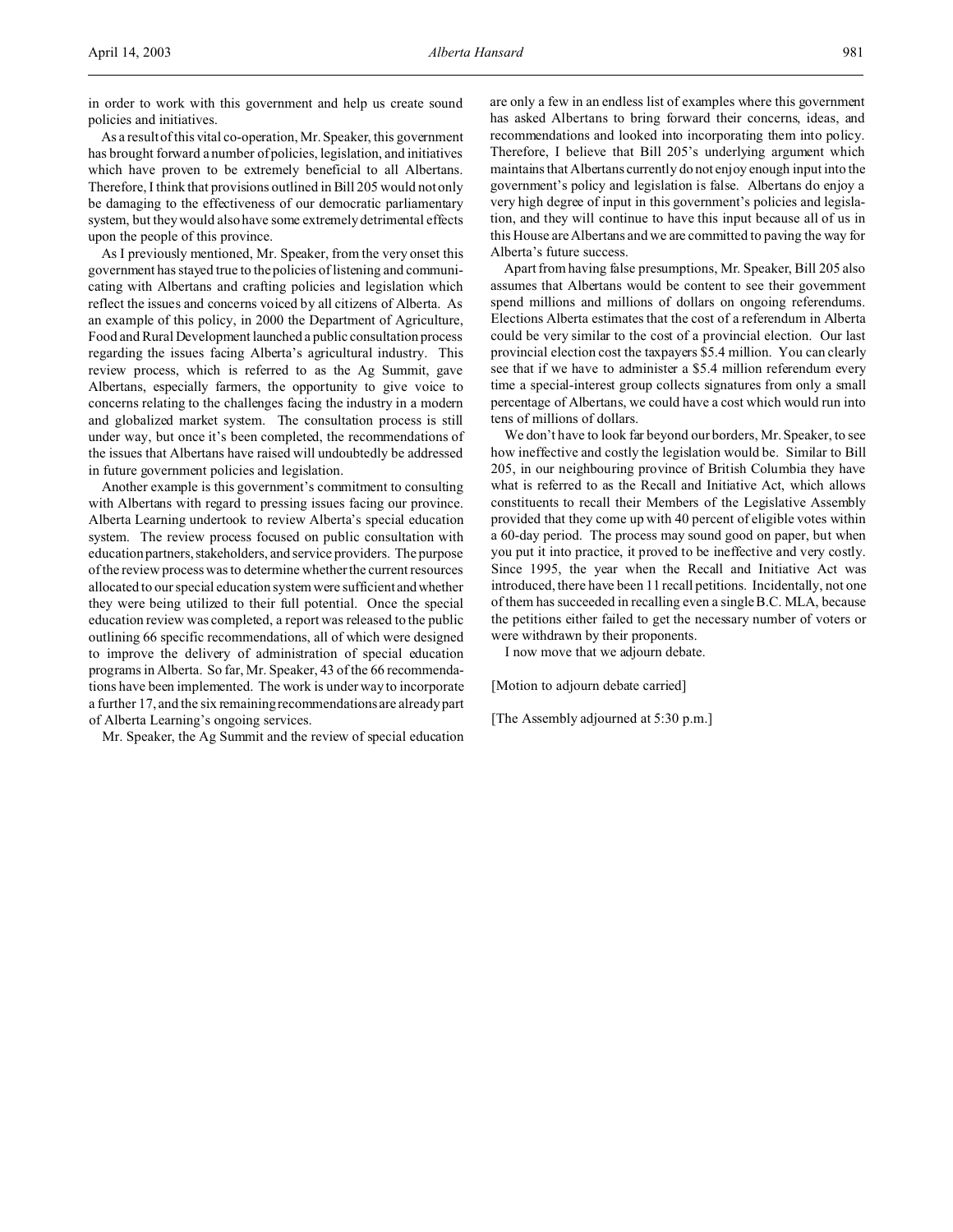in order to work with this government and help us create sound policies and initiatives.

As a result of this vital co-operation, Mr. Speaker, this government has brought forward a number of policies, legislation, and initiatives which have proven to be extremely beneficial to all Albertans. Therefore, I think that provisions outlined in Bill 205 would not only be damaging to the effectiveness of our democratic parliamentary system, but they would also have some extremely detrimental effects upon the people of this province.

As I previously mentioned, Mr. Speaker, from the very onset this government has stayed true to the policies of listening and communicating with Albertans and crafting policies and legislation which reflect the issues and concerns voiced by all citizens of Alberta. As an example of this policy, in 2000 the Department of Agriculture, Food and Rural Development launched a public consultation process regarding the issues facing Alberta's agricultural industry. This review process, which is referred to as the Ag Summit, gave Albertans, especially farmers, the opportunity to give voice to concerns relating to the challenges facing the industry in a modern and globalized market system. The consultation process is still under way, but once it's been completed, the recommendations of the issues that Albertans have raised will undoubtedly be addressed in future government policies and legislation.

Another example is this government's commitment to consulting with Albertans with regard to pressing issues facing our province. Alberta Learning undertook to review Alberta's special education system. The review process focused on public consultation with education partners, stakeholders, and service providers. The purpose of the review process was to determine whether the current resources allocated to our special education system were sufficient and whether they were being utilized to their full potential. Once the special education review was completed, a report was released to the public outlining 66 specific recommendations, all of which were designed to improve the delivery of administration of special education programs in Alberta. So far, Mr. Speaker, 43 of the 66 recommendations have been implemented. The work is under way to incorporate a further 17, and the six remaining recommendations are already part of Alberta Learning's ongoing services.

Mr. Speaker, the Ag Summit and the review of special education are only a few in an endless list of examples where this government has asked Albertans to bring forward their concerns, ideas, and recommendations and looked into incorporating them into policy. Therefore, I believe that Bill 205's underlying argument which maintains that Albertans currently do not enjoy enough input into the government's policy and legislation is false. Albertans do enjoy a very high degree of input in this government's policies and legislation, and they will continue to have this input because all of us in this House are Albertans and we are committed to paving the way for Alberta's future success.

Apart from having false presumptions, Mr. Speaker, Bill 205 also assumes that Albertans would be content to see their government spend millions and millions of dollars on ongoing referendums. Elections Alberta estimates that the cost of a referendum in Alberta could be very similar to the cost of a provincial election. Our last provincial election cost the taxpayers $5.4 million. You can clearly see that if we have to administer a $5.4 million referendum every time a special-interest group collects signatures from only a small percentage of Albertans, we could have a cost which would run into tens of millions of dollars.

We don't have to look far beyond our borders, Mr. Speaker, to see how ineffective and costly the legislation would be. Similar to Bill 205, in our neighbouring province of British Columbia they have what is referred to as the Recall and Initiative Act, which allows constituents to recall their Members of the Legislative Assembly provided that they come up with 40 percent of eligible votes within a 60-day period. The process may sound good on paper, but when you put it into practice, it proved to be ineffective and very costly. Since 1995, the year when the Recall and Initiative Act was introduced, there have been 11 recall petitions. Incidentally, not one of them has succeeded in recalling even a single B.C. MLA, because the petitions either failed to get the necessary number of voters or were withdrawn by their proponents.

I now move that we adjourn debate.

[Motion to adjourn debate carried]

[The Assembly adjourned at 5:30 p.m.]